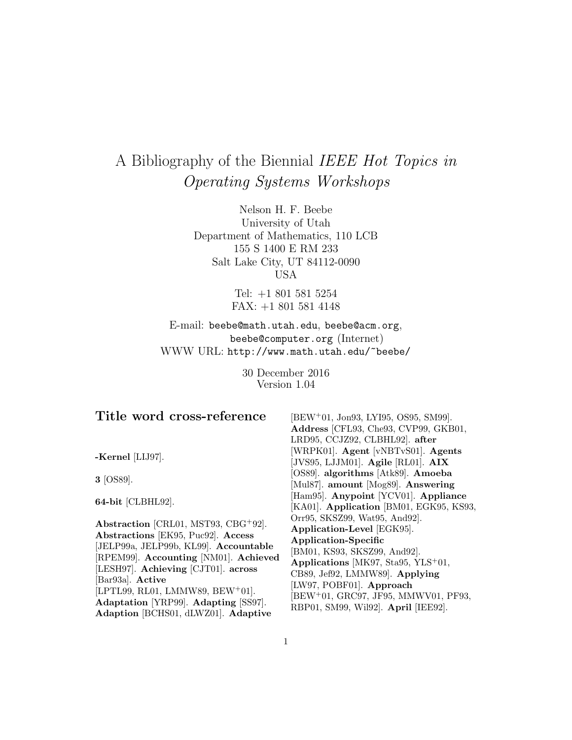# A Bibliography of the Biennial *IEEE Hot Topics in Operating Systems Workshops*

Nelson H. F. Beebe
University of Utah
Department of Mathematics, 110 LCB
155 S 1400 E RM 233
Salt Lake City, UT 84112-0090
USA

Tel: +1 801 581 5254
FAX: +1 801 581 4148

E-mail: beebe@math.utah.edu, beebe@acm.org, beebe@computer.org (Internet)
WWW URL: http://www.math.utah.edu/~beebe/

30 December 2016
Version 1.04

## Title word cross-reference

**-Kernel** [LIJ97].

**3** [OS89].

**64-bit** [CLBHL92].

**Abstraction** [CRL01, MST93, CBG+92]. **Abstractions** [EK95, Puc92]. **Access** [JELP99a, JELP99b, KL99]. **Accountable** [RPEM99]. **Accounting** [NM01]. **Achieved** [LESH97]. **Achieving** [CJT01]. **across** [Bar93a]. **Active** [LPTL99, RL01, LMMW89, BEW+01]. **Adaptation** [YRP99]. **Adapting** [SS97]. **Adaption** [BCHS01, dLWZ01]. **Adaptive** [BEW+01, Jon93, LYI95, OS95, SM99]. **Address** [CFL93, Che93, CVP99, GKB01, LRD95, CCJZ92, CLBHL92]. **after** [WRPK01]. **Agent** [vNBTvS01]. **Agents** [JVS95, LJJM01]. **Agile** [RL01]. **AIX** [OS89]. **algorithms** [Atk89]. **Amoeba** [Mul87]. **amount** [Mog89]. **Answering** [Ham95]. **Anypoint** [YCV01]. **Appliance** [KA01]. **Application** [BM01, EGK95, KS93, Orr95, SKSZ99, Wat95, And92]. **Application-Level** [EGK95]. **Application-Specific** [BM01, KS93, SKSZ99, And92]. **Applications** [MK97, Sta95, YLS+01, CB89, Jef92, LMMW89]. **Applying** [LW97, POBF01]. **Approach** [BEW+01, GRC97, JF95, MMWV01, PF93, RBP01, SM99, Wil92]. **April** [IEE92].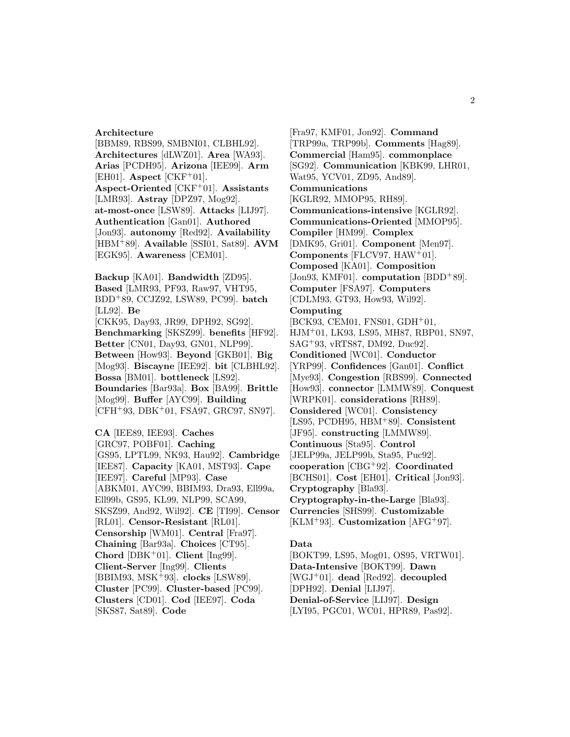**Architecture** [BBM89, RBS99, SMBNI01, CLBHL92]. **Architectures** [dLWZ01]. **Area** [WA93]. **Arias** [PCDH95]. **Arizona** [IEE99]. **Arm** [EH01]. **Aspect** [CKF+01]. **Aspect-Oriented** [CKF+01]. **Assistants** [LMR93]. **Astray** [DPZ97, Mog92]. **at-most-once** [LSW89]. **Attacks** [LIJ97]. **Authentication** [Gan01]. **Authored** [Jon93]. **autonomy** [Red92]. **Availability** [HBM+89]. **Available** [SSI01, Sat89]. **AVM** [EGK95]. **Awareness** [CEM01].

**Backup** [KA01]. **Bandwidth** [ZD95]. **Based** [LMR93, PF93, Raw97, VHT95, BDD+89, CCJZ92, LSW89, PC99]. **batch** [LL92]. **Be** [CKK95, Day93, JR99, DPH92, SG92]. **Benchmarking** [SKSZ99]. **benefits** [HF92]. **Better** [CN01, Day93, GN01, NLP99]. **Between** [How93]. **Beyond** [GKB01]. **Big** [Mog93]. **Biscayne** [IEE92]. **bit** [CLBHL92]. **Bossa** [BM01]. **bottleneck** [LS92]. **Boundaries** [Bar93a]. **Box** [BA99]. **Brittle** [Mog99]. **Buffer** [AYC99]. **Building** [CFH+93, DBK+01, FSA97, GRC97, SN97].

**CA** [IEE89, IEE93]. **Caches** [GRC97, POBF01]. **Caching** [GS95, LPTL99, NK93, Hau92]. **Cambridge** [IEE87]. **Capacity** [KA01, MST93]. **Cape** [IEE97]. **Careful** [MP93]. **Case** [ABKM01, AYC99, BBIM93, Dra93, Ell99a, Ell99b, GS95, KL99, NLP99, SCA99, SKSZ99, And92, Wil92]. **CE** [TI99]. **Censor** [RL01]. **Censor-Resistant** [RL01]. **Censorship** [WM01]. **Central** [Fra97]. **Chaining** [Bar93a]. **Choices** [CT95]. **Chord** [DBK+01]. **Client** [Ing99]. **Client-Server** [Ing99]. **Clients** [BBIM93, MSK+93]. **clocks** [LSW89]. **Cluster** [PC99]. **Cluster-based** [PC99]. **Clusters** [CD01]. **Cod** [IEE97]. **Coda** [SKS87, Sat89]. **Code** [Fra97, KMF01, Jon92]. **Command** [TRP99a, TRP99b]. **Comments** [Hag89]. **Commercial** [Ham95]. **commonplace** [SG92]. **Communication** [KBK99, LHR01, Wat95, YCV01, ZD95, And89]. **Communications** [KGLR92, MMOP95, RH89]. **Communications-intensive** [KGLR92]. **Communications-Oriented** [MMOP95]. **Compiler** [HM99]. **Complex** [DMK95, Gri01]. **Component** [Men97]. **Components** [FLCV97, HAW+01]. **Composed** [KA01]. **Composition** [Jon93, KMF01]. **computation** [BDD+89]. **Computer** [FSA97]. **Computers** [CDLM93, GT93, How93, Wil92]. **Computing** [BCK93, CEM01, FNS01, GDH+01, HJM+01, LK93, LS95, MH87, RBP01, SN97, SAG+93, vRTS87, DM92, Duc92]. **Conditioned** [WC01]. **Conductor** [YRP99]. **Confidences** [Gan01]. **Conflict** [Mye93]. **Congestion** [RBS99]. **Connected** [How93]. **connector** [LMMW89]. **Conquest** [WRPK01]. **considerations** [RH89]. **Considered** [WC01]. **Consistency** [LS95, PCDH95, HBM+89]. **Consistent** [JF95]. **constructing** [LMMW89]. **Continuous** [Sta95]. **Control** [JELP99a, JELP99b, Sta95, Puc92]. **cooperation** [CBG+92]. **Coordinated** [BCHS01]. **Cost** [EH01]. **Critical** [Jon93]. **Cryptography** [Bla93]. **Cryptography-in-the-Large** [Bla93]. **Currencies** [SHS99]. **Customizable** [KLM+93]. **Customization** [AFG+97].

**Data** [BOKT99, LS95, Mog01, OS95, VRTW01]. **Data-Intensive** [BOKT99]. **Dawn** [WGJ+01]. **dead** [Red92]. **decoupled** [DPH92]. **Denial** [LIJ97]. **Denial-of-Service** [LIJ97]. **Design** [LYI95, PGC01, WC01, HPR89, Pas92].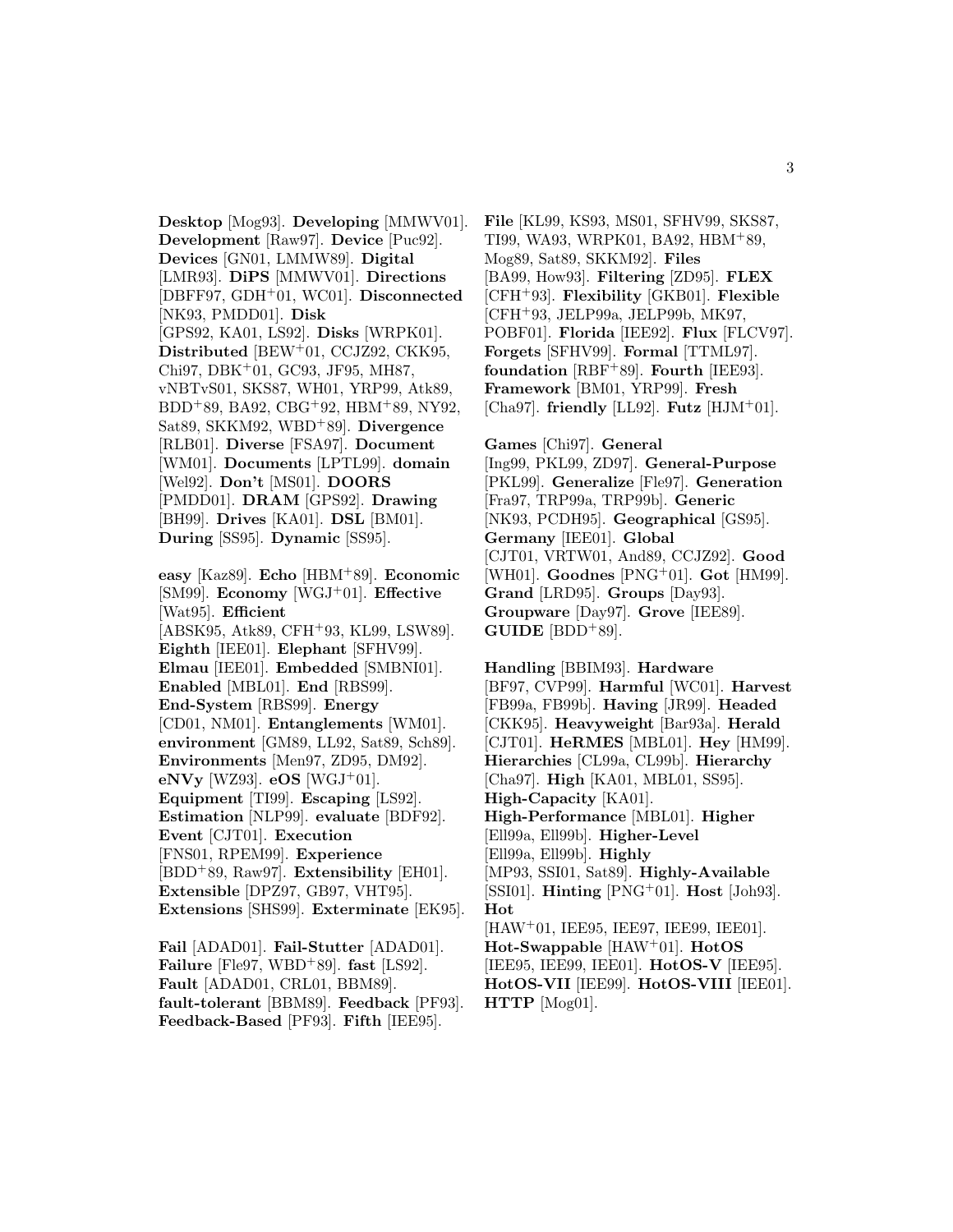**Desktop** [Mog93]. **Developing** [MMWV01]. **Development** [Raw97]. **Device** [Puc92]. **Devices** [GN01, LMMW89]. **Digital** [LMR93]. **DiPS** [MMWV01]. **Directions** [DBFF97, GDH+01, WC01]. **Disconnected** [NK93, PMDD01]. **Disk** [GPS92, KA01, LS92]. **Disks** [WRPK01]. **Distributed** [BEW+01, CCJZ92, CKK95, Chi97, DBK+01, GC93, JF95, MH87, vNBTvS01, SKS87, WH01, YRP99, Atk89, BDD+89, BA92, CBG+92, HBM+89, NY92, Sat89, SKKM92, WBD+89]. **Divergence** [RLB01]. **Diverse** [FSA97]. **Document** [WM01]. **Documents** [LPTL99]. **domain** [Wel92]. **Don't** [MS01]. **DOORS** [PMDD01]. **DRAM** [GPS92]. **Drawing** [BH99]. **Drives** [KA01]. **DSL** [BM01]. **During** [SS95]. **Dynamic** [SS95].

**easy** [Kaz89]. **Echo** [HBM+89]. **Economic** [SM99]. **Economy** [WGJ+01]. **Effective** [Wat95]. **Efficient** [ABSK95, Atk89, CFH+93, KL99, LSW89]. **Eighth** [IEE01]. **Elephant** [SFHV99]. **Elmau** [IEE01]. **Embedded** [SMBNI01]. **Enabled** [MBL01]. **End** [RBS99]. **End-System** [RBS99]. **Energy** [CD01, NM01]. **Entanglements** [WM01]. **environment** [GM89, LL92, Sat89, Sch89]. **Environments** [Men97, ZD95, DM92]. **eNVy** [WZ93]. **eOS** [WGJ+01]. **Equipment** [TI99]. **Escaping** [LS92]. **Estimation** [NLP99]. **evaluate** [BDF92]. **Event** [CJT01]. **Execution** [FNS01, RPEM99]. **Experience** [BDD+89, Raw97]. **Extensibility** [EH01]. **Extensible** [DPZ97, GB97, VHT95]. **Extensions** [SHS99]. **Exterminate** [EK95].

**Fail** [ADAD01]. **Fail-Stutter** [ADAD01]. **Failure** [Fle97, WBD+89]. **fast** [LS92]. **Fault** [ADAD01, CRL01, BBM89]. **fault-tolerant** [BBM89]. **Feedback** [PF93]. **Feedback-Based** [PF93]. **Fifth** [IEE95].

**File** [KL99, KS93, MS01, SFHV99, SKS87, TI99, WA93, WRPK01, BA92, HBM+89, Mog89, Sat89, SKKM92]. **Files** [BA99, How93]. **Filtering** [ZD95]. **FLEX** [CFH+93]. **Flexibility** [GKB01]. **Flexible** [CFH+93, JELP99a, JELP99b, MK97, POBF01]. **Florida** [IEE92]. **Flux** [FLCV97]. **Forgets** [SFHV99]. **Formal** [TTML97]. **foundation** [RBF+89]. **Fourth** [IEE93]. **Framework** [BM01, YRP99]. **Fresh** [Cha97]. **friendly** [LL92]. **Futz** [HJM+01].

**Games** [Chi97]. **General** [Ing99, PKL99, ZD97]. **General-Purpose** [PKL99]. **Generalize** [Fle97]. **Generation** [Fra97, TRP99a, TRP99b]. **Generic** [NK93, PCDH95]. **Geographical** [GS95]. **Germany** [IEE01]. **Global** [CJT01, VRTW01, And89, CCJZ92]. **Good** [WH01]. **Goodnes** [PNG+01]. **Got** [HM99]. **Grand** [LRD95]. **Groups** [Day93]. **Groupware** [Day97]. **Grove** [IEE89]. **GUIDE** [BDD+89].

**Handling** [BBIM93]. **Hardware** [BF97, CVP99]. **Harmful** [WC01]. **Harvest** [FB99a, FB99b]. **Having** [JR99]. **Headed** [CKK95]. **Heavyweight** [Bar93a]. **Herald** [CJT01]. **HeRMES** [MBL01]. **Hey** [HM99]. **Hierarchies** [CL99a, CL99b]. **Hierarchy** [Cha97]. **High** [KA01, MBL01, SS95]. **High-Capacity** [KA01]. **High-Performance** [MBL01]. **Higher** [Ell99a, Ell99b]. **Higher-Level** [Ell99a, Ell99b]. **Highly** [MP93, SSI01, Sat89]. **Highly-Available** [SSI01]. **Hinting** [PNG+01]. **Host** [Joh93]. **Hot** [HAW+01, IEE95, IEE97, IEE99, IEE01]. **Hot-Swappable** [HAW+01]. **HotOS** [IEE95, IEE99, IEE01]. **HotOS-V** [IEE95]. **HotOS-VII** [IEE99]. **HotOS-VIII** [IEE01]. **HTTP** [Mog01].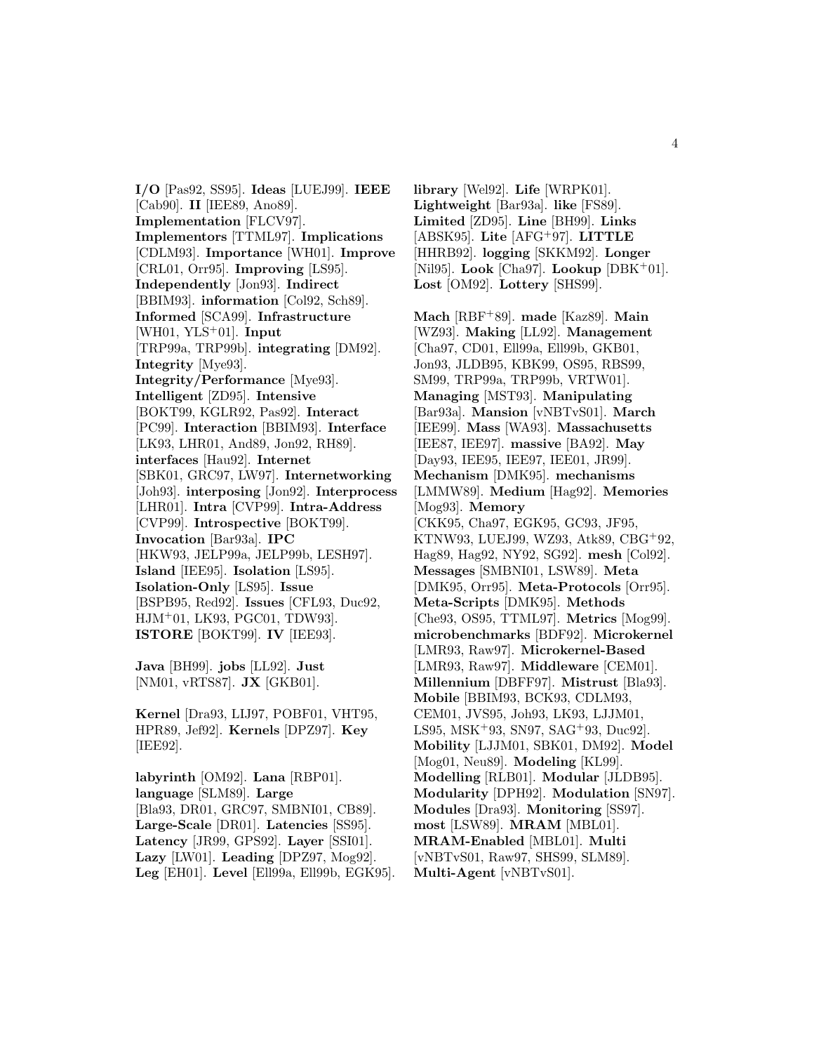**I/O** [Pas92, SS95]. **Ideas** [LUEJ99]. **IEEE** [Cab90]. **II** [IEE89, Ano89]. **Implementation** [FLCV97]. **Implementors** [TTML97]. **Implications** [CDLM93]. **Importance** [WH01]. **Improve** [CRL01, Orr95]. **Improving** [LS95]. **Independently** [Jon93]. **Indirect** [BBIM93]. **information** [Col92, Sch89]. **Informed** [SCA99]. **Infrastructure** [WH01, YLS+01]. **Input** [TRP99a, TRP99b]. **integrating** [DM92]. **Integrity** [Mye93]. **Integrity/Performance** [Mye93]. **Intelligent** [ZD95]. **Intensive** [BOKT99, KGLR92, Pas92]. **Interact** [PC99]. **Interaction** [BBIM93]. **Interface** [LK93, LHR01, And89, Jon92, RH89]. **interfaces** [Hau92]. **Internet** [SBK01, GRC97, LW97]. **Internetworking** [Joh93]. **interposing** [Jon92]. **Interprocess** [LHR01]. **Intra** [CVP99]. **Intra-Address** [CVP99]. **Introspective** [BOKT99]. **Invocation** [Bar93a]. **IPC** [HKW93, JELP99a, JELP99b, LESH97]. **Island** [IEE95]. **Isolation** [LS95]. **Isolation-Only** [LS95]. **Issue** [BSPB95, Red92]. **Issues** [CFL93, Duc92, HJM+01, LK93, PGC01, TDW93]. **ISTORE** [BOKT99]. **IV** [IEE93].

**Java** [BH99]. **jobs** [LL92]. **Just** [NM01, vRTS87]. **JX** [GKB01].

**Kernel** [Dra93, LIJ97, POBF01, VHT95, HPR89, Jef92]. **Kernels** [DPZ97]. **Key** [IEE92].

**labyrinth** [OM92]. **Lana** [RBP01]. **language** [SLM89]. **Large** [Bla93, DR01, GRC97, SMBNI01, CB89]. **Large-Scale** [DR01]. **Latencies** [SS95]. **Latency** [JR99, GPS92]. **Layer** [SSI01]. **Lazy** [LW01]. **Leading** [DPZ97, Mog92]. **Leg** [EH01]. **Level** [Ell99a, Ell99b, EGK95]. **library** [Wel92]. **Life** [WRPK01]. **Lightweight** [Bar93a]. **like** [FS89]. **Limited** [ZD95]. **Line** [BH99]. **Links** [ABSK95]. **Lite** [AFG+97]. **LITTLE** [HHRB92]. **logging** [SKKM92]. **Longer** [Nil95]. **Look** [Cha97]. **Lookup** [DBK+01]. **Lost** [OM92]. **Lottery** [SHS99].

**Mach** [RBF+89]. **made** [Kaz89]. **Main** [WZ93]. **Making** [LL92]. **Management** [Cha97, CD01, Ell99a, Ell99b, GKB01, Jon93, JLDB95, KBK99, OS95, RBS99, SM99, TRP99a, TRP99b, VRTW01]. **Managing** [MST93]. **Manipulating** [Bar93a]. **Mansion** [vNBTvS01]. **March** [IEE99]. **Mass** [WA93]. **Massachusetts** [IEE87, IEE97]. **massive** [BA92]. **May** [Day93, IEE95, IEE97, IEE01, JR99]. **Mechanism** [DMK95]. **mechanisms** [LMMW89]. **Medium** [Hag92]. **Memories** [Mog93]. **Memory** [CKK95, Cha97, EGK95, GC93, JF95, KTNW93, LUEJ99, WZ93, Atk89, CBG+92, Hag89, Hag92, NY92, SG92]. **mesh** [Col92]. **Messages** [SMBNI01, LSW89]. **Meta** [DMK95, Orr95]. **Meta-Protocols** [Orr95]. **Meta-Scripts** [DMK95]. **Methods** [Che93, OS95, TTML97]. **Metrics** [Mog99]. **microbenchmarks** [BDF92]. **Microkernel** [LMR93, Raw97]. **Microkernel-Based** [LMR93, Raw97]. **Middleware** [CEM01]. **Millennium** [DBFF97]. **Mistrust** [Bla93]. **Mobile** [BBIM93, BCK93, CDLM93, CEM01, JVS95, Joh93, LK93, LJJM01, LS95, MSK+93, SN97, SAG+93, Duc92]. **Mobility** [LJJM01, SBK01, DM92]. **Model** [Mog01, Neu89]. **Modeling** [KL99]. **Modelling** [RLB01]. **Modular** [JLDB95]. **Modularity** [DPH92]. **Modulation** [SN97]. **Modules** [Dra93]. **Monitoring** [SS97]. **most** [LSW89]. **MRAM** [MBL01]. **MRAM-Enabled** [MBL01]. **Multi** [vNBTvS01, Raw97, SHS99, SLM89]. **Multi-Agent** [vNBTvS01].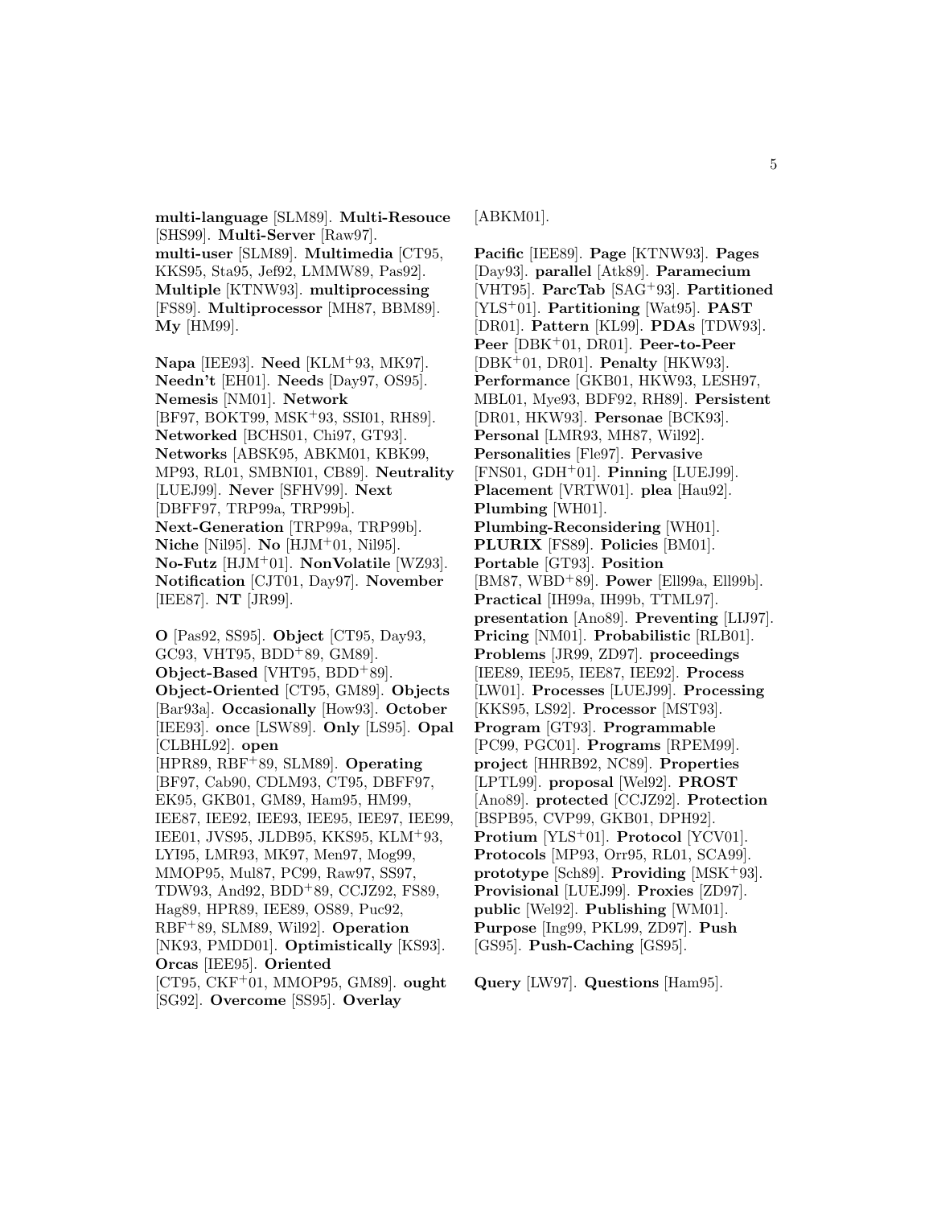**multi-language** [SLM89]. **Multi-Resouce** [SHS99]. **Multi-Server** [Raw97]. **multi-user** [SLM89]. **Multimedia** [CT95, KKS95, Sta95, Jef92, LMMW89, Pas92]. **Multiple** [KTNW93]. **multiprocessing** [FS89]. **Multiprocessor** [MH87, BBM89]. **My** [HM99].

**Napa** [IEE93]. **Need** [KLM+93, MK97]. **Needn't** [EH01]. **Needs** [Day97, OS95]. **Nemesis** [NM01]. **Network** [BF97, BOKT99, MSK+93, SSI01, RH89]. **Networked** [BCHS01, Chi97, GT93]. **Networks** [ABSK95, ABKM01, KBK99, MP93, RL01, SMBNI01, CB89]. **Neutrality** [LUEJ99]. **Never** [SFHV99]. **Next** [DBFF97, TRP99a, TRP99b]. **Next-Generation** [TRP99a, TRP99b]. **Niche** [Nil95]. **No** [HJM+01, Nil95]. **No-Futz** [HJM+01]. **NonVolatile** [WZ93]. **Notification** [CJT01, Day97]. **November** [IEE87]. **NT** [JR99].

**O** [Pas92, SS95]. **Object** [CT95, Day93, GC93, VHT95, BDD+89, GM89]. **Object-Based** [VHT95, BDD+89]. **Object-Oriented** [CT95, GM89]. **Objects** [Bar93a]. **Occasionally** [How93]. **October** [IEE93]. **once** [LSW89]. **Only** [LS95]. **Opal** [CLBHL92]. **open** [HPR89, RBF+89, SLM89]. **Operating** [BF97, Cab90, CDLM93, CT95, DBFF97, EK95, GKB01, GM89, Ham95, HM99, IEE87, IEE92, IEE93, IEE95, IEE97, IEE99, IEE01, JVS95, JLDB95, KKS95, KLM+93, LYI95, LMR93, MK97, Men97, Mog99, MMOP95, Mul87, PC99, Raw97, SS97, TDW93, And92, BDD+89, CCJZ92, FS89, Hag89, HPR89, IEE89, OS89, Puc92, RBF+89, SLM89, Wil92]. **Operation** [NK93, PMDD01]. **Optimistically** [KS93]. **Orcas** [IEE95]. **Oriented** [CT95, CKF+01, MMOP95, GM89]. **ought** [SG92]. **Overcome** [SS95]. **Overlay** [ABKM01].

**Pacific** [IEE89]. **Page** [KTNW93]. **Pages** [Day93]. **parallel** [Atk89]. **Paramecium** [VHT95]. **ParcTab** [SAG+93]. **Partitioned** [YLS+01]. **Partitioning** [Wat95]. **PAST** [DR01]. **Pattern** [KL99]. **PDAs** [TDW93]. **Peer** [DBK+01, DR01]. **Peer-to-Peer** [DBK+01, DR01]. **Penalty** [HKW93]. **Performance** [GKB01, HKW93, LESH97, MBL01, Mye93, BDF92, RH89]. **Persistent** [DR01, HKW93]. **Personae** [BCK93]. **Personal** [LMR93, MH87, Wil92]. **Personalities** [Fle97]. **Pervasive** [FNS01, GDH+01]. **Pinning** [LUEJ99]. **Placement** [VRTW01]. **plea** [Hau92]. **Plumbing** [WH01]. **Plumbing-Reconsidering** [WH01]. **PLURIX** [FS89]. **Policies** [BM01]. **Portable** [GT93]. **Position** [BM87, WBD+89]. **Power** [Ell99a, Ell99b]. **Practical** [IH99a, IH99b, TTML97]. **presentation** [Ano89]. **Preventing** [LIJ97]. **Pricing** [NM01]. **Probabilistic** [RLB01]. **Problems** [JR99, ZD97]. **proceedings** [IEE89, IEE95, IEE87, IEE92]. **Process** [LW01]. **Processes** [LUEJ99]. **Processing** [KKS95, LS92]. **Processor** [MST93]. **Program** [GT93]. **Programmable** [PC99, PGC01]. **Programs** [RPEM99]. **project** [HHRB92, NC89]. **Properties** [LPTL99]. **proposal** [Wel92]. **PROST** [Ano89]. **protected** [CCJZ92]. **Protection** [BSPB95, CVP99, GKB01, DPH92]. **Protium** [YLS+01]. **Protocol** [YCV01]. **Protocols** [MP93, Orr95, RL01, SCA99]. **prototype** [Sch89]. **Providing** [MSK+93]. **Provisional** [LUEJ99]. **Proxies** [ZD97]. **public** [Wel92]. **Publishing** [WM01]. **Purpose** [Ing99, PKL99, ZD97]. **Push** [GS95]. **Push-Caching** [GS95].

**Query** [LW97]. **Questions** [Ham95].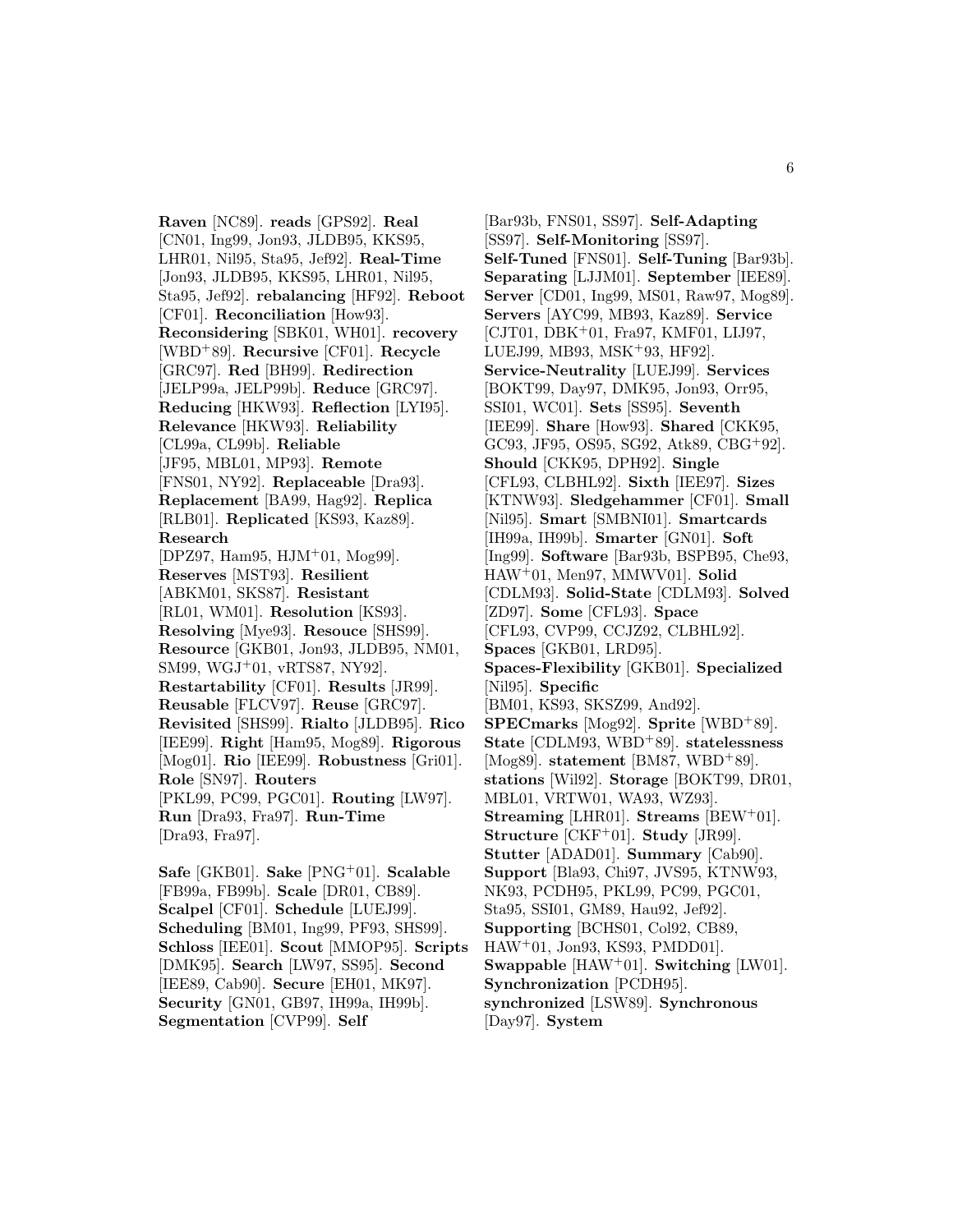**Raven** [NC89]. **reads** [GPS92]. **Real** [CN01, Ing99, Jon93, JLDB95, KKS95, LHR01, Nil95, Sta95, Jef92]. **Real-Time** [Jon93, JLDB95, KKS95, LHR01, Nil95, Sta95, Jef92]. **rebalancing** [HF92]. **Reboot** [CF01]. **Reconciliation** [How93]. **Reconsidering** [SBK01, WH01]. **recovery** [WBD+89]. **Recursive** [CF01]. **Recycle** [GRC97]. **Red** [BH99]. **Redirection** [JELP99a, JELP99b]. **Reduce** [GRC97]. **Reducing** [HKW93]. **Reflection** [LYI95]. **Relevance** [HKW93]. **Reliability** [CL99a, CL99b]. **Reliable** [JF95, MBL01, MP93]. **Remote** [FNS01, NY92]. **Replaceable** [Dra93]. **Replacement** [BA99, Hag92]. **Replica** [RLB01]. **Replicated** [KS93, Kaz89]. **Research** [DPZ97, Ham95, HJM+01, Mog99]. **Reserves** [MST93]. **Resilient** [ABKM01, SKS87]. **Resistant** [RL01, WM01]. **Resolution** [KS93]. **Resolving** [Mye93]. **Resouce** [SHS99]. **Resource** [GKB01, Jon93, JLDB95, NM01, SM99, WGJ+01, vRTS87, NY92]. **Restartability** [CF01]. **Results** [JR99]. **Reusable** [FLCV97]. **Reuse** [GRC97]. **Revisited** [SHS99]. **Rialto** [JLDB95]. **Rico** [IEE99]. **Right** [Ham95, Mog89]. **Rigorous** [Mog01]. **Rio** [IEE99]. **Robustness** [Gri01]. **Role** [SN97]. **Routers** [PKL99, PC99, PGC01]. **Routing** [LW97]. **Run** [Dra93, Fra97]. **Run-Time** [Dra93, Fra97].

**Safe** [GKB01]. **Sake** [PNG+01]. **Scalable** [FB99a, FB99b]. **Scale** [DR01, CB89]. **Scalpel** [CF01]. **Schedule** [LUEJ99]. **Scheduling** [BM01, Ing99, PF93, SHS99]. **Schloss** [IEE01]. **Scout** [MMOP95]. **Scripts** [DMK95]. **Search** [LW97, SS95]. **Second** [IEE89, Cab90]. **Secure** [EH01, MK97]. **Security** [GN01, GB97, IH99a, IH99b]. **Segmentation** [CVP99]. **Self** [Bar93b, FNS01, SS97]. **Self-Adapting** [SS97]. **Self-Monitoring** [SS97]. **Self-Tuned** [FNS01]. **Self-Tuning** [Bar93b]. **Separating** [LJJM01]. **September** [IEE89]. **Server** [CD01, Ing99, MS01, Raw97, Mog89]. **Servers** [AYC99, MB93, Kaz89]. **Service** [CJT01, DBK+01, Fra97, KMF01, LIJ97, LUEJ99, MB93, MSK+93, HF92]. **Service-Neutrality** [LUEJ99]. **Services** [BOKT99, Day97, DMK95, Jon93, Orr95, SSI01, WC01]. **Sets** [SS95]. **Seventh** [IEE99]. **Share** [How93]. **Shared** [CKK95, GC93, JF95, OS95, SG92, Atk89, CBG+92]. **Should** [CKK95, DPH92]. **Single** [CFL93, CLBHL92]. **Sixth** [IEE97]. **Sizes** [KTNW93]. **Sledgehammer** [CF01]. **Small** [Nil95]. **Smart** [SMBNI01]. **Smartcards** [IH99a, IH99b]. **Smarter** [GN01]. **Soft** [Ing99]. **Software** [Bar93b, BSPB95, Che93, HAW+01, Men97, MMWV01]. **Solid** [CDLM93]. **Solid-State** [CDLM93]. **Solved** [ZD97]. **Some** [CFL93]. **Space** [CFL93, CVP99, CCJZ92, CLBHL92]. **Spaces** [GKB01, LRD95]. **Spaces-Flexibility** [GKB01]. **Specialized** [Nil95]. **Specific** [BM01, KS93, SKSZ99, And92]. **SPECmarks** [Mog92]. **Sprite** [WBD+89]. **State** [CDLM93, WBD+89]. **statelessness** [Mog89]. **statement** [BM87, WBD+89]. **stations** [Wil92]. **Storage** [BOKT99, DR01, MBL01, VRTW01, WA93, WZ93]. **Streaming** [LHR01]. **Streams** [BEW+01]. **Structure** [CKF+01]. **Study** [JR99]. **Stutter** [ADAD01]. **Summary** [Cab90]. **Support** [Bla93, Chi97, JVS95, KTNW93, NK93, PCDH95, PKL99, PC99, PGC01, Sta95, SSI01, GM89, Hau92, Jef92]. **Supporting** [BCHS01, Col92, CB89, HAW+01, Jon93, KS93, PMDD01]. **Swappable** [HAW+01]. **Switching** [LW01]. **Synchronization** [PCDH95]. **synchronized** [LSW89]. **Synchronous** [Day97]. **System**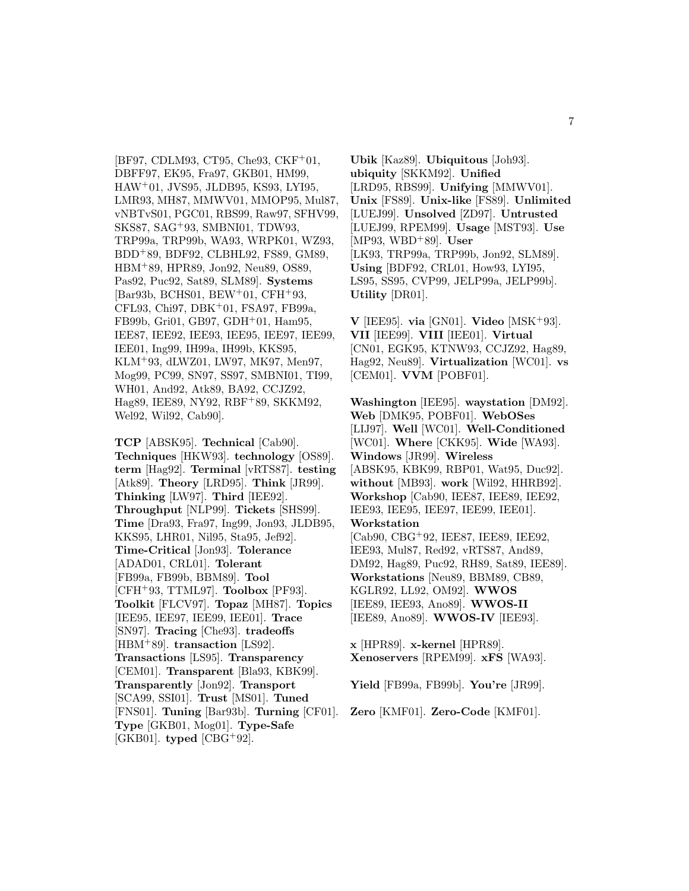[BF97, CDLM93, CT95, Che93, CKF[+]01, DBFF97, EK95, Fra97, GKB01, HM99, HAW[+]01, JVS95, JLDB95, KS93, LYI95, LMR93, MH87, MMWV01, MMOP95, Mul87, vNBTvS01, PGC01, RBS99, Raw97, SFHV99, SKS87, SAG[+]93, SMBNI01, TDW93, TRP99a, TRP99b, WA93, WRPK01, WZ93, BDD[+]89, BDF92, CLBHL92, FS89, GM89, HBM[+]89, HPR89, Jon92, Neu89, OS89, Pas92, Puc92, Sat89, SLM89]. **Systems** [Bar93b, BCHS01, BEW[+]01, CFH[+]93, CFL93, Chi97, DBK[+]01, FSA97, FB99a, FB99b, Gri01, GB97, GDH[+]01, Ham95, IEE87, IEE92, IEE93, IEE95, IEE97, IEE99, IEE01, Ing99, IH99a, IH99b, KKS95, KLM[+]93, dLWZ01, LW97, MK97, Men97, Mog99, PC99, SN97, SS97, SMBNI01, TI99, WH01, And92, Atk89, BA92, CCJZ92, Hag89, IEE89, NY92, RBF[+]89, SKKM92, Wel92, Wil92, Cab90].

**TCP** [ABSK95]. **Technical** [Cab90]. **Techniques** [HKW93]. **technology** [OS89]. **term** [Hag92]. **Terminal** [vRTS87]. **testing** [Atk89]. **Theory** [LRD95]. **Think** [JR99]. **Thinking** [LW97]. **Third** [IEE92]. **Throughput** [NLP99]. **Tickets** [SHS99]. **Time** [Dra93, Fra97, Ing99, Jon93, JLDB95, KKS95, LHR01, Nil95, Sta95, Jef92]. **Time-Critical** [Jon93]. **Tolerance** [ADAD01, CRL01]. **Tolerant** [FB99a, FB99b, BBM89]. **Tool** [CFH[+]93, TTML97]. **Toolbox** [PF93]. **Toolkit** [FLCV97]. **Topaz** [MH87]. **Topics** [IEE95, IEE97, IEE99, IEE01]. **Trace** [SN97]. **Tracing** [Che93]. **tradeoffs** [HBM[+]89]. **transaction** [LS92]. **Transactions** [LS95]. **Transparency** [CEM01]. **Transparent** [Bla93, KBK99]. **Transparently** [Jon92]. **Transport** [SCA99, SSI01]. **Trust** [MS01]. **Tuned** [FNS01]. **Tuning** [Bar93b]. **Turning** [CF01]. **Type** [GKB01, Mog01]. **Type-Safe** [GKB01]. **typed** [CBG[+]92].

**Ubik** [Kaz89]. **Ubiquitous** [Joh93]. **ubiquity** [SKKM92]. **Unified** [LRD95, RBS99]. **Unifying** [MMWV01]. **Unix** [FS89]. **Unix-like** [FS89]. **Unlimited** [LUEJ99]. **Unsolved** [ZD97]. **Untrusted** [LUEJ99, RPEM99]. **Usage** [MST93]. **Use** [MP93, WBD[+]89]. **User** [LK93, TRP99a, TRP99b, Jon92, SLM89]. **Using** [BDF92, CRL01, How93, LYI95, LS95, SS95, CVP99, JELP99a, JELP99b]. **Utility** [DR01].

**V** [IEE95]. **via** [GN01]. **Video** [MSK[+]93]. **VII** [IEE99]. **VIII** [IEE01]. **Virtual** [CN01, EGK95, KTNW93, CCJZ92, Hag89, Hag92, Neu89]. **Virtualization** [WC01]. **vs** [CEM01]. **VVM** [POBF01].

**Washington** [IEE95]. **waystation** [DM92]. **Web** [DMK95, POBF01]. **WebOSes** [LIJ97]. **Well** [WC01]. **Well-Conditioned** [WC01]. **Where** [CKK95]. **Wide** [WA93]. **Windows** [JR99]. **Wireless** [ABSK95, KBK99, RBP01, Wat95, Duc92]. **without** [MB93]. **work** [Wil92, HHRB92]. **Workshop** [Cab90, IEE87, IEE89, IEE92, IEE93, IEE95, IEE97, IEE99, IEE01]. **Workstation** [Cab90, CBG[+]92, IEE87, IEE89, IEE92, IEE93, Mul87, Red92, vRTS87, And89, DM92, Hag89, Puc92, RH89, Sat89, IEE89]. **Workstations** [Neu89, BBM89, CB89, KGLR92, LL92, OM92]. **WWOS** [IEE89, IEE93, Ano89]. **WWOS-II** [IEE89, Ano89]. **WWOS-IV** [IEE93].

**x** [HPR89]. **x-kernel** [HPR89]. **Xenoservers** [RPEM99]. **xFS** [WA93].

**Yield** [FB99a, FB99b]. **You're** [JR99].

**Zero** [KMF01]. **Zero-Code** [KMF01].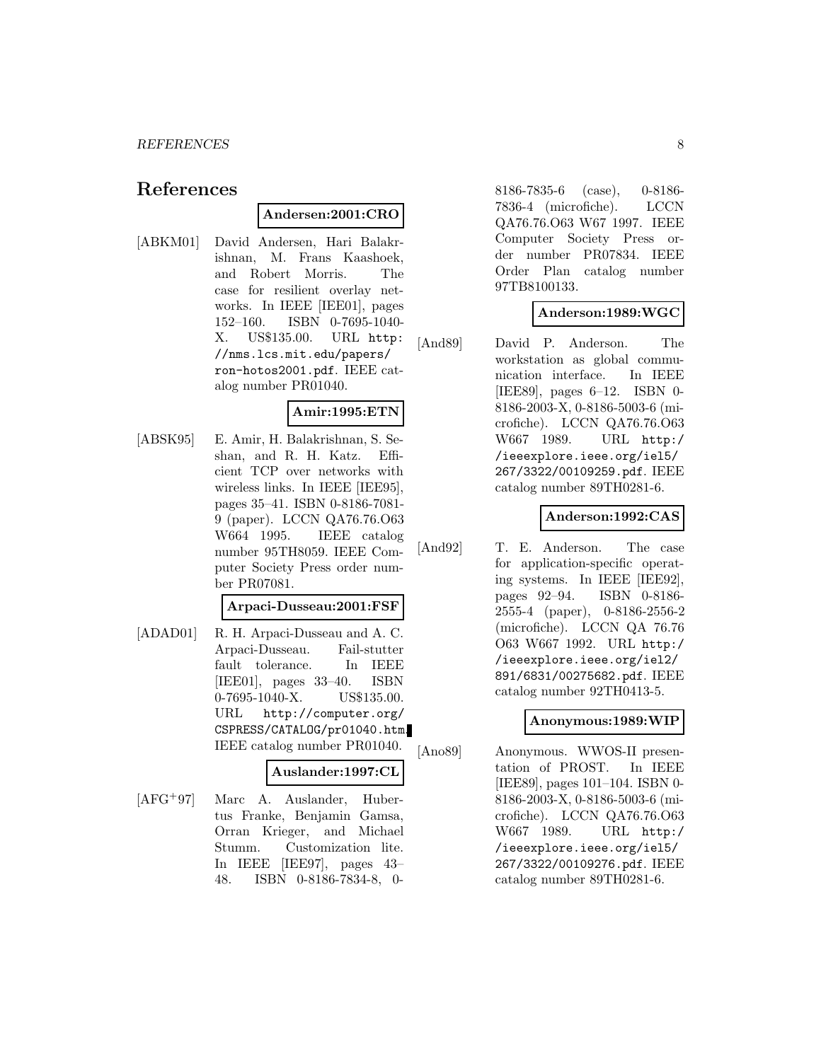# References

**Andersen:2001:CRO**

[ABKM01] David Andersen, Hari Balakrishnan, M. Frans Kaashoek, and Robert Morris. The case for resilient overlay networks. In IEEE [IEE01], pages 152–160. ISBN 0-7695-1040-X. US$135.00. URL http://nms.lcs.mit.edu/papers/ron-hotos2001.pdf. IEEE catalog number PR01040.

**Amir:1995:ETN**

[ABSK95] E. Amir, H. Balakrishnan, S. Seshan, and R. H. Katz. Efficient TCP over networks with wireless links. In IEEE [IEE95], pages 35–41. ISBN 0-8186-7081-9 (paper). LCCN QA76.76.O63 W664 1995. IEEE catalog number 95TH8059. IEEE Computer Society Press order number PR07081.

**Arpaci-Dusseau:2001:FSF**

[ADAD01] R. H. Arpaci-Dusseau and A. C. Arpaci-Dusseau. Fail-stutter fault tolerance. In IEEE [IEE01], pages 33–40. ISBN 0-7695-1040-X. US$135.00. URL http://computer.org/CSPRESS/CATALOG/pr01040.htm. IEEE catalog number PR01040.

**Auslander:1997:CL**

[AFG+97] Marc A. Auslander, Hubertus Franke, Benjamin Gamsa, Orran Krieger, and Michael Stumm. Customization lite. In IEEE [IEE97], pages 43–48. ISBN 0-8186-7834-8, 0-8186-7835-6 (case), 0-8186-7836-4 (microfiche). LCCN QA76.76.O63 W67 1997. IEEE Computer Society Press order number PR07834. IEEE Order Plan catalog number 97TB8100133.

**Anderson:1989:WGC**

[And89] David P. Anderson. The workstation as global communication interface. In IEEE [IEE89], pages 6–12. ISBN 0-8186-2003-X, 0-8186-5003-6 (microfiche). LCCN QA76.76.O63 W667 1989. URL http://ieeexplore.ieee.org/iel5/267/3322/00109259.pdf. IEEE catalog number 89TH0281-6.

**Anderson:1992:CAS**

[And92] T. E. Anderson. The case for application-specific operating systems. In IEEE [IEE92], pages 92–94. ISBN 0-8186-2555-4 (paper), 0-8186-2556-2 (microfiche). LCCN QA 76.76 O63 W667 1992. URL http://ieeexplore.ieee.org/iel2/891/6831/00275682.pdf. IEEE catalog number 92TH0413-5.

**Anonymous:1989:WIP**

[Ano89] Anonymous. WWOS-II presentation of PROST. In IEEE [IEE89], pages 101–104. ISBN 0-8186-2003-X, 0-8186-5003-6 (microfiche). LCCN QA76.76.O63 W667 1989. URL http://ieeexplore.ieee.org/iel5/267/3322/00109276.pdf. IEEE catalog number 89TH0281-6.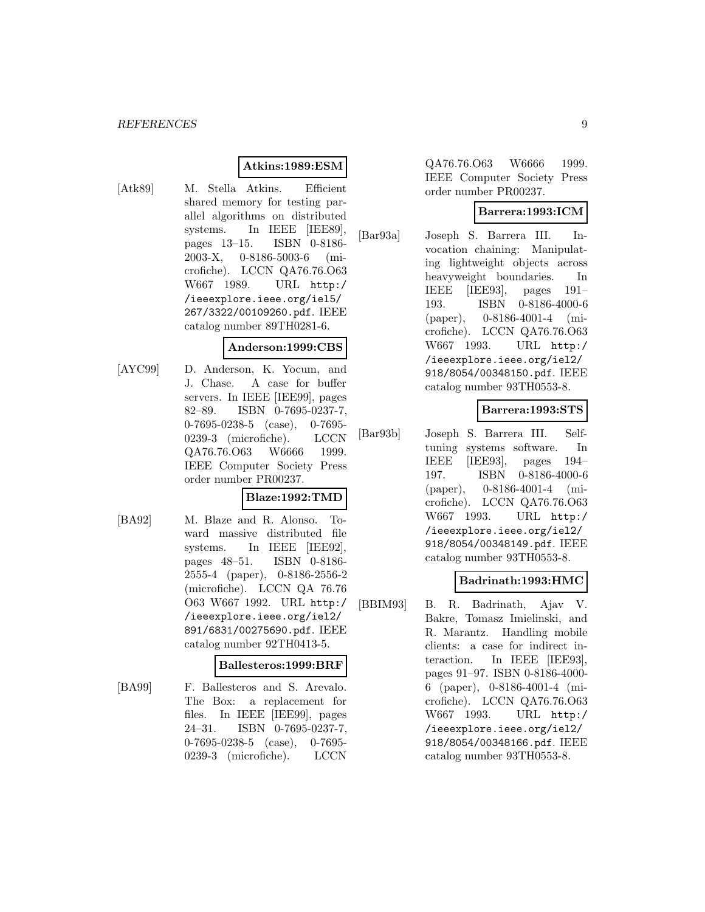**Atkins:1989:ESM**

[Atk89] M. Stella Atkins. Efficient shared memory for testing parallel algorithms on distributed systems. In IEEE [IEE89], pages 13–15. ISBN 0-8186-2003-X, 0-8186-5003-6 (microfiche). LCCN QA76.76.O63 W667 1989. URL http://ieeexplore.ieee.org/iel5/267/3322/00109260.pdf. IEEE catalog number 89TH0281-6.

**Anderson:1999:CBS**

[AYC99] D. Anderson, K. Yocum, and J. Chase. A case for buffer servers. In IEEE [IEE99], pages 82–89. ISBN 0-7695-0237-7, 0-7695-0238-5 (case), 0-7695-0239-3 (microfiche). LCCN QA76.76.O63 W6666 1999. IEEE Computer Society Press order number PR00237.

**Blaze:1992:TMD**

[BA92] M. Blaze and R. Alonso. Toward massive distributed file systems. In IEEE [IEE92], pages 48–51. ISBN 0-8186-2555-4 (paper), 0-8186-2556-2 (microfiche). LCCN QA 76.76 O63 W667 1992. URL http://ieeexplore.ieee.org/iel2/891/6831/00275690.pdf. IEEE catalog number 92TH0413-5.

**Ballesteros:1999:BRF**

[BA99] F. Ballesteros and S. Arevalo. The Box: a replacement for files. In IEEE [IEE99], pages 24–31. ISBN 0-7695-0237-7, 0-7695-0238-5 (case), 0-7695-0239-3 (microfiche). LCCN QA76.76.O63 W6666 1999. IEEE Computer Society Press order number PR00237.

**Barrera:1993:ICM**

[Bar93a] Joseph S. Barrera III. Invocation chaining: Manipulating lightweight objects across heavyweight boundaries. In IEEE [IEE93], pages 191–193. ISBN 0-8186-4000-6 (paper), 0-8186-4001-4 (microfiche). LCCN QA76.76.O63 W667 1993. URL http://ieeexplore.ieee.org/iel2/918/8054/00348150.pdf. IEEE catalog number 93TH0553-8.

**Barrera:1993:STS**

[Bar93b] Joseph S. Barrera III. Self-tuning systems software. In IEEE [IEE93], pages 194–197. ISBN 0-8186-4000-6 (paper), 0-8186-4001-4 (microfiche). LCCN QA76.76.O63 W667 1993. URL http://ieeexplore.ieee.org/iel2/918/8054/00348149.pdf. IEEE catalog number 93TH0553-8.

**Badrinath:1993:HMC**

[BBIM93] B. R. Badrinath, Ajav V. Bakre, Tomasz Imielinski, and R. Marantz. Handling mobile clients: a case for indirect interaction. In IEEE [IEE93], pages 91–97. ISBN 0-8186-4000-6 (paper), 0-8186-4001-4 (microfiche). LCCN QA76.76.O63 W667 1993. URL http://ieeexplore.ieee.org/iel2/918/8054/00348166.pdf. IEEE catalog number 93TH0553-8.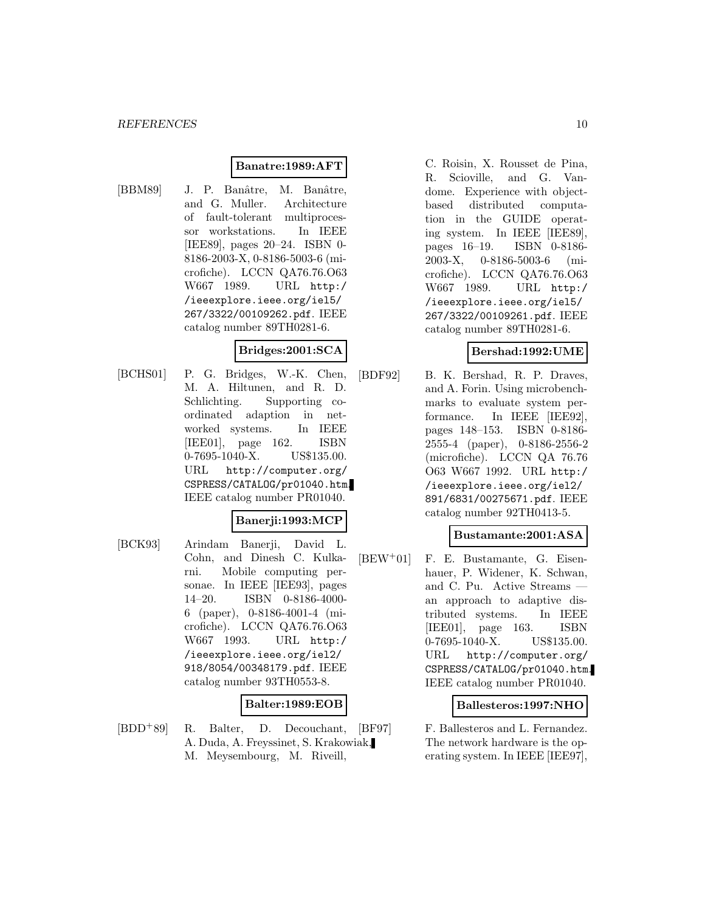**Banatre:1989:AFT**

[BBM89] J. P. Banâtre, M. Banâtre, and G. Muller. Architecture of fault-tolerant multiprocessor workstations. In IEEE [IEE89], pages 20–24. ISBN 0-8186-2003-X, 0-8186-5003-6 (microfiche). LCCN QA76.76.O63 W667 1989. URL http://ieeexplore.ieee.org/iel5/267/3322/00109262.pdf. IEEE catalog number 89TH0281-6.

**Bridges:2001:SCA**

[BCHS01] P. G. Bridges, W.-K. Chen, M. A. Hiltunen, and R. D. Schlichting. Supporting coordinated adaption in networked systems. In IEEE [IEE01], page 162. ISBN 0-7695-1040-X. US$135.00. URL http://computer.org/CSPRESS/CATALOG/pr01040.htm. IEEE catalog number PR01040.

**Banerji:1993:MCP**

[BCK93] Arindam Banerji, David L. Cohn, and Dinesh C. Kulkarni. Mobile computing personae. In IEEE [IEE93], pages 14–20. ISBN 0-8186-4000-6 (paper), 0-8186-4001-4 (microfiche). LCCN QA76.76.O63 W667 1993. URL http://ieeexplore.ieee.org/iel2/918/8054/00348179.pdf. IEEE catalog number 93TH0553-8.

**Balter:1989:EOB**

[BDD+89] R. Balter, D. Decouchant, A. Duda, A. Freyssinet, S. Krakowiak, M. Meysembourg, M. Riveill, C. Roisin, X. Rousset de Pina, R. Scioville, and G. Vandome. Experience with object-based distributed computation in the GUIDE operating system. In IEEE [IEE89], pages 16–19. ISBN 0-8186-2003-X, 0-8186-5003-6 (microfiche). LCCN QA76.76.O63 W667 1989. URL http://ieeexplore.ieee.org/iel5/267/3322/00109261.pdf. IEEE catalog number 89TH0281-6.

**Bershad:1992:UME**

[BDF92] B. K. Bershad, R. P. Draves, and A. Forin. Using microbenchmarks to evaluate system performance. In IEEE [IEE92], pages 148–153. ISBN 0-8186-2555-4 (paper), 0-8186-2556-2 (microfiche). LCCN QA 76.76 O63 W667 1992. URL http://ieeexplore.ieee.org/iel2/891/6831/00275671.pdf. IEEE catalog number 92TH0413-5.

**Bustamante:2001:ASA**

[BEW+01] F. E. Bustamante, G. Eisenhauer, P. Widener, K. Schwan, and C. Pu. Active Streams — an approach to adaptive distributed systems. In IEEE [IEE01], page 163. ISBN 0-7695-1040-X. US$135.00. URL http://computer.org/CSPRESS/CATALOG/pr01040.htm. IEEE catalog number PR01040.

**Ballesteros:1997:NHO**

[BF97] F. Ballesteros and L. Fernandez. The network hardware is the operating system. In IEEE [IEE97],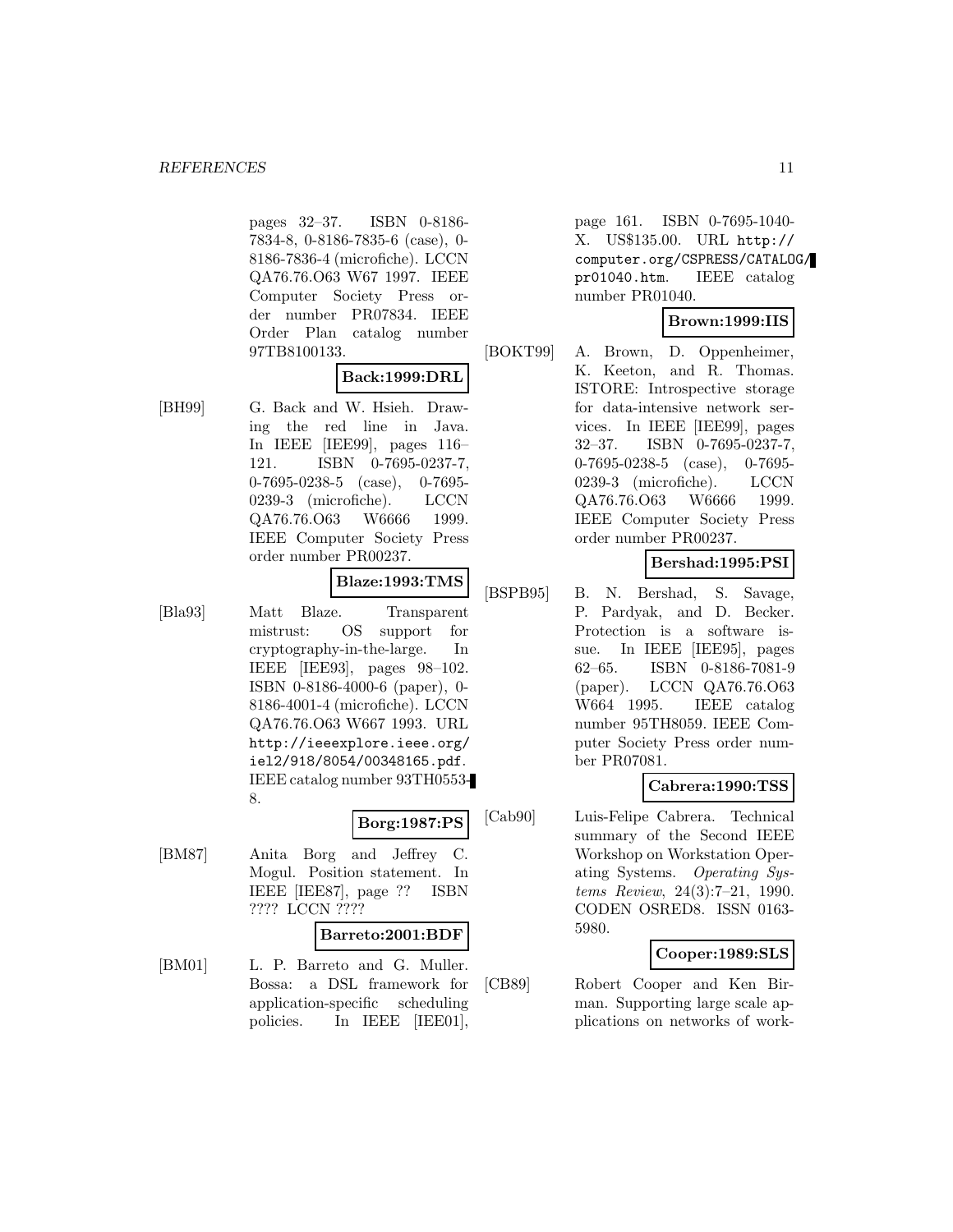pages 32–37. ISBN 0-8186-7834-8, 0-8186-7835-6 (case), 0-8186-7836-4 (microfiche). LCCN QA76.76.O63 W67 1997. IEEE Computer Society Press order number PR07834. IEEE Order Plan catalog number 97TB8100133.

**Back:1999:DRL**

[BH99] G. Back and W. Hsieh. Drawing the red line in Java. In IEEE [IEE99], pages 116–121. ISBN 0-7695-0237-7, 0-7695-0238-5 (case), 0-7695-0239-3 (microfiche). LCCN QA76.76.O63 W6666 1999. IEEE Computer Society Press order number PR00237.

**Blaze:1993:TMS**

[Bla93] Matt Blaze. Transparent mistrust: OS support for cryptography-in-the-large. In IEEE [IEE93], pages 98–102. ISBN 0-8186-4000-6 (paper), 0-8186-4001-4 (microfiche). LCCN QA76.76.O63 W667 1993. URL http://ieeexplore.ieee.org/iel2/918/8054/00348165.pdf. IEEE catalog number 93TH0553-8.

**Borg:1987:PS**

[BM87] Anita Borg and Jeffrey C. Mogul. Position statement. In IEEE [IEE87], page ?? ISBN ???? LCCN ????

**Barreto:2001:BDF**

[BM01] L. P. Barreto and G. Muller. Bossa: a DSL framework for application-specific scheduling policies. In IEEE [IEE01], page 161. ISBN 0-7695-1040-X. US$135.00. URL http://computer.org/CSPRESS/CATALOG/pr01040.htm. IEEE catalog number PR01040.

**Brown:1999:IIS**

[BOKT99] A. Brown, D. Oppenheimer, K. Keeton, and R. Thomas. ISTORE: Introspective storage for data-intensive network services. In IEEE [IEE99], pages 32–37. ISBN 0-7695-0237-7, 0-7695-0238-5 (case), 0-7695-0239-3 (microfiche). LCCN QA76.76.O63 W6666 1999. IEEE Computer Society Press order number PR00237.

**Bershad:1995:PSI**

[BSPB95] B. N. Bershad, S. Savage, P. Pardyak, and D. Becker. Protection is a software issue. In IEEE [IEE95], pages 62–65. ISBN 0-8186-7081-9 (paper). LCCN QA76.76.O63 W664 1995. IEEE catalog number 95TH8059. IEEE Computer Society Press order number PR07081.

**Cabrera:1990:TSS**

[Cab90] Luis-Felipe Cabrera. Technical summary of the Second IEEE Workshop on Workstation Operating Systems. *Operating Systems Review*, 24(3):7–21, 1990. CODEN OSRED8. ISSN 0163-5980.

**Cooper:1989:SLS**

[CB89] Robert Cooper and Ken Birman. Supporting large scale applications on networks of work-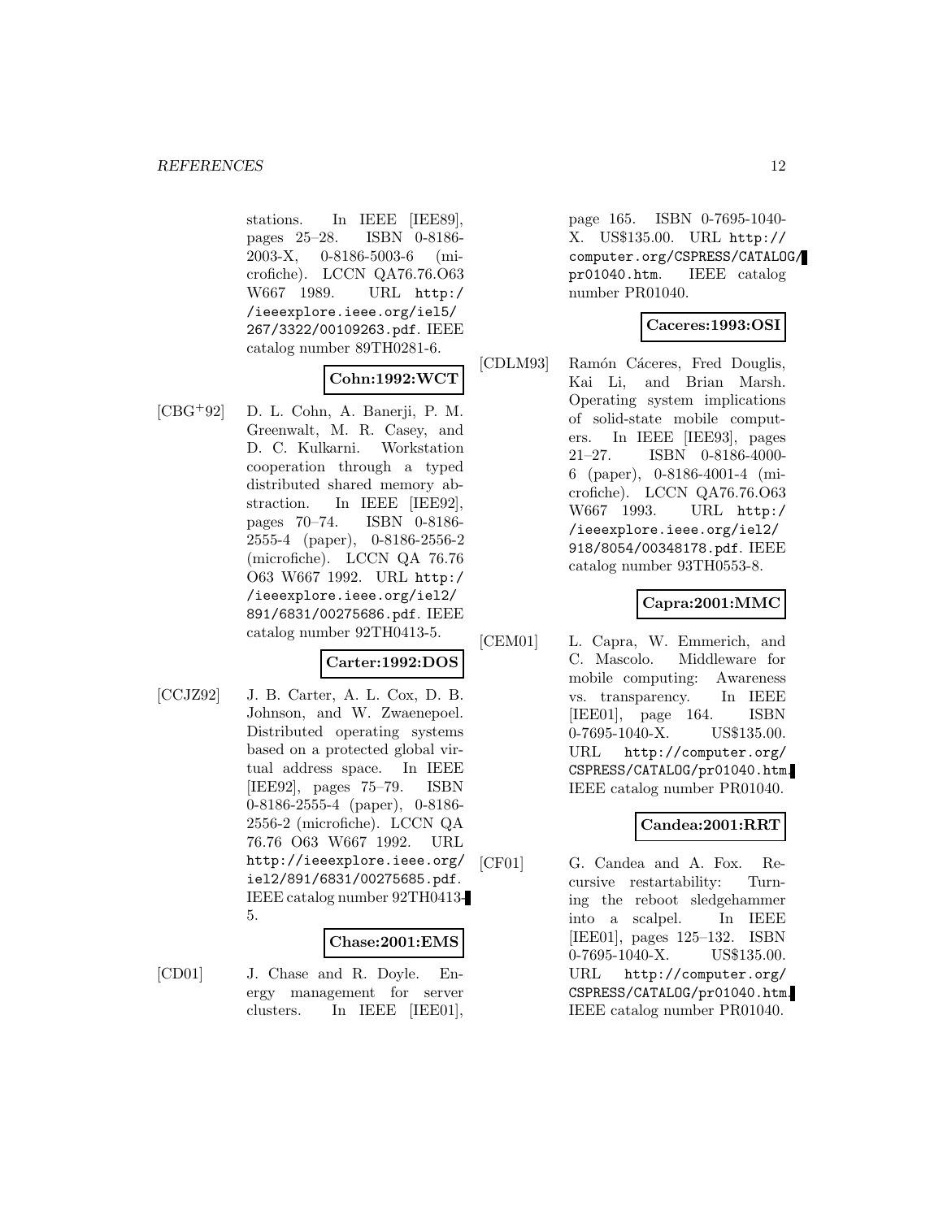stations. In IEEE [IEE89], pages 25–28. ISBN 0-8186-2003-X, 0-8186-5003-6 (microfiche). LCCN QA76.76.O63 W667 1989. URL http://ieeexplore.ieee.org/iel5/267/3322/00109263.pdf. IEEE catalog number 89TH0281-6.

**Cohn:1992:WCT**

[CBG+92] D. L. Cohn, A. Banerji, P. M. Greenwalt, M. R. Casey, and D. C. Kulkarni. Workstation cooperation through a typed distributed shared memory abstraction. In IEEE [IEE92], pages 70–74. ISBN 0-8186-2555-4 (paper), 0-8186-2556-2 (microfiche). LCCN QA 76.76 O63 W667 1992. URL http://ieeexplore.ieee.org/iel2/891/6831/00275686.pdf. IEEE catalog number 92TH0413-5.

**Carter:1992:DOS**

[CCJZ92] J. B. Carter, A. L. Cox, D. B. Johnson, and W. Zwaenepoel. Distributed operating systems based on a protected global virtual address space. In IEEE [IEE92], pages 75–79. ISBN 0-8186-2555-4 (paper), 0-8186-2556-2 (microfiche). LCCN QA 76.76 O63 W667 1992. URL http://ieeexplore.ieee.org/iel2/891/6831/00275685.pdf. IEEE catalog number 92TH0413-5.

**Chase:2001:EMS**

[CD01] J. Chase and R. Doyle. Energy management for server clusters. In IEEE [IEE01], page 165. ISBN 0-7695-1040-X. US$135.00. URL http://computer.org/CSPRESS/CATALOG/pr01040.htm. IEEE catalog number PR01040.

**Caceres:1993:OSI**

[CDLM93] Ramón Cáceres, Fred Douglis, Kai Li, and Brian Marsh. Operating system implications of solid-state mobile computers. In IEEE [IEE93], pages 21–27. ISBN 0-8186-4000-6 (paper), 0-8186-4001-4 (microfiche). LCCN QA76.76.O63 W667 1993. URL http://ieeexplore.ieee.org/iel2/918/8054/00348178.pdf. IEEE catalog number 93TH0553-8.

**Capra:2001:MMC**

[CEM01] L. Capra, W. Emmerich, and C. Mascolo. Middleware for mobile computing: Awareness vs. transparency. In IEEE [IEE01], page 164. ISBN 0-7695-1040-X. US$135.00. URL http://computer.org/CSPRESS/CATALOG/pr01040.htm. IEEE catalog number PR01040.

**Candea:2001:RRT**

[CF01] G. Candea and A. Fox. Recursive restartability: Turning the reboot sledgehammer into a scalpel. In IEEE [IEE01], pages 125–132. ISBN 0-7695-1040-X. US$135.00. URL http://computer.org/CSPRESS/CATALOG/pr01040.htm. IEEE catalog number PR01040.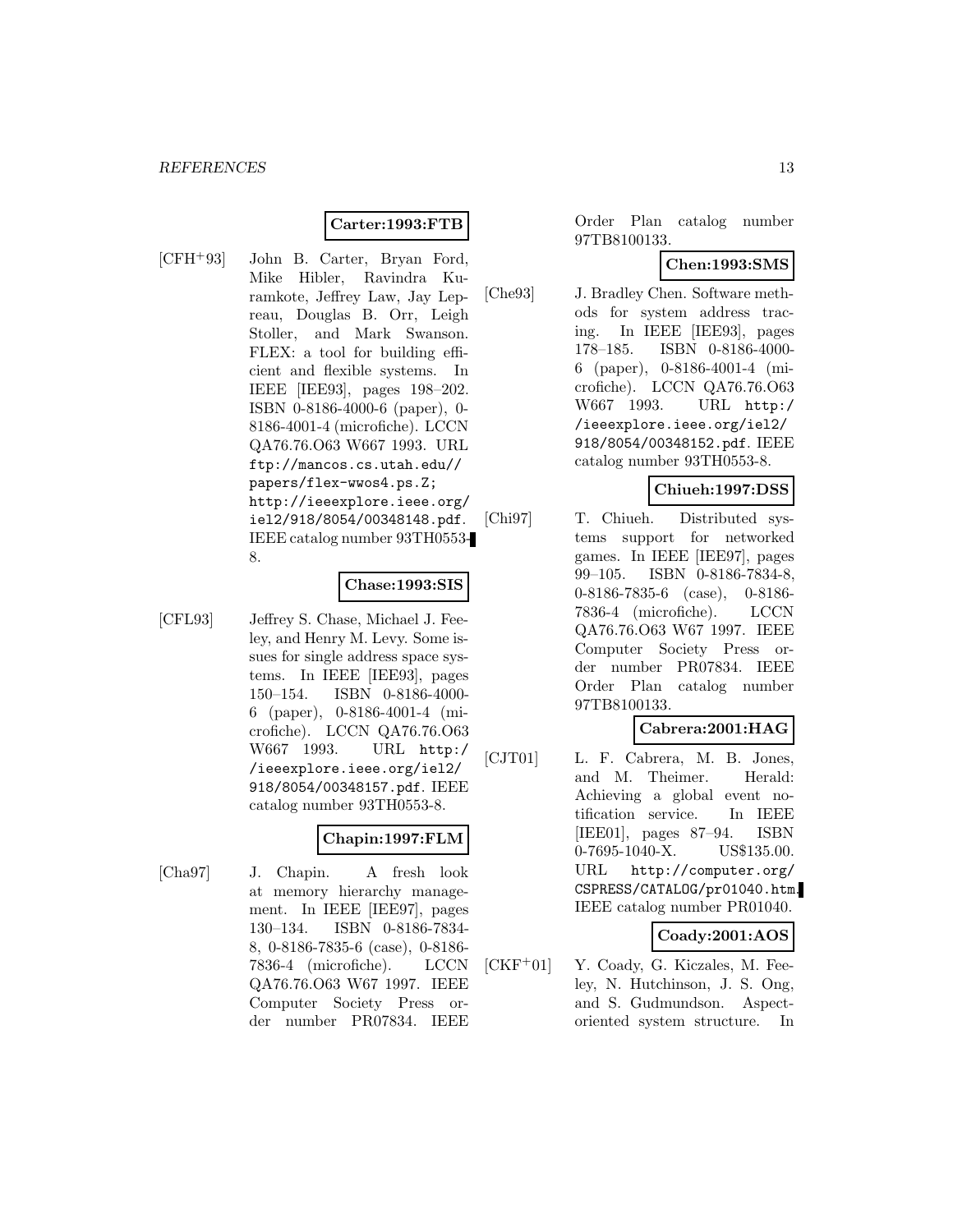**Carter:1993:FTB**

[CFH+93] John B. Carter, Bryan Ford, Mike Hibler, Ravindra Kuramkote, Jeffrey Law, Jay Lepreau, Douglas B. Orr, Leigh Stoller, and Mark Swanson. FLEX: a tool for building efficient and flexible systems. In IEEE [IEE93], pages 198–202. ISBN 0-8186-4000-6 (paper), 0-8186-4001-4 (microfiche). LCCN QA76.76.O63 W667 1993. URL ftp://mancos.cs.utah.edu//papers/flex-wwos4.ps.Z; http://ieeexplore.ieee.org/iel2/918/8054/00348148.pdf. IEEE catalog number 93TH0553-8.

**Chase:1993:SIS**

[CFL93] Jeffrey S. Chase, Michael J. Feeley, and Henry M. Levy. Some issues for single address space systems. In IEEE [IEE93], pages 150–154. ISBN 0-8186-4000-6 (paper), 0-8186-4001-4 (microfiche). LCCN QA76.76.O63 W667 1993. URL http://ieeexplore.ieee.org/iel2/918/8054/00348157.pdf. IEEE catalog number 93TH0553-8.

**Chapin:1997:FLM**

[Cha97] J. Chapin. A fresh look at memory hierarchy management. In IEEE [IEE97], pages 130–134. ISBN 0-8186-7834-8, 0-8186-7835-6 (case), 0-8186-7836-4 (microfiche). LCCN QA76.76.O63 W67 1997. IEEE Computer Society Press order number PR07834. IEEE Order Plan catalog number 97TB8100133.

**Chen:1993:SMS**

[Che93] J. Bradley Chen. Software methods for system address tracing. In IEEE [IEE93], pages 178–185. ISBN 0-8186-4000-6 (paper), 0-8186-4001-4 (microfiche). LCCN QA76.76.O63 W667 1993. URL http://ieeexplore.ieee.org/iel2/918/8054/00348152.pdf. IEEE catalog number 93TH0553-8.

**Chiueh:1997:DSS**

[Chi97] T. Chiueh. Distributed systems support for networked games. In IEEE [IEE97], pages 99–105. ISBN 0-8186-7834-8, 0-8186-7835-6 (case), 0-8186-7836-4 (microfiche). LCCN QA76.76.O63 W67 1997. IEEE Computer Society Press order number PR07834. IEEE Order Plan catalog number 97TB8100133.

**Cabrera:2001:HAG**

[CJT01] L. F. Cabrera, M. B. Jones, and M. Theimer. Herald: Achieving a global event notification service. In IEEE [IEE01], pages 87–94. ISBN 0-7695-1040-X. US$135.00. URL http://computer.org/CSPRESS/CATALOG/pr01040.htm. IEEE catalog number PR01040.

**Coady:2001:AOS**

[CKF+01] Y. Coady, G. Kiczales, M. Feeley, N. Hutchinson, J. S. Ong, and S. Gudmundson. Aspect-oriented system structure. In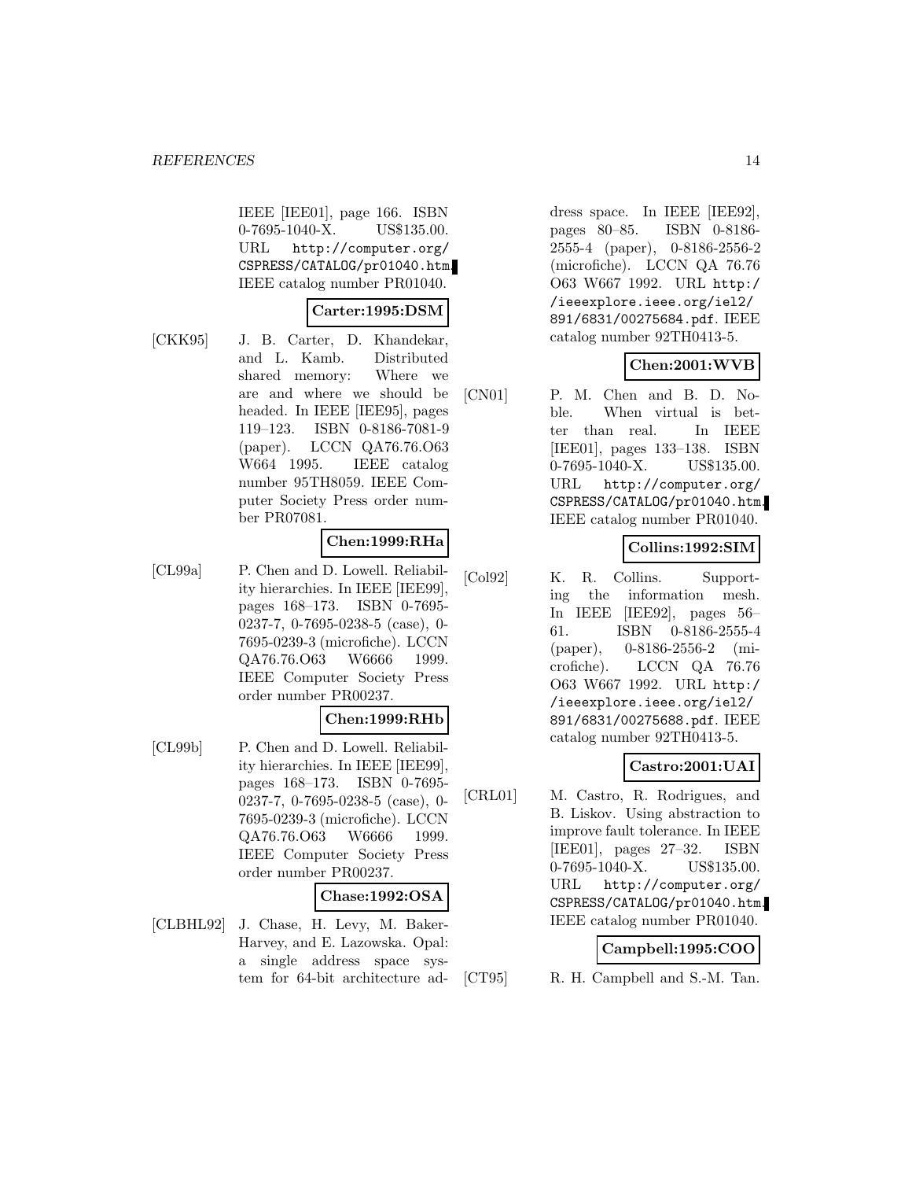IEEE [IEE01], page 166. ISBN 0-7695-1040-X. US$135.00. URL http://computer.org/CSPRESS/CATALOG/pr01040.htm. IEEE catalog number PR01040.

**Carter:1995:DSM**

[CKK95] J. B. Carter, D. Khandekar, and L. Kamb. Distributed shared memory: Where we are and where we should be headed. In IEEE [IEE95], pages 119–123. ISBN 0-8186-7081-9 (paper). LCCN QA76.76.O63 W664 1995. IEEE catalog number 95TH8059. IEEE Computer Society Press order number PR07081.

**Chen:1999:RHa**

[CL99a] P. Chen and D. Lowell. Reliability hierarchies. In IEEE [IEE99], pages 168–173. ISBN 0-7695-0237-7, 0-7695-0238-5 (case), 0-7695-0239-3 (microfiche). LCCN QA76.76.O63 W6666 1999. IEEE Computer Society Press order number PR00237.

**Chen:1999:RHb**

[CL99b] P. Chen and D. Lowell. Reliability hierarchies. In IEEE [IEE99], pages 168–173. ISBN 0-7695-0237-7, 0-7695-0238-5 (case), 0-7695-0239-3 (microfiche). LCCN QA76.76.O63 W6666 1999. IEEE Computer Society Press order number PR00237.

**Chase:1992:OSA**

[CLBHL92] J. Chase, H. Levy, M. Baker-Harvey, and E. Lazowska. Opal: a single address space system for 64-bit architecture address space. In IEEE [IEE92], pages 80–85. ISBN 0-8186-2555-4 (paper), 0-8186-2556-2 (microfiche). LCCN QA 76.76 O63 W667 1992. URL http://ieeexplore.ieee.org/iel2/891/6831/00275684.pdf. IEEE catalog number 92TH0413-5.

**Chen:2001:WVB**

[CN01] P. M. Chen and B. D. Noble. When virtual is better than real. In IEEE [IEE01], pages 133–138. ISBN 0-7695-1040-X. US$135.00. URL http://computer.org/CSPRESS/CATALOG/pr01040.htm. IEEE catalog number PR01040.

**Collins:1992:SIM**

[Col92] K. R. Collins. Supporting the information mesh. In IEEE [IEE92], pages 56–61. ISBN 0-8186-2555-4 (paper), 0-8186-2556-2 (microfiche). LCCN QA 76.76 O63 W667 1992. URL http://ieeexplore.ieee.org/iel2/891/6831/00275688.pdf. IEEE catalog number 92TH0413-5.

**Castro:2001:UAI**

[CRL01] M. Castro, R. Rodrigues, and B. Liskov. Using abstraction to improve fault tolerance. In IEEE [IEE01], pages 27–32. ISBN 0-7695-1040-X. US$135.00. URL http://computer.org/CSPRESS/CATALOG/pr01040.htm. IEEE catalog number PR01040.

**Campbell:1995:COO**

[CT95] R. H. Campbell and S.-M. Tan.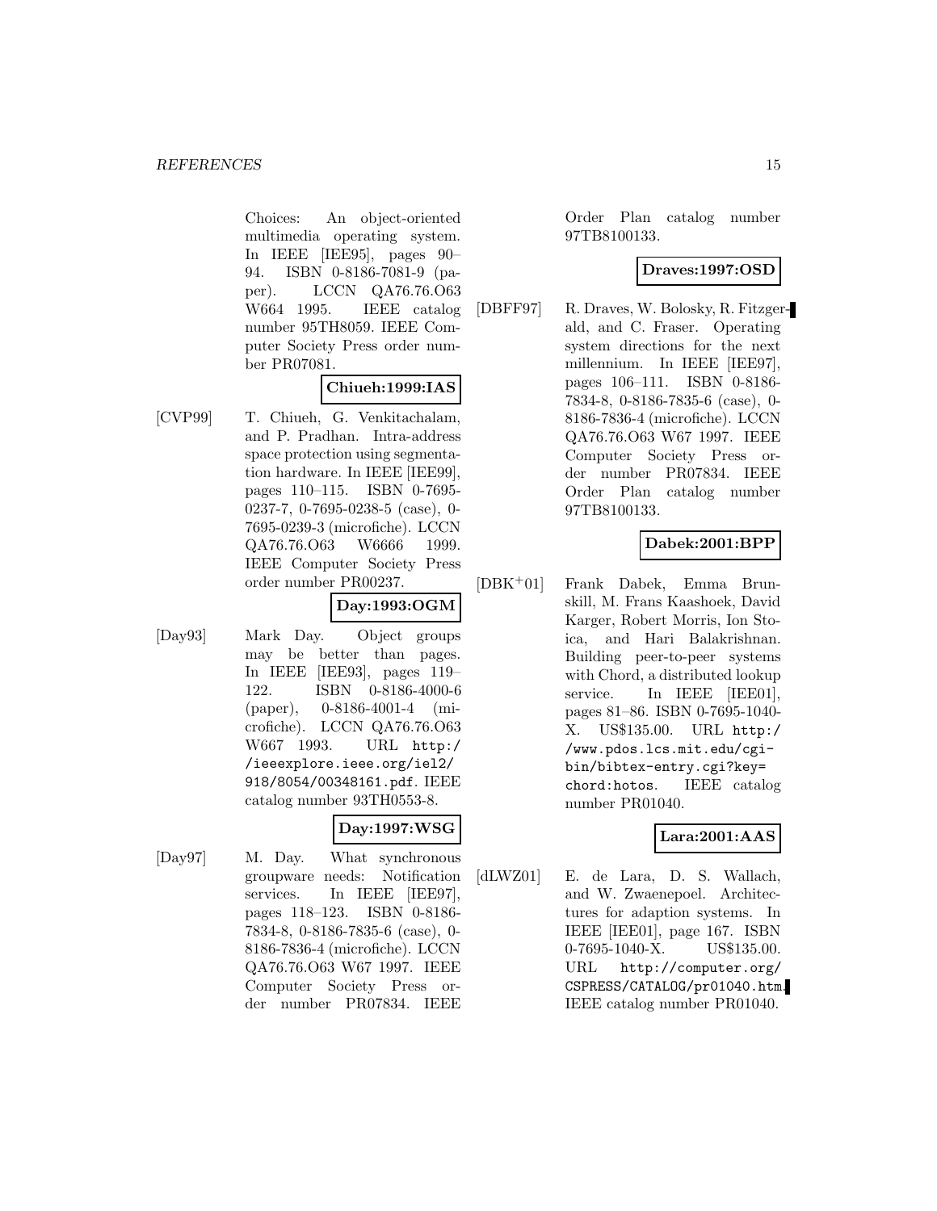Choices: An object-oriented multimedia operating system. In IEEE [IEE95], pages 90–94. ISBN 0-8186-7081-9 (paper). LCCN QA76.76.O63 W664 1995. IEEE catalog number 95TH8059. IEEE Computer Society Press order number PR07081.

**Chiueh:1999:IAS**

[CVP99] T. Chiueh, G. Venkitachalam, and P. Pradhan. Intra-address space protection using segmentation hardware. In IEEE [IEE99], pages 110–115. ISBN 0-7695-0237-7, 0-7695-0238-5 (case), 0-7695-0239-3 (microfiche). LCCN QA76.76.O63 W6666 1999. IEEE Computer Society Press order number PR00237.

**Day:1993:OGM**

[Day93] Mark Day. Object groups may be better than pages. In IEEE [IEE93], pages 119–122. ISBN 0-8186-4000-6 (paper), 0-8186-4001-4 (microfiche). LCCN QA76.76.O63 W667 1993. URL `http://ieeexplore.ieee.org/iel2/918/8054/00348161.pdf`. IEEE catalog number 93TH0553-8.

**Day:1997:WSG**

[Day97] M. Day. What synchronous groupware needs: Notification services. In IEEE [IEE97], pages 118–123. ISBN 0-8186-7834-8, 0-8186-7835-6 (case), 0-8186-7836-4 (microfiche). LCCN QA76.76.O63 W67 1997. IEEE Computer Society Press order number PR07834. IEEE Order Plan catalog number 97TB8100133.

**Draves:1997:OSD**

[DBFF97] R. Draves, W. Bolosky, R. Fitzgerald, and C. Fraser. Operating system directions for the next millennium. In IEEE [IEE97], pages 106–111. ISBN 0-8186-7834-8, 0-8186-7835-6 (case), 0-8186-7836-4 (microfiche). LCCN QA76.76.O63 W67 1997. IEEE Computer Society Press order number PR07834. IEEE Order Plan catalog number 97TB8100133.

**Dabek:2001:BPP**

[DBK+01] Frank Dabek, Emma Brunskill, M. Frans Kaashoek, David Karger, Robert Morris, Ion Stoica, and Hari Balakrishnan. Building peer-to-peer systems with Chord, a distributed lookup service. In IEEE [IEE01], pages 81–86. ISBN 0-7695-1040-X. US$135.00. URL `http://www.pdos.lcs.mit.edu/cgi-bin/bibtex-entry.cgi?key=chord:hotos`. IEEE catalog number PR01040.

**Lara:2001:AAS**

[dLWZ01] E. de Lara, D. S. Wallach, and W. Zwaenepoel. Architectures for adaption systems. In IEEE [IEE01], page 167. ISBN 0-7695-1040-X. US$135.00. URL `http://computer.org/CSPRESS/CATALOG/pr01040.htm`. IEEE catalog number PR01040.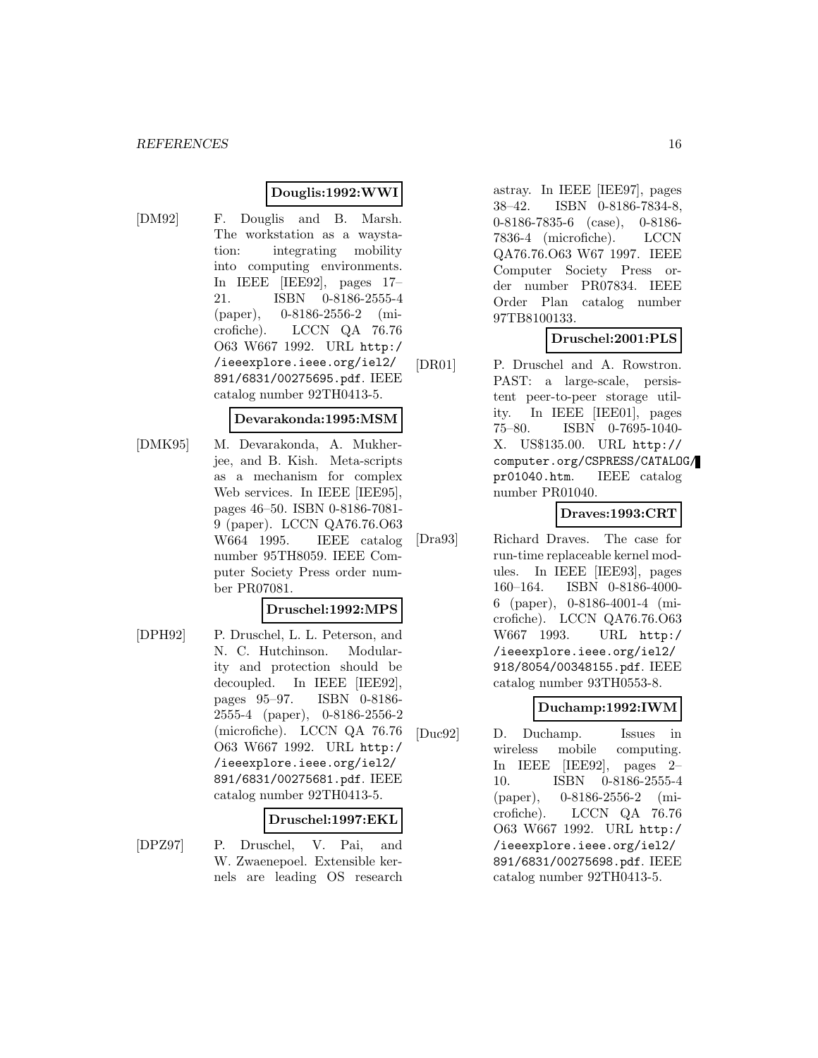**Douglis:1992:WWI**

[DM92] F. Douglis and B. Marsh. The workstation as a waystation: integrating mobility into computing environments. In IEEE [IEE92], pages 17–21. ISBN 0-8186-2555-4 (paper), 0-8186-2556-2 (microfiche). LCCN QA 76.76 O63 W667 1992. URL http://ieeexplore.ieee.org/iel2/891/6831/00275695.pdf. IEEE catalog number 92TH0413-5.

**Devarakonda:1995:MSM**

[DMK95] M. Devarakonda, A. Mukherjee, and B. Kish. Meta-scripts as a mechanism for complex Web services. In IEEE [IEE95], pages 46–50. ISBN 0-8186-7081-9 (paper). LCCN QA76.76.O63 W664 1995. IEEE catalog number 95TH8059. IEEE Computer Society Press order number PR07081.

**Druschel:1992:MPS**

[DPH92] P. Druschel, L. L. Peterson, and N. C. Hutchinson. Modularity and protection should be decoupled. In IEEE [IEE92], pages 95–97. ISBN 0-8186-2555-4 (paper), 0-8186-2556-2 (microfiche). LCCN QA 76.76 O63 W667 1992. URL http://ieeexplore.ieee.org/iel2/891/6831/00275681.pdf. IEEE catalog number 92TH0413-5.

**Druschel:1997:EKL**

[DPZ97] P. Druschel, V. Pai, and W. Zwaenepoel. Extensible kernels are leading OS research astray. In IEEE [IEE97], pages 38–42. ISBN 0-8186-7834-8, 0-8186-7835-6 (case), 0-8186-7836-4 (microfiche). LCCN QA76.76.O63 W67 1997. IEEE Computer Society Press order number PR07834. IEEE Order Plan catalog number 97TB8100133.

**Druschel:2001:PLS**

[DR01] P. Druschel and A. Rowstron. PAST: a large-scale, persistent peer-to-peer storage utility. In IEEE [IEE01], pages 75–80. ISBN 0-7695-1040-X. US$135.00. URL http://computer.org/CSPRESS/CATALOG/pr01040.htm. IEEE catalog number PR01040.

**Draves:1993:CRT**

[Dra93] Richard Draves. The case for run-time replaceable kernel modules. In IEEE [IEE93], pages 160–164. ISBN 0-8186-4000-6 (paper), 0-8186-4001-4 (microfiche). LCCN QA76.76.O63 W667 1993. URL http://ieeexplore.ieee.org/iel2/918/8054/00348155.pdf. IEEE catalog number 93TH0553-8.

**Duchamp:1992:IWM**

[Duc92] D. Duchamp. Issues in wireless mobile computing. In IEEE [IEE92], pages 2–10. ISBN 0-8186-2555-4 (paper), 0-8186-2556-2 (microfiche). LCCN QA 76.76 O63 W667 1992. URL http://ieeexplore.ieee.org/iel2/891/6831/00275698.pdf. IEEE catalog number 92TH0413-5.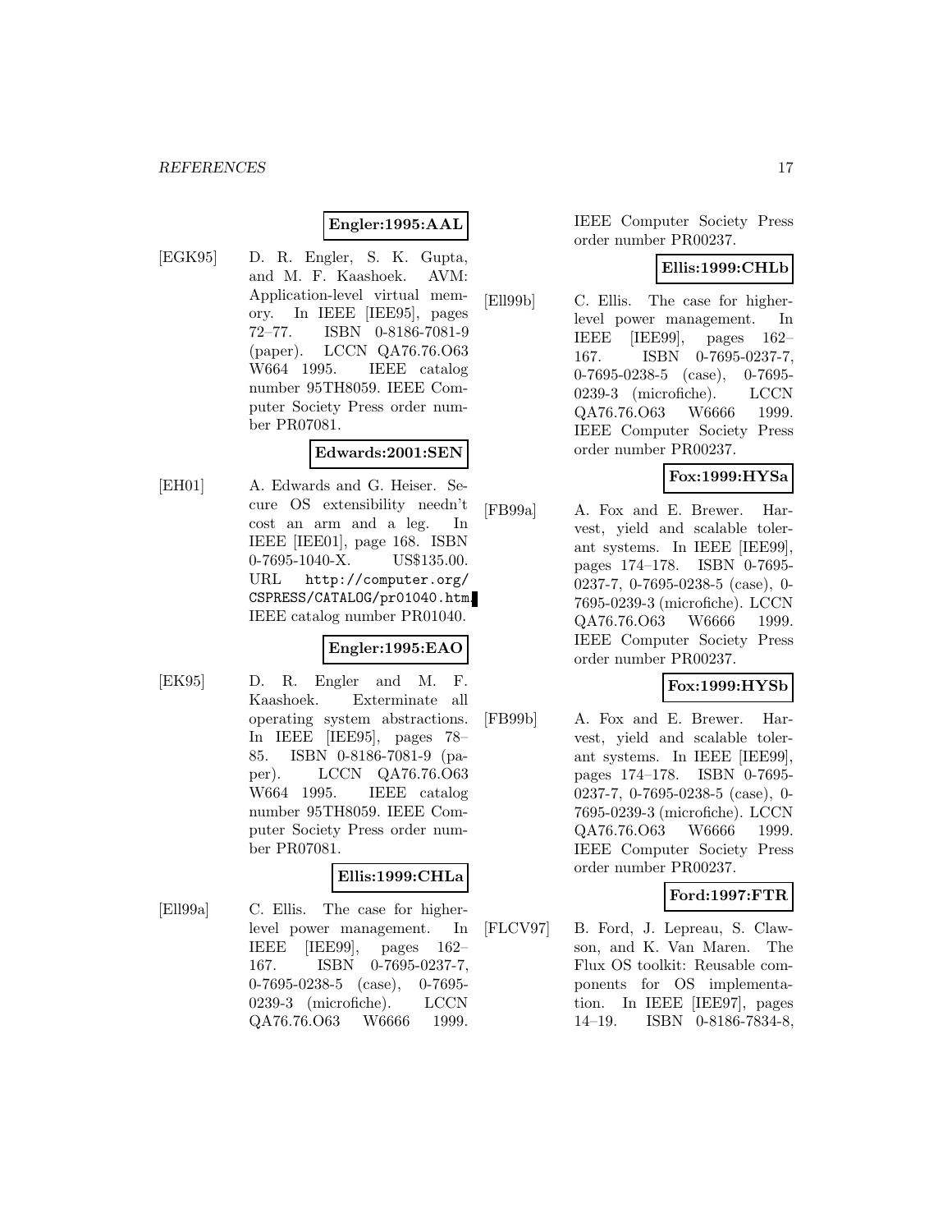**Engler:1995:AAL**

[EGK95] D. R. Engler, S. K. Gupta, and M. F. Kaashoek. AVM: Application-level virtual memory. In IEEE [IEE95], pages 72–77. ISBN 0-8186-7081-9 (paper). LCCN QA76.76.O63 W664 1995. IEEE catalog number 95TH8059. IEEE Computer Society Press order number PR07081.

**Edwards:2001:SEN**

[EH01] A. Edwards and G. Heiser. Secure OS extensibility needn't cost an arm and a leg. In IEEE [IEE01], page 168. ISBN 0-7695-1040-X. US$135.00. URL `http://computer.org/CSPRESS/CATALOG/pr01040.htm`. IEEE catalog number PR01040.

**Engler:1995:EAO**

[EK95] D. R. Engler and M. F. Kaashoek. Exterminate all operating system abstractions. In IEEE [IEE95], pages 78–85. ISBN 0-8186-7081-9 (paper). LCCN QA76.76.O63 W664 1995. IEEE catalog number 95TH8059. IEEE Computer Society Press order number PR07081.

**Ellis:1999:CHLa**

[Ell99a] C. Ellis. The case for higher-level power management. In IEEE [IEE99], pages 162–167. ISBN 0-7695-0237-7, 0-7695-0238-5 (case), 0-7695-0239-3 (microfiche). LCCN QA76.76.O63 W6666 1999. IEEE Computer Society Press order number PR00237.

**Ellis:1999:CHLb**

[Ell99b] C. Ellis. The case for higher-level power management. In IEEE [IEE99], pages 162–167. ISBN 0-7695-0237-7, 0-7695-0238-5 (case), 0-7695-0239-3 (microfiche). LCCN QA76.76.O63 W6666 1999. IEEE Computer Society Press order number PR00237.

**Fox:1999:HYSa**

[FB99a] A. Fox and E. Brewer. Harvest, yield and scalable tolerant systems. In IEEE [IEE99], pages 174–178. ISBN 0-7695-0237-7, 0-7695-0238-5 (case), 0-7695-0239-3 (microfiche). LCCN QA76.76.O63 W6666 1999. IEEE Computer Society Press order number PR00237.

**Fox:1999:HYSb**

[FB99b] A. Fox and E. Brewer. Harvest, yield and scalable tolerant systems. In IEEE [IEE99], pages 174–178. ISBN 0-7695-0237-7, 0-7695-0238-5 (case), 0-7695-0239-3 (microfiche). LCCN QA76.76.O63 W6666 1999. IEEE Computer Society Press order number PR00237.

**Ford:1997:FTR**

[FLCV97] B. Ford, J. Lepreau, S. Clawson, and K. Van Maren. The Flux OS toolkit: Reusable components for OS implementation. In IEEE [IEE97], pages 14–19. ISBN 0-8186-7834-8,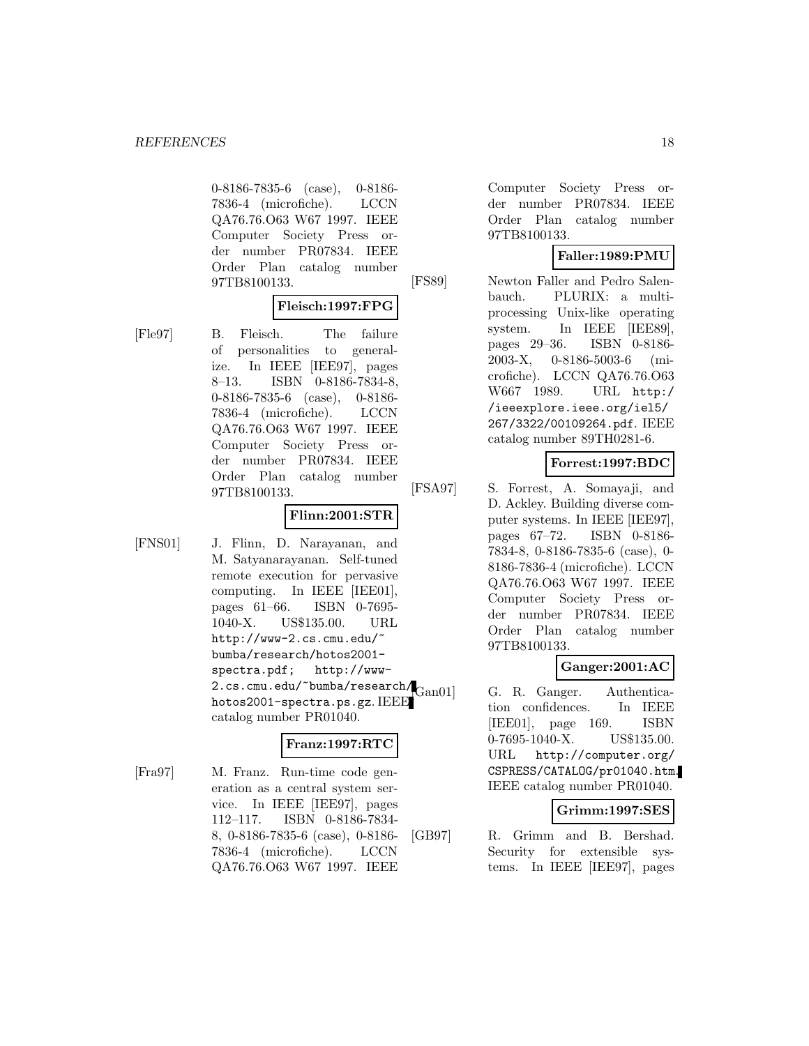0-8186-7835-6 (case), 0-8186-7836-4 (microfiche). LCCN QA76.76.O63 W67 1997. IEEE Computer Society Press order number PR07834. IEEE Order Plan catalog number 97TB8100133.

**Fleisch:1997:FPG**

[Fle97] B. Fleisch. The failure of personalities to generalize. In IEEE [IEE97], pages 8–13. ISBN 0-8186-7834-8, 0-8186-7835-6 (case), 0-8186-7836-4 (microfiche). LCCN QA76.76.O63 W67 1997. IEEE Computer Society Press order number PR07834. IEEE Order Plan catalog number 97TB8100133.

**Flinn:2001:STR**

[FNS01] J. Flinn, D. Narayanan, and M. Satyanarayanan. Self-tuned remote execution for pervasive computing. In IEEE [IEE01], pages 61–66. ISBN 0-7695-1040-X. US$135.00. URL `http://www-2.cs.cmu.edu/~bumba/research/hotos2001-spectra.pdf`; `http://www-2.cs.cmu.edu/~bumba/research/hotos2001-spectra.ps.gz`. IEEE catalog number PR01040.

**Franz:1997:RTC**

[Fra97] M. Franz. Run-time code generation as a central system service. In IEEE [IEE97], pages 112–117. ISBN 0-8186-7834-8, 0-8186-7835-6 (case), 0-8186-7836-4 (microfiche). LCCN QA76.76.O63 W67 1997. IEEE Computer Society Press order number PR07834. IEEE Order Plan catalog number 97TB8100133.

**Faller:1989:PMU**

[FS89] Newton Faller and Pedro Salenbauch. PLURIX: a multiprocessing Unix-like operating system. In IEEE [IEE89], pages 29–36. ISBN 0-8186-2003-X, 0-8186-5003-6 (microfiche). LCCN QA76.76.O63 W667 1989. URL `http://ieeexplore.ieee.org/iel5/267/3322/00109264.pdf`. IEEE catalog number 89TH0281-6.

**Forrest:1997:BDC**

[FSA97] S. Forrest, A. Somayaji, and D. Ackley. Building diverse computer systems. In IEEE [IEE97], pages 67–72. ISBN 0-8186-7834-8, 0-8186-7835-6 (case), 0-8186-7836-4 (microfiche). LCCN QA76.76.O63 W67 1997. IEEE Computer Society Press order number PR07834. IEEE Order Plan catalog number 97TB8100133.

**Ganger:2001:AC**

[Gan01] G. R. Ganger. Authentication confidences. In IEEE [IEE01], page 169. ISBN 0-7695-1040-X. US$135.00. URL `http://computer.org/CSPRESS/CATALOG/pr01040.htm`. IEEE catalog number PR01040.

**Grimm:1997:SES**

[GB97] R. Grimm and B. Bershad. Security for extensible systems. In IEEE [IEE97], pages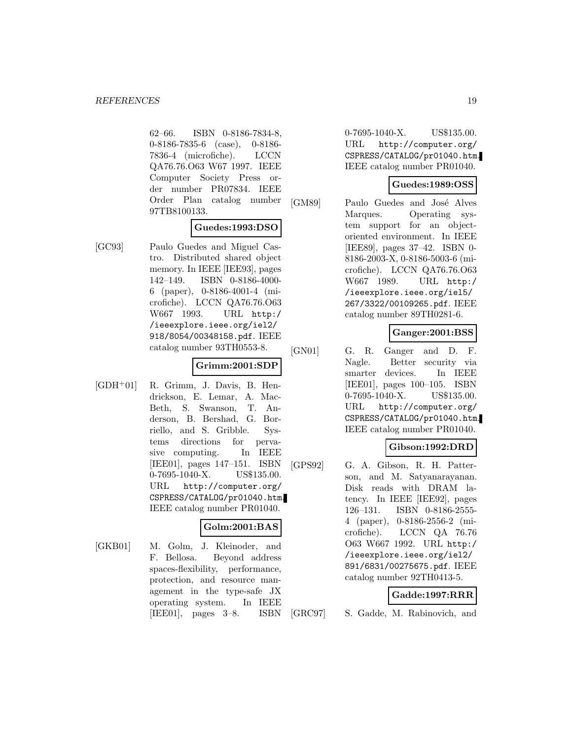62–66. ISBN 0-8186-7834-8, 0-8186-7835-6 (case), 0-8186-7836-4 (microfiche). LCCN QA76.76.O63 W67 1997. IEEE Computer Society Press order number PR07834. IEEE Order Plan catalog number 97TB8100133.

**Guedes:1993:DSO**

[GC93] Paulo Guedes and Miguel Castro. Distributed shared object memory. In IEEE [IEE93], pages 142–149. ISBN 0-8186-4000-6 (paper), 0-8186-4001-4 (microfiche). LCCN QA76.76.O63 W667 1993. URL http://ieeexplore.ieee.org/iel2/918/8054/00348158.pdf. IEEE catalog number 93TH0553-8.

**Grimm:2001:SDP**

[GDH+01] R. Grimm, J. Davis, B. Hendrickson, E. Lemar, A. MacBeth, S. Swanson, T. Anderson, B. Bershad, G. Borriello, and S. Gribble. Systems directions for pervasive computing. In IEEE [IEE01], pages 147–151. ISBN 0-7695-1040-X. US$135.00. URL http://computer.org/CSPRESS/CATALOG/pr01040.htm. IEEE catalog number PR01040.

**Golm:2001:BAS**

[GKB01] M. Golm, J. Kleinoder, and F. Bellosa. Beyond address spaces-flexibility, performance, protection, and resource management in the type-safe JX operating system. In IEEE [IEE01], pages 3–8. ISBN 0-7695-1040-X. US$135.00. URL http://computer.org/CSPRESS/CATALOG/pr01040.htm. IEEE catalog number PR01040.

**Guedes:1989:OSS**

[GM89] Paulo Guedes and José Alves Marques. Operating system support for an object-oriented environment. In IEEE [IEE89], pages 37–42. ISBN 0-8186-2003-X, 0-8186-5003-6 (microfiche). LCCN QA76.76.O63 W667 1989. URL http://ieeexplore.ieee.org/iel5/267/3322/00109265.pdf. IEEE catalog number 89TH0281-6.

**Ganger:2001:BSS**

[GN01] G. R. Ganger and D. F. Nagle. Better security via smarter devices. In IEEE [IEE01], pages 100–105. ISBN 0-7695-1040-X. US$135.00. URL http://computer.org/CSPRESS/CATALOG/pr01040.htm. IEEE catalog number PR01040.

**Gibson:1992:DRD**

[GPS92] G. A. Gibson, R. H. Patterson, and M. Satyanarayanan. Disk reads with DRAM latency. In IEEE [IEE92], pages 126–131. ISBN 0-8186-2555-4 (paper), 0-8186-2556-2 (microfiche). LCCN QA 76.76 O63 W667 1992. URL http://ieeexplore.ieee.org/iel2/891/6831/00275675.pdf. IEEE catalog number 92TH0413-5.

**Gadde:1997:RRR**

[GRC97] S. Gadde, M. Rabinovich, and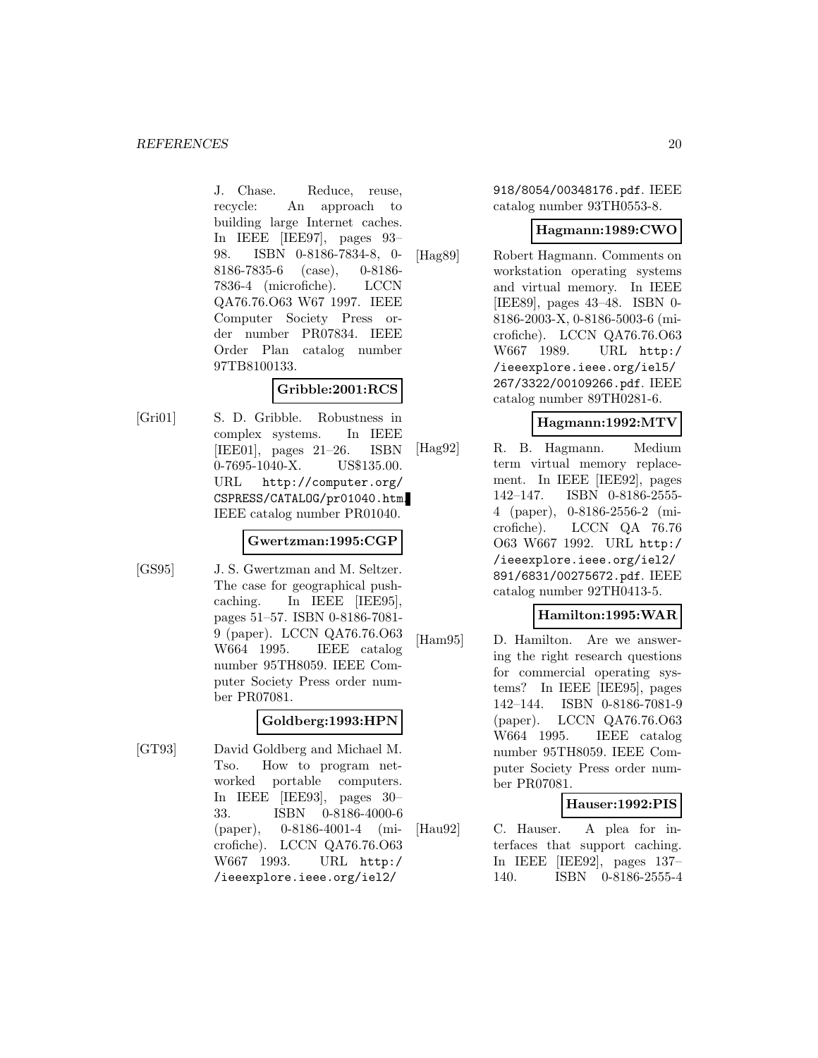J. Chase. Reduce, reuse, recycle: An approach to building large Internet caches. In IEEE [IEE97], pages 93–98. ISBN 0-8186-7834-8, 0-8186-7835-6 (case), 0-8186-7836-4 (microfiche). LCCN QA76.76.O63 W67 1997. IEEE Computer Society Press order number PR07834. IEEE Order Plan catalog number 97TB8100133.

**Gribble:2001:RCS**

[Gri01] S. D. Gribble. Robustness in complex systems. In IEEE [IEE01], pages 21–26. ISBN 0-7695-1040-X. US$135.00. URL http://computer.org/CSPRESS/CATALOG/pr01040.htm. IEEE catalog number PR01040.

**Gwertzman:1995:CGP**

[GS95] J. S. Gwertzman and M. Seltzer. The case for geographical push-caching. In IEEE [IEE95], pages 51–57. ISBN 0-8186-7081-9 (paper). LCCN QA76.76.O63 W664 1995. IEEE catalog number 95TH8059. IEEE Computer Society Press order number PR07081.

**Goldberg:1993:HPN**

[GT93] David Goldberg and Michael M. Tso. How to program networked portable computers. In IEEE [IEE93], pages 30–33. ISBN 0-8186-4000-6 (paper), 0-8186-4001-4 (microfiche). LCCN QA76.76.O63 W667 1993. URL http://ieeexplore.ieee.org/iel2/918/8054/00348176.pdf. IEEE catalog number 93TH0553-8.

**Hagmann:1989:CWO**

[Hag89] Robert Hagmann. Comments on workstation operating systems and virtual memory. In IEEE [IEE89], pages 43–48. ISBN 0-8186-2003-X, 0-8186-5003-6 (microfiche). LCCN QA76.76.O63 W667 1989. URL http://ieeexplore.ieee.org/iel5/267/3322/00109266.pdf. IEEE catalog number 89TH0281-6.

**Hagmann:1992:MTV**

[Hag92] R. B. Hagmann. Medium term virtual memory replacement. In IEEE [IEE92], pages 142–147. ISBN 0-8186-2555-4 (paper), 0-8186-2556-2 (microfiche). LCCN QA 76.76 O63 W667 1992. URL http://ieeexplore.ieee.org/iel2/891/6831/00275672.pdf. IEEE catalog number 92TH0413-5.

**Hamilton:1995:WAR**

[Ham95] D. Hamilton. Are we answering the right research questions for commercial operating systems? In IEEE [IEE95], pages 142–144. ISBN 0-8186-7081-9 (paper). LCCN QA76.76.O63 W664 1995. IEEE catalog number 95TH8059. IEEE Computer Society Press order number PR07081.

**Hauser:1992:PIS**

[Hau92] C. Hauser. A plea for interfaces that support caching. In IEEE [IEE92], pages 137–140. ISBN 0-8186-2555-4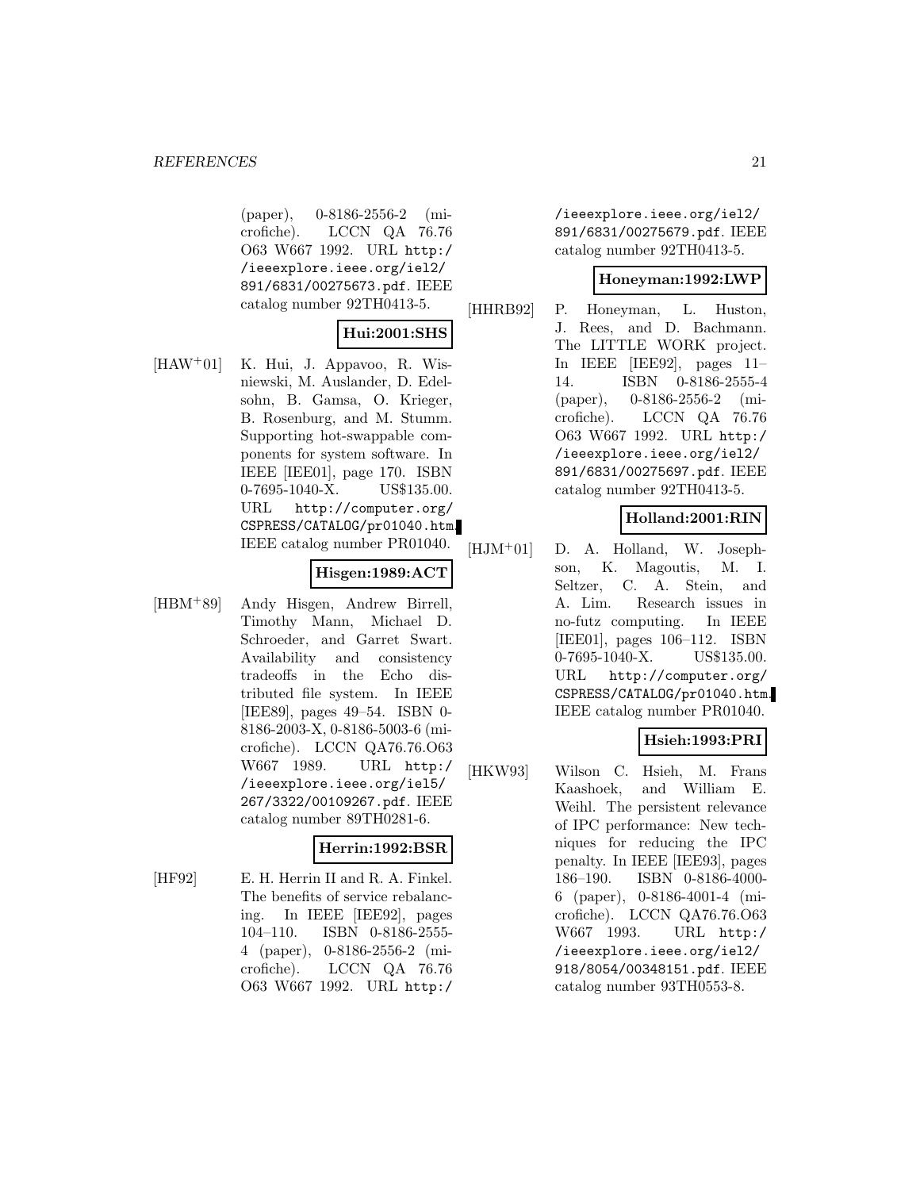(paper), 0-8186-2556-2 (microfiche). LCCN QA 76.76 O63 W667 1992. URL http://ieeexplore.ieee.org/iel2/891/6831/00275673.pdf. IEEE catalog number 92TH0413-5.

**Hui:2001:SHS**

[HAW+01] K. Hui, J. Appavoo, R. Wisniewski, M. Auslander, D. Edelsohn, B. Gamsa, O. Krieger, B. Rosenburg, and M. Stumm. Supporting hot-swappable components for system software. In IEEE [IEE01], page 170. ISBN 0-7695-1040-X. US$135.00. URL http://computer.org/CSPRESS/CATALOG/pr01040.htm. IEEE catalog number PR01040.

**Hisgen:1989:ACT**

[HBM+89] Andy Hisgen, Andrew Birrell, Timothy Mann, Michael D. Schroeder, and Garret Swart. Availability and consistency tradeoffs in the Echo distributed file system. In IEEE [IEE89], pages 49–54. ISBN 0-8186-2003-X, 0-8186-5003-6 (microfiche). LCCN QA76.76.O63 W667 1989. URL http://ieeexplore.ieee.org/iel5/267/3322/00109267.pdf. IEEE catalog number 89TH0281-6.

**Herrin:1992:BSR**

[HF92] E. H. Herrin II and R. A. Finkel. The benefits of service rebalancing. In IEEE [IEE92], pages 104–110. ISBN 0-8186-2555-4 (paper), 0-8186-2556-2 (microfiche). LCCN QA 76.76 O63 W667 1992. URL http://ieeexplore.ieee.org/iel2/891/6831/00275679.pdf. IEEE catalog number 92TH0413-5.

**Honeyman:1992:LWP**

[HHRB92] P. Honeyman, L. Huston, J. Rees, and D. Bachmann. The LITTLE WORK project. In IEEE [IEE92], pages 11–14. ISBN 0-8186-2555-4 (paper), 0-8186-2556-2 (microfiche). LCCN QA 76.76 O63 W667 1992. URL http://ieeexplore.ieee.org/iel2/891/6831/00275697.pdf. IEEE catalog number 92TH0413-5.

**Holland:2001:RIN**

[HJM+01] D. A. Holland, W. Josephson, K. Magoutis, M. I. Seltzer, C. A. Stein, and A. Lim. Research issues in no-futz computing. In IEEE [IEE01], pages 106–112. ISBN 0-7695-1040-X. US$135.00. URL http://computer.org/CSPRESS/CATALOG/pr01040.htm. IEEE catalog number PR01040.

**Hsieh:1993:PRI**

[HKW93] Wilson C. Hsieh, M. Frans Kaashoek, and William E. Weihl. The persistent relevance of IPC performance: New techniques for reducing the IPC penalty. In IEEE [IEE93], pages 186–190. ISBN 0-8186-4000-6 (paper), 0-8186-4001-4 (microfiche). LCCN QA76.76.O63 W667 1993. URL http://ieeexplore.ieee.org/iel2/918/8054/00348151.pdf. IEEE catalog number 93TH0553-8.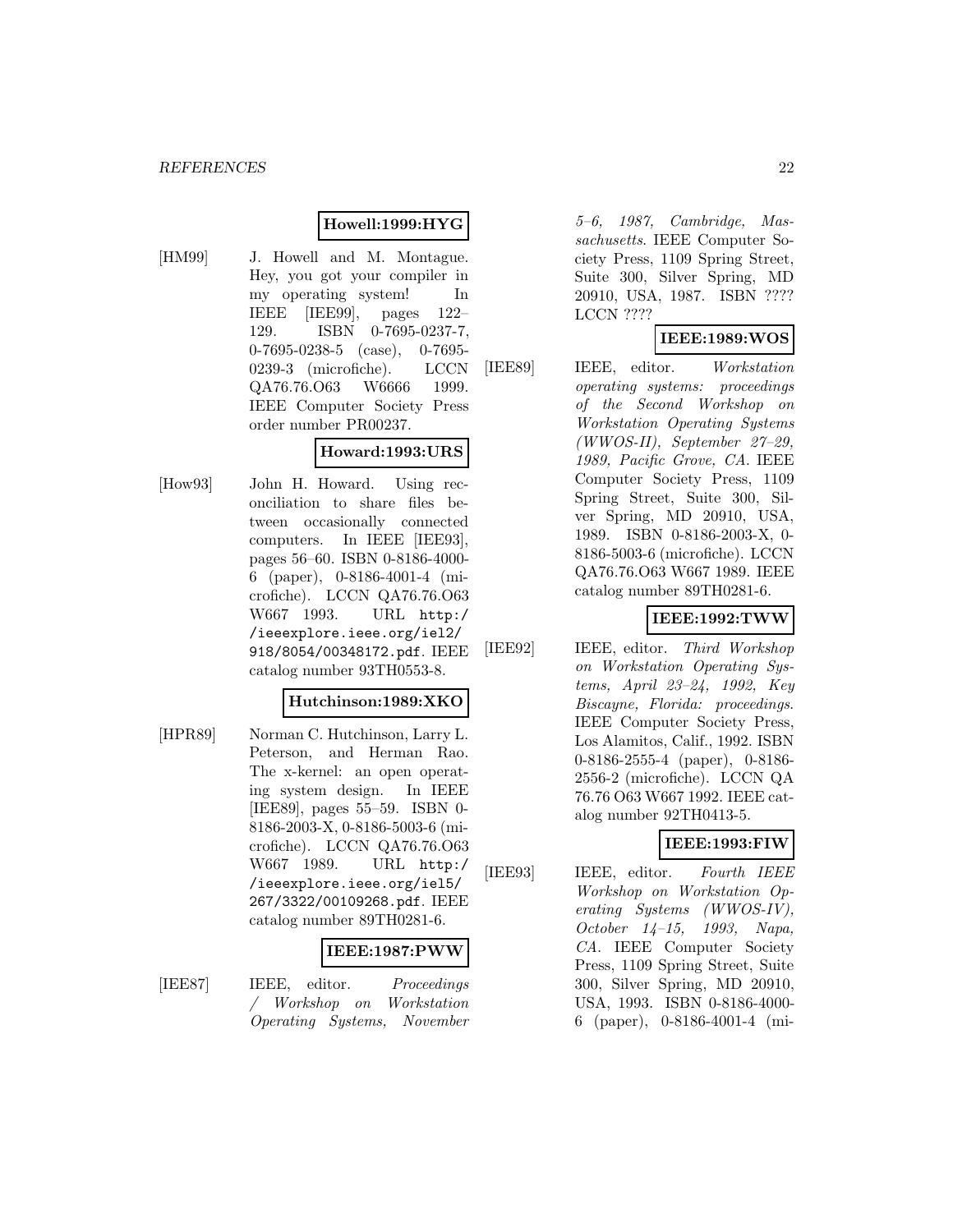**Howell:1999:HYG**

[HM99] J. Howell and M. Montague. Hey, you got your compiler in my operating system! In IEEE [IEE99], pages 122–129. ISBN 0-7695-0237-7, 0-7695-0238-5 (case), 0-7695-0239-3 (microfiche). LCCN QA76.76.O63 W6666 1999. IEEE Computer Society Press order number PR00237.

**Howard:1993:URS**

[How93] John H. Howard. Using reconciliation to share files between occasionally connected computers. In IEEE [IEE93], pages 56–60. ISBN 0-8186-4000-6 (paper), 0-8186-4001-4 (microfiche). LCCN QA76.76.O63 W667 1993. URL `http://ieeexplore.ieee.org/iel2/918/8054/00348172.pdf`. IEEE catalog number 93TH0553-8.

**Hutchinson:1989:XKO**

[HPR89] Norman C. Hutchinson, Larry L. Peterson, and Herman Rao. The x-kernel: an open operating system design. In IEEE [IEE89], pages 55–59. ISBN 0-8186-2003-X, 0-8186-5003-6 (microfiche). LCCN QA76.76.O63 W667 1989. URL `http://ieeexplore.ieee.org/iel5/267/3322/00109268.pdf`. IEEE catalog number 89TH0281-6.

**IEEE:1987:PWW**

[IEE87] IEEE, editor. *Proceedings / Workshop on Workstation Operating Systems, November 5–6, 1987, Cambridge, Massachusetts*. IEEE Computer Society Press, 1109 Spring Street, Suite 300, Silver Spring, MD 20910, USA, 1987. ISBN ???? LCCN ????

**IEEE:1989:WOS**

[IEE89] IEEE, editor. *Workstation operating systems: proceedings of the Second Workshop on Workstation Operating Systems (WWOS-II), September 27–29, 1989, Pacific Grove, CA*. IEEE Computer Society Press, 1109 Spring Street, Suite 300, Silver Spring, MD 20910, USA, 1989. ISBN 0-8186-2003-X, 0-8186-5003-6 (microfiche). LCCN QA76.76.O63 W667 1989. IEEE catalog number 89TH0281-6.

**IEEE:1992:TWW**

[IEE92] IEEE, editor. *Third Workshop on Workstation Operating Systems, April 23–24, 1992, Key Biscayne, Florida: proceedings*. IEEE Computer Society Press, Los Alamitos, Calif., 1992. ISBN 0-8186-2555-4 (paper), 0-8186-2556-2 (microfiche). LCCN QA 76.76 O63 W667 1992. IEEE catalog number 92TH0413-5.

**IEEE:1993:FIW**

[IEE93] IEEE, editor. *Fourth IEEE Workshop on Workstation Operating Systems (WWOS-IV), October 14–15, 1993, Napa, CA*. IEEE Computer Society Press, 1109 Spring Street, Suite 300, Silver Spring, MD 20910, USA, 1993. ISBN 0-8186-4000-6 (paper), 0-8186-4001-4 (mi-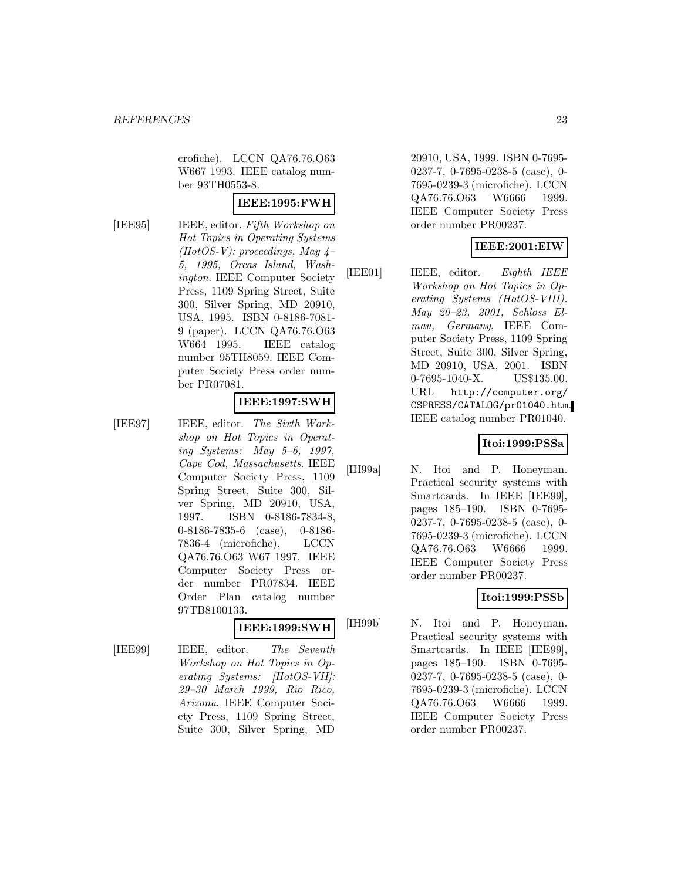crofiche). LCCN QA76.76.O63 W667 1993. IEEE catalog number 93TH0553-8.

**IEEE:1995:FWH**

[IEE95] IEEE, editor. *Fifth Workshop on Hot Topics in Operating Systems (HotOS-V): proceedings, May 4–5, 1995, Orcas Island, Washington*. IEEE Computer Society Press, 1109 Spring Street, Suite 300, Silver Spring, MD 20910, USA, 1995. ISBN 0-8186-7081-9 (paper). LCCN QA76.76.O63 W664 1995. IEEE catalog number 95TH8059. IEEE Computer Society Press order number PR07081.

**IEEE:1997:SWH**

[IEE97] IEEE, editor. *The Sixth Workshop on Hot Topics in Operating Systems: May 5–6, 1997, Cape Cod, Massachusetts*. IEEE Computer Society Press, 1109 Spring Street, Suite 300, Silver Spring, MD 20910, USA, 1997. ISBN 0-8186-7834-8, 0-8186-7835-6 (case), 0-8186-7836-4 (microfiche). LCCN QA76.76.O63 W67 1997. IEEE Computer Society Press order number PR07834. IEEE Order Plan catalog number 97TB8100133.

**IEEE:1999:SWH**

[IEE99] IEEE, editor. *The Seventh Workshop on Hot Topics in Operating Systems: [HotOS-VII]: 29–30 March 1999, Rio Rico, Arizona*. IEEE Computer Society Press, 1109 Spring Street, Suite 300, Silver Spring, MD 20910, USA, 1999. ISBN 0-7695-0237-7, 0-7695-0238-5 (case), 0-7695-0239-3 (microfiche). LCCN QA76.76.O63 W6666 1999. IEEE Computer Society Press order number PR00237.

**IEEE:2001:EIW**

[IEE01] IEEE, editor. *Eighth IEEE Workshop on Hot Topics in Operating Systems (HotOS-VIII). May 20–23, 2001, Schloss Elmau, Germany*. IEEE Computer Society Press, 1109 Spring Street, Suite 300, Silver Spring, MD 20910, USA, 2001. ISBN 0-7695-1040-X. US$135.00. URL `http://computer.org/CSPRESS/CATALOG/pr01040.htm`. IEEE catalog number PR01040.

**Itoi:1999:PSSa**

[IH99a] N. Itoi and P. Honeyman. Practical security systems with Smartcards. In IEEE [IEE99], pages 185–190. ISBN 0-7695-0237-7, 0-7695-0238-5 (case), 0-7695-0239-3 (microfiche). LCCN QA76.76.O63 W6666 1999. IEEE Computer Society Press order number PR00237.

**Itoi:1999:PSSb**

[IH99b] N. Itoi and P. Honeyman. Practical security systems with Smartcards. In IEEE [IEE99], pages 185–190. ISBN 0-7695-0237-7, 0-7695-0238-5 (case), 0-7695-0239-3 (microfiche). LCCN QA76.76.O63 W6666 1999. IEEE Computer Society Press order number PR00237.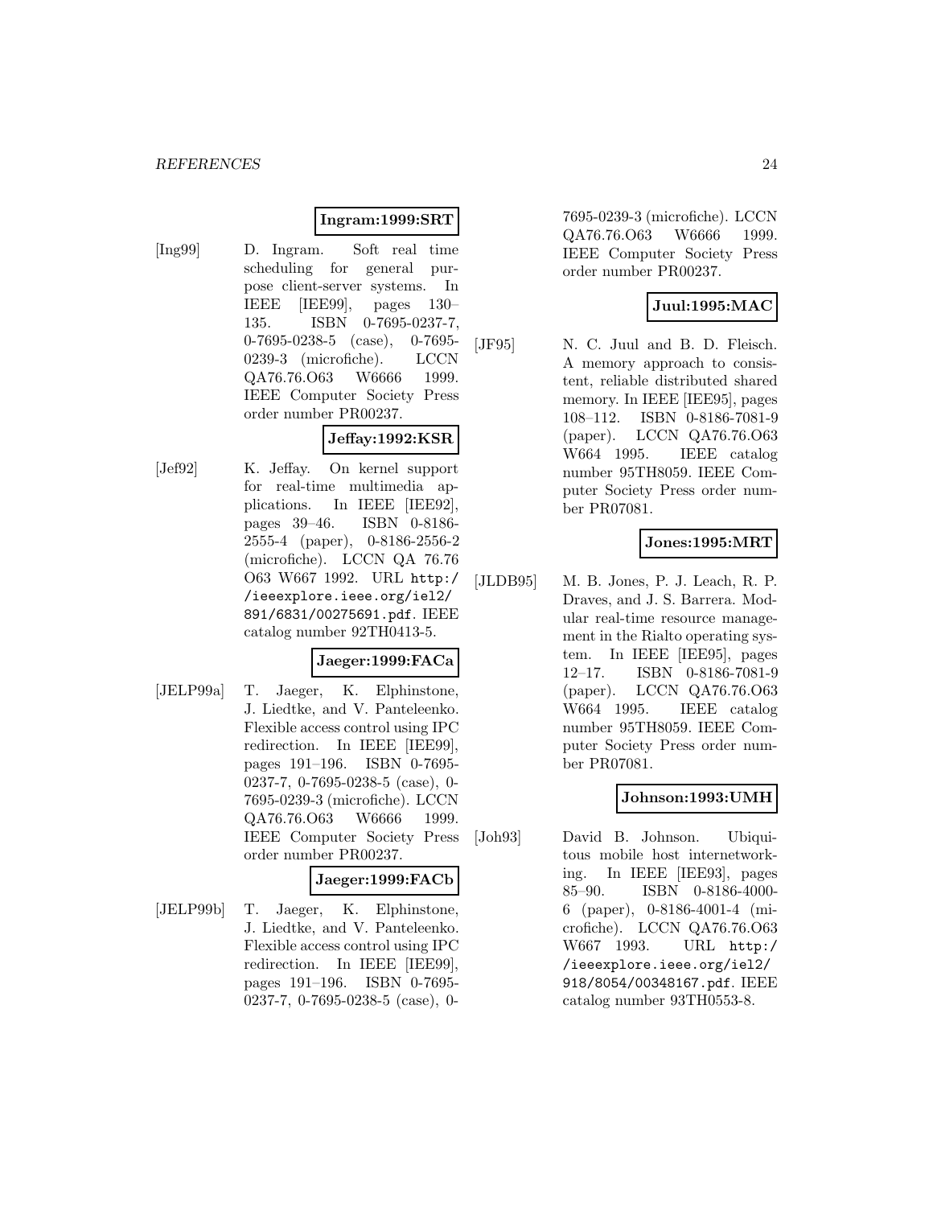**Ingram:1999:SRT**

[Ing99] D. Ingram. Soft real time scheduling for general purpose client-server systems. In IEEE [IEE99], pages 130–135. ISBN 0-7695-0237-7, 0-7695-0238-5 (case), 0-7695-0239-3 (microfiche). LCCN QA76.76.O63 W6666 1999. IEEE Computer Society Press order number PR00237.

**Jeffay:1992:KSR**

[Jef92] K. Jeffay. On kernel support for real-time multimedia applications. In IEEE [IEE92], pages 39–46. ISBN 0-8186-2555-4 (paper), 0-8186-2556-2 (microfiche). LCCN QA 76.76 O63 W667 1992. URL `http://ieeexplore.ieee.org/iel2/891/6831/00275691.pdf`. IEEE catalog number 92TH0413-5.

**Jaeger:1999:FACa**

[JELP99a] T. Jaeger, K. Elphinstone, J. Liedtke, and V. Panteleenko. Flexible access control using IPC redirection. In IEEE [IEE99], pages 191–196. ISBN 0-7695-0237-7, 0-7695-0238-5 (case), 0-7695-0239-3 (microfiche). LCCN QA76.76.O63 W6666 1999. IEEE Computer Society Press order number PR00237.

**Jaeger:1999:FACb**

[JELP99b] T. Jaeger, K. Elphinstone, J. Liedtke, and V. Panteleenko. Flexible access control using IPC redirection. In IEEE [IEE99], pages 191–196. ISBN 0-7695-0237-7, 0-7695-0238-5 (case), 0-7695-0239-3 (microfiche). LCCN QA76.76.O63 W6666 1999. IEEE Computer Society Press order number PR00237.

**Juul:1995:MAC**

[JF95] N. C. Juul and B. D. Fleisch. A memory approach to consistent, reliable distributed shared memory. In IEEE [IEE95], pages 108–112. ISBN 0-8186-7081-9 (paper). LCCN QA76.76.O63 W664 1995. IEEE catalog number 95TH8059. IEEE Computer Society Press order number PR07081.

**Jones:1995:MRT**

[JLDB95] M. B. Jones, P. J. Leach, R. P. Draves, and J. S. Barrera. Modular real-time resource management in the Rialto operating system. In IEEE [IEE95], pages 12–17. ISBN 0-8186-7081-9 (paper). LCCN QA76.76.O63 W664 1995. IEEE catalog number 95TH8059. IEEE Computer Society Press order number PR07081.

**Johnson:1993:UMH**

[Joh93] David B. Johnson. Ubiquitous mobile host internetworking. In IEEE [IEE93], pages 85–90. ISBN 0-8186-4000-6 (paper), 0-8186-4001-4 (microfiche). LCCN QA76.76.O63 W667 1993. URL `http://ieeexplore.ieee.org/iel2/918/8054/00348167.pdf`. IEEE catalog number 93TH0553-8.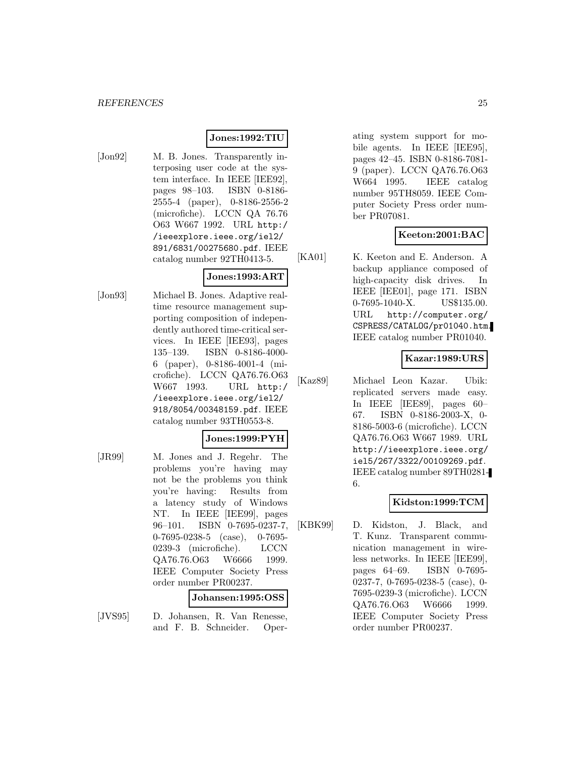**Jones:1992:TIU**

[Jon92] M. B. Jones. Transparently interposing user code at the system interface. In IEEE [IEE92], pages 98–103. ISBN 0-8186-2555-4 (paper), 0-8186-2556-2 (microfiche). LCCN QA 76.76 O63 W667 1992. URL http://ieeexplore.ieee.org/iel2/891/6831/00275680.pdf. IEEE catalog number 92TH0413-5.

**Jones:1993:ART**

[Jon93] Michael B. Jones. Adaptive real-time resource management supporting composition of independently authored time-critical services. In IEEE [IEE93], pages 135–139. ISBN 0-8186-4000-6 (paper), 0-8186-4001-4 (microfiche). LCCN QA76.76.O63 W667 1993. URL http://ieeexplore.ieee.org/iel2/918/8054/00348159.pdf. IEEE catalog number 93TH0553-8.

**Jones:1999:PYH**

[JR99] M. Jones and J. Regehr. The problems you're having may not be the problems you think you're having: Results from a latency study of Windows NT. In IEEE [IEE99], pages 96–101. ISBN 0-7695-0237-7, 0-7695-0238-5 (case), 0-7695-0239-3 (microfiche). LCCN QA76.76.O63 W6666 1999. IEEE Computer Society Press order number PR00237.

**Johansen:1995:OSS**

[JVS95] D. Johansen, R. Van Renesse, and F. B. Schneider. Operating system support for mobile agents. In IEEE [IEE95], pages 42–45. ISBN 0-8186-7081-9 (paper). LCCN QA76.76.O63 W664 1995. IEEE catalog number 95TH8059. IEEE Computer Society Press order number PR07081.

**Keeton:2001:BAC**

[KA01] K. Keeton and E. Anderson. A backup appliance composed of high-capacity disk drives. In IEEE [IEE01], page 171. ISBN 0-7695-1040-X. US$135.00. URL http://computer.org/CSPRESS/CATALOG/pr01040.htm. IEEE catalog number PR01040.

**Kazar:1989:URS**

[Kaz89] Michael Leon Kazar. Ubik: replicated servers made easy. In IEEE [IEE89], pages 60–67. ISBN 0-8186-2003-X, 0-8186-5003-6 (microfiche). LCCN QA76.76.O63 W667 1989. URL http://ieeexplore.ieee.org/iel5/267/3322/00109269.pdf. IEEE catalog number 89TH0281-6.

**Kidston:1999:TCM**

[KBK99] D. Kidston, J. Black, and T. Kunz. Transparent communication management in wireless networks. In IEEE [IEE99], pages 64–69. ISBN 0-7695-0237-7, 0-7695-0238-5 (case), 0-7695-0239-3 (microfiche). LCCN QA76.76.O63 W6666 1999. IEEE Computer Society Press order number PR00237.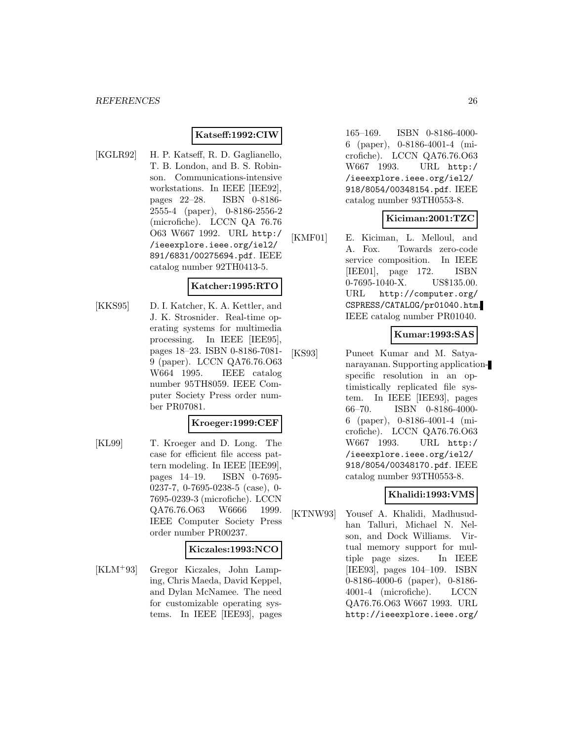**Katseff:1992:CIW**

[KGLR92] H. P. Katseff, R. D. Gaglianello, T. B. London, and B. S. Robinson. Communications-intensive workstations. In IEEE [IEE92], pages 22–28. ISBN 0-8186-2555-4 (paper), 0-8186-2556-2 (microfiche). LCCN QA 76.76 O63 W667 1992. URL http://ieeexplore.ieee.org/iel2/891/6831/00275694.pdf. IEEE catalog number 92TH0413-5.

**Katcher:1995:RTO**

[KKS95] D. I. Katcher, K. A. Kettler, and J. K. Strosnider. Real-time operating systems for multimedia processing. In IEEE [IEE95], pages 18–23. ISBN 0-8186-7081-9 (paper). LCCN QA76.76.O63 W664 1995. IEEE catalog number 95TH8059. IEEE Computer Society Press order number PR07081.

**Kroeger:1999:CEF**

[KL99] T. Kroeger and D. Long. The case for efficient file access pattern modeling. In IEEE [IEE99], pages 14–19. ISBN 0-7695-0237-7, 0-7695-0238-5 (case), 0-7695-0239-3 (microfiche). LCCN QA76.76.O63 W6666 1999. IEEE Computer Society Press order number PR00237.

**Kiczales:1993:NCO**

[KLM+93] Gregor Kiczales, John Lamping, Chris Maeda, David Keppel, and Dylan McNamee. The need for customizable operating systems. In IEEE [IEE93], pages 165–169. ISBN 0-8186-4000-6 (paper), 0-8186-4001-4 (microfiche). LCCN QA76.76.O63 W667 1993. URL http://ieeexplore.ieee.org/iel2/918/8054/00348154.pdf. IEEE catalog number 93TH0553-8.

**Kiciman:2001:TZC**

[KMF01] E. Kiciman, L. Melloul, and A. Fox. Towards zero-code service composition. In IEEE [IEE01], page 172. ISBN 0-7695-1040-X. US$135.00. URL http://computer.org/CSPRESS/CATALOG/pr01040.htm. IEEE catalog number PR01040.

**Kumar:1993:SAS**

[KS93] Puneet Kumar and M. Satyanarayanan. Supporting application-specific resolution in an optimistically replicated file system. In IEEE [IEE93], pages 66–70. ISBN 0-8186-4000-6 (paper), 0-8186-4001-4 (microfiche). LCCN QA76.76.O63 W667 1993. URL http://ieeexplore.ieee.org/iel2/918/8054/00348170.pdf. IEEE catalog number 93TH0553-8.

**Khalidi:1993:VMS**

[KTNW93] Yousef A. Khalidi, Madhusudhan Talluri, Michael N. Nelson, and Dock Williams. Virtual memory support for multiple page sizes. In IEEE [IEE93], pages 104–109. ISBN 0-8186-4000-6 (paper), 0-8186-4001-4 (microfiche). LCCN QA76.76.O63 W667 1993. URL http://ieeexplore.ieee.org/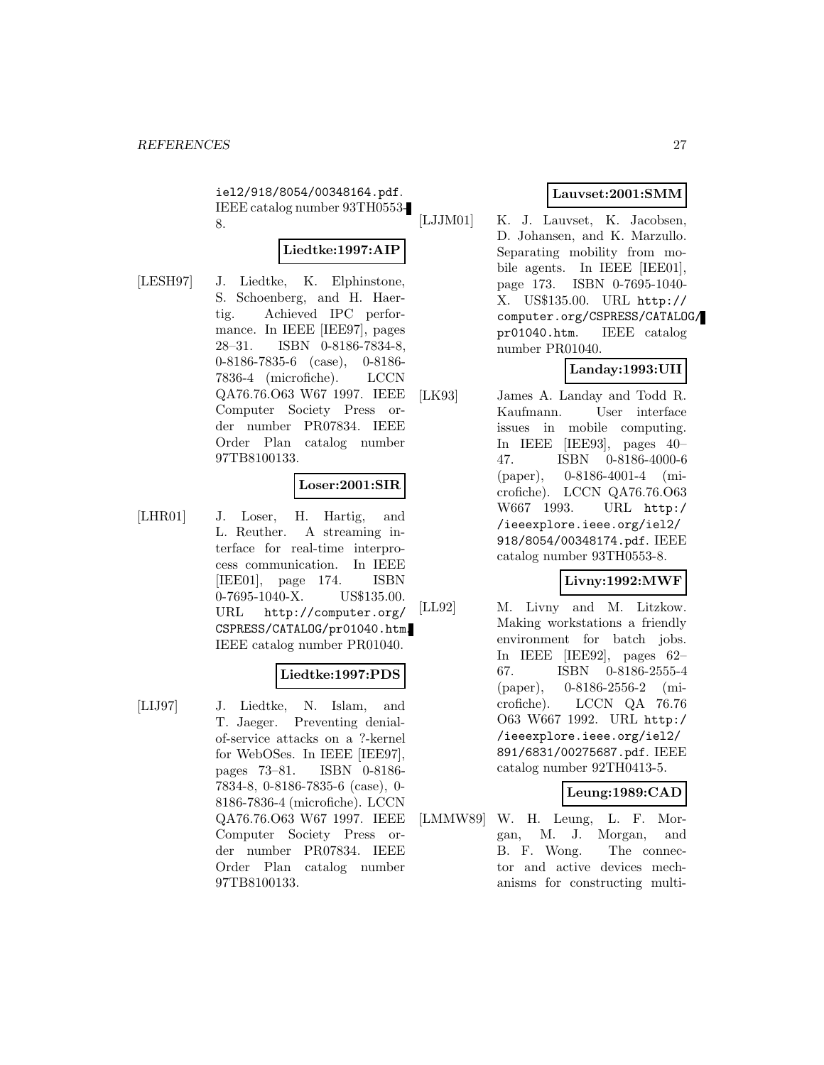iel2/918/8054/00348164.pdf. IEEE catalog number 93TH0553-8.

**Liedtke:1997:AIP**

[LESH97] J. Liedtke, K. Elphinstone, S. Schoenberg, and H. Haertig. Achieved IPC performance. In IEEE [IEE97], pages 28–31. ISBN 0-8186-7834-8, 0-8186-7835-6 (case), 0-8186-7836-4 (microfiche). LCCN QA76.76.O63 W67 1997. IEEE Computer Society Press order number PR07834. IEEE Order Plan catalog number 97TB8100133.

**Loser:2001:SIR**

[LHR01] J. Loser, H. Hartig, and L. Reuther. A streaming interface for real-time interprocess communication. In IEEE [IEE01], page 174. ISBN 0-7695-1040-X. US$135.00. URL http://computer.org/CSPRESS/CATALOG/pr01040.htm. IEEE catalog number PR01040.

**Liedtke:1997:PDS**

[LIJ97] J. Liedtke, N. Islam, and T. Jaeger. Preventing denial-of-service attacks on a ?-kernel for WebOSes. In IEEE [IEE97], pages 73–81. ISBN 0-8186-7834-8, 0-8186-7835-6 (case), 0-8186-7836-4 (microfiche). LCCN QA76.76.O63 W67 1997. IEEE Computer Society Press order number PR07834. IEEE Order Plan catalog number 97TB8100133.

**Lauvset:2001:SMM**

[LJJM01] K. J. Lauvset, K. Jacobsen, D. Johansen, and K. Marzullo. Separating mobility from mobile agents. In IEEE [IEE01], page 173. ISBN 0-7695-1040-X. US$135.00. URL http://computer.org/CSPRESS/CATALOG/pr01040.htm. IEEE catalog number PR01040.

**Landay:1993:UII**

[LK93] James A. Landay and Todd R. Kaufmann. User interface issues in mobile computing. In IEEE [IEE93], pages 40–47. ISBN 0-8186-4000-6 (paper), 0-8186-4001-4 (microfiche). LCCN QA76.76.O63 W667 1993. URL http://ieeexplore.ieee.org/iel2/918/8054/00348174.pdf. IEEE catalog number 93TH0553-8.

**Livny:1992:MWF**

[LL92] M. Livny and M. Litzkow. Making workstations a friendly environment for batch jobs. In IEEE [IEE92], pages 62–67. ISBN 0-8186-2555-4 (paper), 0-8186-2556-2 (microfiche). LCCN QA 76.76 O63 W667 1992. URL http://ieeexplore.ieee.org/iel2/891/6831/00275687.pdf. IEEE catalog number 92TH0413-5.

**Leung:1989:CAD**

[LMMW89] W. H. Leung, L. F. Morgan, M. J. Morgan, and B. F. Wong. The connector and active devices mechanisms for constructing multi-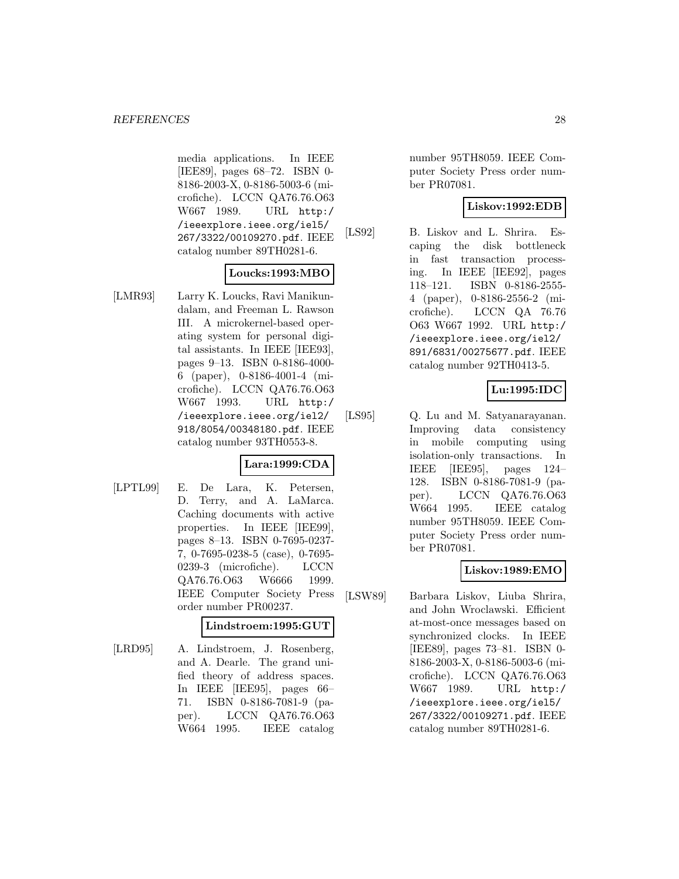media applications. In IEEE [IEE89], pages 68–72. ISBN 0-8186-2003-X, 0-8186-5003-6 (microfiche). LCCN QA76.76.O63 W667 1989. URL http://ieeexplore.ieee.org/iel5/267/3322/00109270.pdf. IEEE catalog number 89TH0281-6.

**Loucks:1993:MBO**

[LMR93] Larry K. Loucks, Ravi Manikundalam, and Freeman L. Rawson III. A microkernel-based operating system for personal digital assistants. In IEEE [IEE93], pages 9–13. ISBN 0-8186-4000-6 (paper), 0-8186-4001-4 (microfiche). LCCN QA76.76.O63 W667 1993. URL http://ieeexplore.ieee.org/iel2/918/8054/00348180.pdf. IEEE catalog number 93TH0553-8.

**Lara:1999:CDA**

[LPTL99] E. De Lara, K. Petersen, D. Terry, and A. LaMarca. Caching documents with active properties. In IEEE [IEE99], pages 8–13. ISBN 0-7695-0237-7, 0-7695-0238-5 (case), 0-7695-0239-3 (microfiche). LCCN QA76.76.O63 W6666 1999. IEEE Computer Society Press order number PR00237.

**Lindstroem:1995:GUT**

[LRD95] A. Lindstroem, J. Rosenberg, and A. Dearle. The grand unified theory of address spaces. In IEEE [IEE95], pages 66–71. ISBN 0-8186-7081-9 (paper). LCCN QA76.76.O63 W664 1995. IEEE catalog number 95TH8059. IEEE Computer Society Press order number PR07081.

**Liskov:1992:EDB**

[LS92] B. Liskov and L. Shrira. Escaping the disk bottleneck in fast transaction processing. In IEEE [IEE92], pages 118–121. ISBN 0-8186-2555-4 (paper), 0-8186-2556-2 (microfiche). LCCN QA 76.76 O63 W667 1992. URL http://ieeexplore.ieee.org/iel2/891/6831/00275677.pdf. IEEE catalog number 92TH0413-5.

**Lu:1995:IDC**

[LS95] Q. Lu and M. Satyanarayanan. Improving data consistency in mobile computing using isolation-only transactions. In IEEE [IEE95], pages 124–128. ISBN 0-8186-7081-9 (paper). LCCN QA76.76.O63 W664 1995. IEEE catalog number 95TH8059. IEEE Computer Society Press order number PR07081.

**Liskov:1989:EMO**

[LSW89] Barbara Liskov, Liuba Shrira, and John Wroclawski. Efficient at-most-once messages based on synchronized clocks. In IEEE [IEE89], pages 73–81. ISBN 0-8186-2003-X, 0-8186-5003-6 (microfiche). LCCN QA76.76.O63 W667 1989. URL http://ieeexplore.ieee.org/iel5/267/3322/00109271.pdf. IEEE catalog number 89TH0281-6.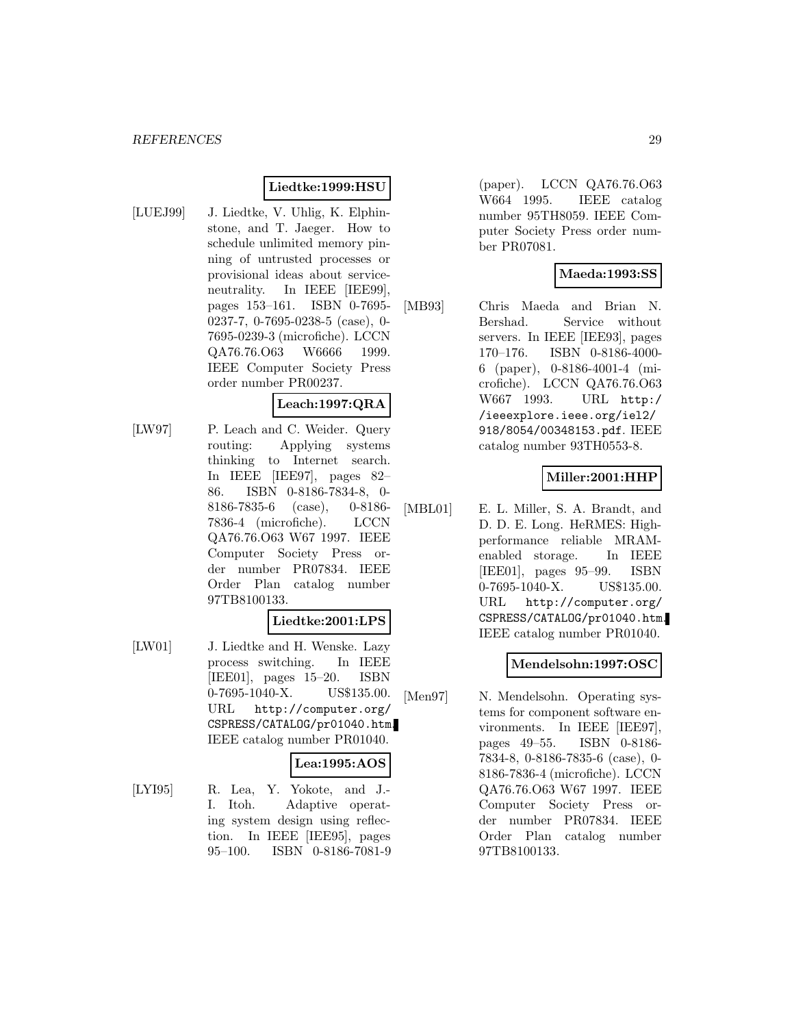**Liedtke:1999:HSU**

[LUEJ99] J. Liedtke, V. Uhlig, K. Elphinstone, and T. Jaeger. How to schedule unlimited memory pinning of untrusted processes or provisional ideas about service-neutrality. In IEEE [IEE99], pages 153–161. ISBN 0-7695-0237-7, 0-7695-0238-5 (case), 0-7695-0239-3 (microfiche). LCCN QA76.76.O63 W6666 1999. IEEE Computer Society Press order number PR00237.

**Leach:1997:QRA**

[LW97] P. Leach and C. Weider. Query routing: Applying systems thinking to Internet search. In IEEE [IEE97], pages 82–86. ISBN 0-8186-7834-8, 0-8186-7835-6 (case), 0-8186-7836-4 (microfiche). LCCN QA76.76.O63 W67 1997. IEEE Computer Society Press order number PR07834. IEEE Order Plan catalog number 97TB8100133.

**Liedtke:2001:LPS**

[LW01] J. Liedtke and H. Wenske. Lazy process switching. In IEEE [IEE01], pages 15–20. ISBN 0-7695-1040-X. US\$135.00. URL `http://computer.org/CSPRESS/CATALOG/pr01040.htm`. IEEE catalog number PR01040.

**Lea:1995:AOS**

[LYI95] R. Lea, Y. Yokote, and J.-I. Itoh. Adaptive operating system design using reflection. In IEEE [IEE95], pages 95–100. ISBN 0-8186-7081-9 (paper). LCCN QA76.76.O63 W664 1995. IEEE catalog number 95TH8059. IEEE Computer Society Press order number PR07081.

**Maeda:1993:SS**

[MB93] Chris Maeda and Brian N. Bershad. Service without servers. In IEEE [IEE93], pages 170–176. ISBN 0-8186-4000-6 (paper), 0-8186-4001-4 (microfiche). LCCN QA76.76.O63 W667 1993. URL `http://ieeexplore.ieee.org/iel2/918/8054/00348153.pdf`. IEEE catalog number 93TH0553-8.

**Miller:2001:HHP**

[MBL01] E. L. Miller, S. A. Brandt, and D. D. E. Long. HeRMES: High-performance reliable MRAM-enabled storage. In IEEE [IEE01], pages 95–99. ISBN 0-7695-1040-X. US\$135.00. URL `http://computer.org/CSPRESS/CATALOG/pr01040.htm`. IEEE catalog number PR01040.

**Mendelsohn:1997:OSC**

[Men97] N. Mendelsohn. Operating systems for component software environments. In IEEE [IEE97], pages 49–55. ISBN 0-8186-7834-8, 0-8186-7835-6 (case), 0-8186-7836-4 (microfiche). LCCN QA76.76.O63 W67 1997. IEEE Computer Society Press order number PR07834. IEEE Order Plan catalog number 97TB8100133.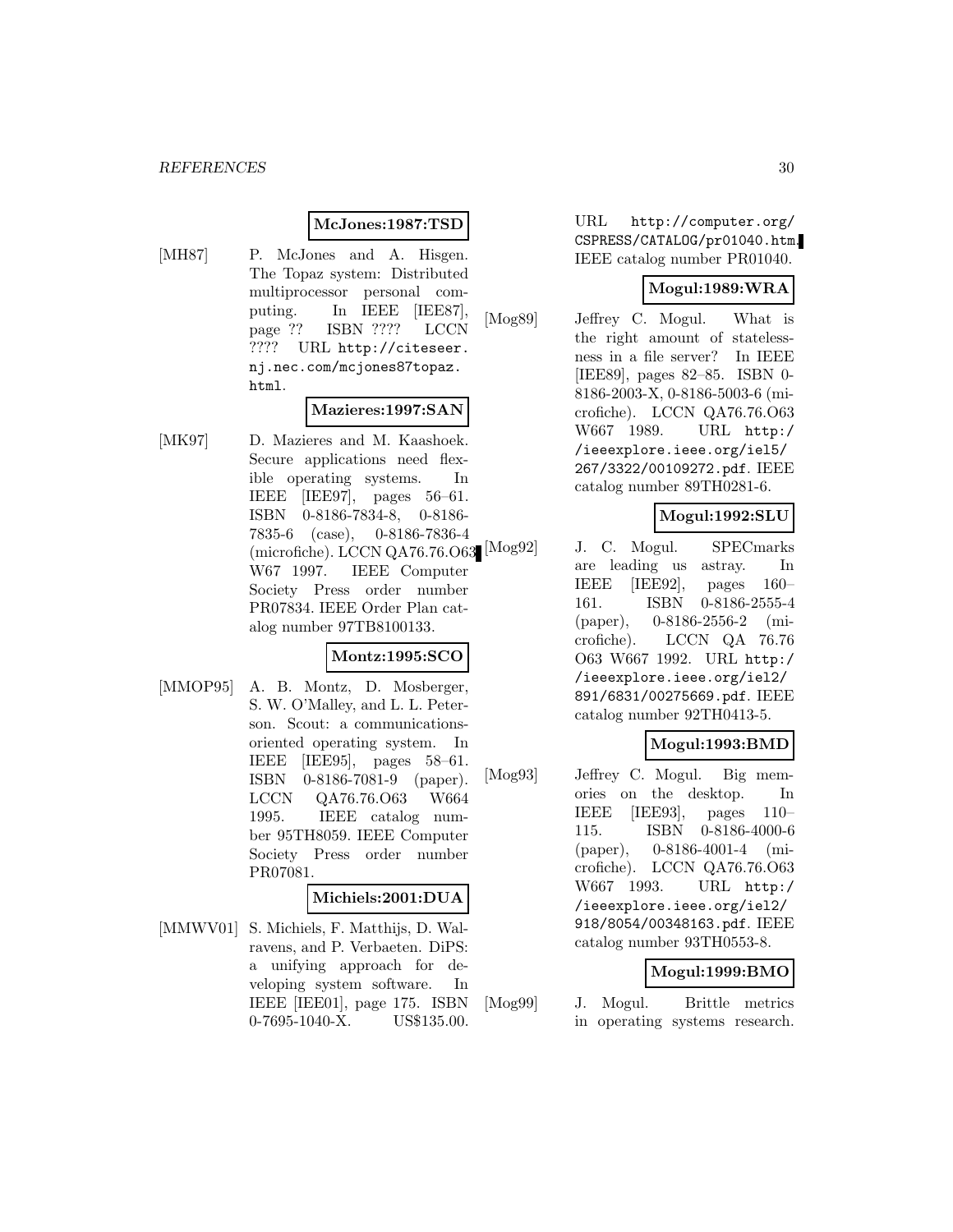**McJones:1987:TSD**

[MH87] P. McJones and A. Hisgen. The Topaz system: Distributed multiprocessor personal computing. In IEEE [IEE87], page ?? ISBN ???? LCCN ???? URL http://citeseer.nj.nec.com/mcjones87topaz.html.

**Mazieres:1997:SAN**

[MK97] D. Mazieres and M. Kaashoek. Secure applications need flexible operating systems. In IEEE [IEE97], pages 56–61. ISBN 0-8186-7834-8, 0-8186-7835-6 (case), 0-8186-7836-4 (microfiche). LCCN QA76.76.O63 W67 1997. IEEE Computer Society Press order number PR07834. IEEE Order Plan catalog number 97TB8100133.

**Montz:1995:SCO**

[MMOP95] A. B. Montz, D. Mosberger, S. W. O'Malley, and L. L. Peterson. Scout: a communications-oriented operating system. In IEEE [IEE95], pages 58–61. ISBN 0-8186-7081-9 (paper). LCCN QA76.76.O63 W664 1995. IEEE catalog number 95TH8059. IEEE Computer Society Press order number PR07081.

**Michiels:2001:DUA**

[MMWV01] S. Michiels, F. Matthijs, D. Walravens, and P. Verbaeten. DiPS: a unifying approach for developing system software. In IEEE [IEE01], page 175. ISBN 0-7695-1040-X. US$135.00. URL http://computer.org/CSPRESS/CATALOG/pr01040.htm. IEEE catalog number PR01040.

**Mogul:1989:WRA**

[Mog89] Jeffrey C. Mogul. What is the right amount of statelessness in a file server? In IEEE [IEE89], pages 82–85. ISBN 0-8186-2003-X, 0-8186-5003-6 (microfiche). LCCN QA76.76.O63 W667 1989. URL http://ieeexplore.ieee.org/iel5/267/3322/00109272.pdf. IEEE catalog number 89TH0281-6.

**Mogul:1992:SLU**

[Mog92] J. C. Mogul. SPECmarks are leading us astray. In IEEE [IEE92], pages 160–161. ISBN 0-8186-2555-4 (paper), 0-8186-2556-2 (microfiche). LCCN QA 76.76 O63 W667 1992. URL http://ieeexplore.ieee.org/iel2/891/6831/00275669.pdf. IEEE catalog number 92TH0413-5.

**Mogul:1993:BMD**

[Mog93] Jeffrey C. Mogul. Big memories on the desktop. In IEEE [IEE93], pages 110–115. ISBN 0-8186-4000-6 (paper), 0-8186-4001-4 (microfiche). LCCN QA76.76.O63 W667 1993. URL http://ieeexplore.ieee.org/iel2/918/8054/00348163.pdf. IEEE catalog number 93TH0553-8.

**Mogul:1999:BMO**

[Mog99] J. Mogul. Brittle metrics in operating systems research.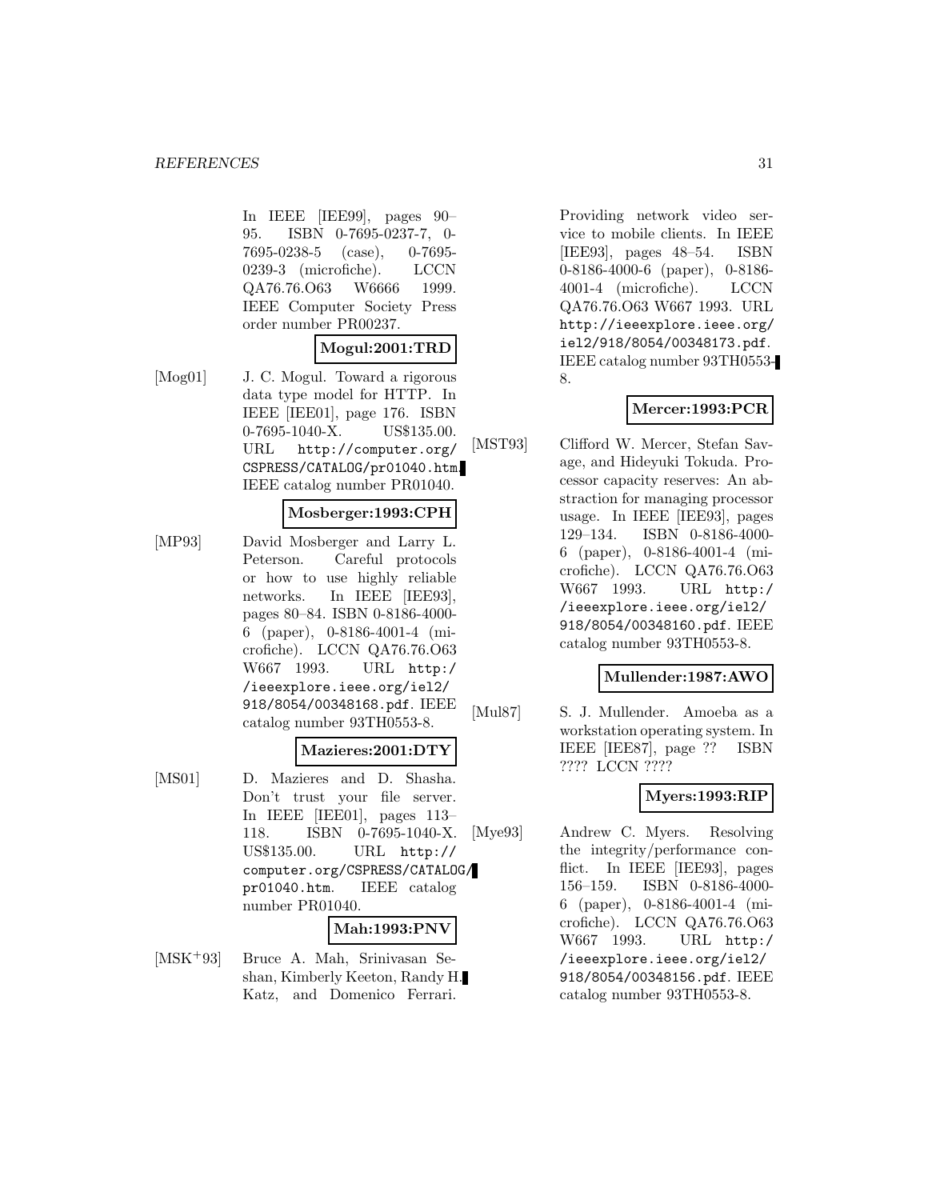In IEEE [IEE99], pages 90–95. ISBN 0-7695-0237-7, 0-7695-0238-5 (case), 0-7695-0239-3 (microfiche). LCCN QA76.76.O63 W6666 1999. IEEE Computer Society Press order number PR00237.

**Mogul:2001:TRD**

[Mog01] J. C. Mogul. Toward a rigorous data type model for HTTP. In IEEE [IEE01], page 176. ISBN 0-7695-1040-X. US$135.00. URL `http://computer.org/CSPRESS/CATALOG/pr01040.htm`. IEEE catalog number PR01040.

**Mosberger:1993:CPH**

[MP93] David Mosberger and Larry L. Peterson. Careful protocols or how to use highly reliable networks. In IEEE [IEE93], pages 80–84. ISBN 0-8186-4000-6 (paper), 0-8186-4001-4 (microfiche). LCCN QA76.76.O63 W667 1993. URL `http://ieeexplore.ieee.org/iel2/918/8054/00348168.pdf`. IEEE catalog number 93TH0553-8.

**Mazieres:2001:DTY**

[MS01] D. Mazieres and D. Shasha. Don't trust your file server. In IEEE [IEE01], pages 113–118. ISBN 0-7695-1040-X. US$135.00. URL `http://computer.org/CSPRESS/CATALOG/pr01040.htm`. IEEE catalog number PR01040.

**Mah:1993:PNV**

[MSK+93] Bruce A. Mah, Srinivasan Seshan, Kimberly Keeton, Randy H. Katz, and Domenico Ferrari. Providing network video service to mobile clients. In IEEE [IEE93], pages 48–54. ISBN 0-8186-4000-6 (paper), 0-8186-4001-4 (microfiche). LCCN QA76.76.O63 W667 1993. URL `http://ieeexplore.ieee.org/iel2/918/8054/00348173.pdf`. IEEE catalog number 93TH0553-8.

**Mercer:1993:PCR**

[MST93] Clifford W. Mercer, Stefan Savage, and Hideyuki Tokuda. Processor capacity reserves: An abstraction for managing processor usage. In IEEE [IEE93], pages 129–134. ISBN 0-8186-4000-6 (paper), 0-8186-4001-4 (microfiche). LCCN QA76.76.O63 W667 1993. URL `http://ieeexplore.ieee.org/iel2/918/8054/00348160.pdf`. IEEE catalog number 93TH0553-8.

**Mullender:1987:AWO**

[Mul87] S. J. Mullender. Amoeba as a workstation operating system. In IEEE [IEE87], page ?? ISBN ???? LCCN ????

**Myers:1993:RIP**

[Mye93] Andrew C. Myers. Resolving the integrity/performance conflict. In IEEE [IEE93], pages 156–159. ISBN 0-8186-4000-6 (paper), 0-8186-4001-4 (microfiche). LCCN QA76.76.O63 W667 1993. URL `http://ieeexplore.ieee.org/iel2/918/8054/00348156.pdf`. IEEE catalog number 93TH0553-8.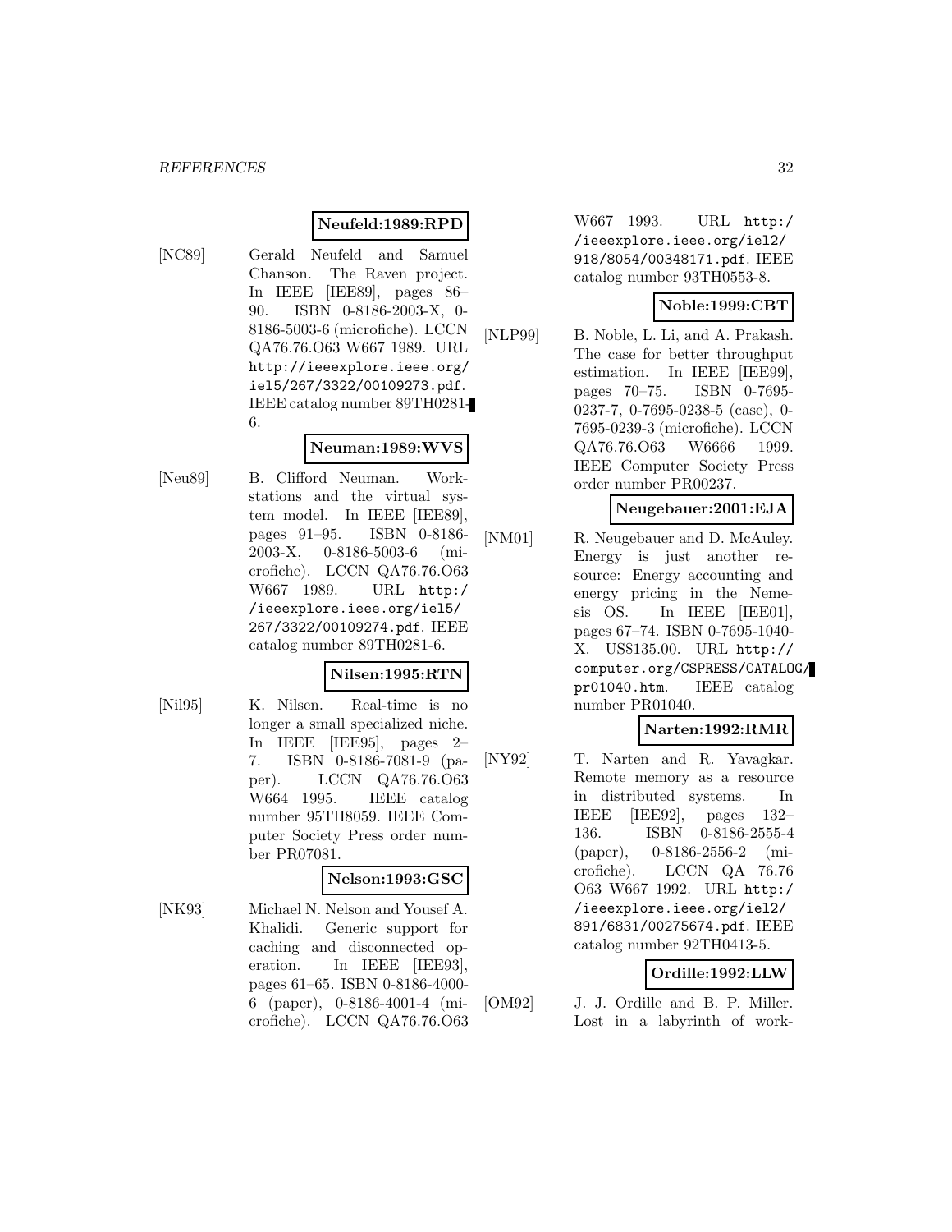**Neufeld:1989:RPD**

[NC89] Gerald Neufeld and Samuel Chanson. The Raven project. In IEEE [IEE89], pages 86–90. ISBN 0-8186-2003-X, 0-8186-5003-6 (microfiche). LCCN QA76.76.O63 W667 1989. URL http://ieeexplore.ieee.org/iel5/267/3322/00109273.pdf. IEEE catalog number 89TH0281-6.

**Neuman:1989:WVS**

[Neu89] B. Clifford Neuman. Workstations and the virtual system model. In IEEE [IEE89], pages 91–95. ISBN 0-8186-2003-X, 0-8186-5003-6 (microfiche). LCCN QA76.76.O63 W667 1989. URL http://ieeexplore.ieee.org/iel5/267/3322/00109274.pdf. IEEE catalog number 89TH0281-6.

**Nilsen:1995:RTN**

[Nil95] K. Nilsen. Real-time is no longer a small specialized niche. In IEEE [IEE95], pages 2–7. ISBN 0-8186-7081-9 (paper). LCCN QA76.76.O63 W664 1995. IEEE catalog number 95TH8059. IEEE Computer Society Press order number PR07081.

**Nelson:1993:GSC**

[NK93] Michael N. Nelson and Yousef A. Khalidi. Generic support for caching and disconnected operation. In IEEE [IEE93], pages 61–65. ISBN 0-8186-4000-6 (paper), 0-8186-4001-4 (microfiche). LCCN QA76.76.O63 W667 1993. URL http://ieeexplore.ieee.org/iel2/918/8054/00348171.pdf. IEEE catalog number 93TH0553-8.

**Noble:1999:CBT**

[NLP99] B. Noble, L. Li, and A. Prakash. The case for better throughput estimation. In IEEE [IEE99], pages 70–75. ISBN 0-7695-0237-7, 0-7695-0238-5 (case), 0-7695-0239-3 (microfiche). LCCN QA76.76.O63 W6666 1999. IEEE Computer Society Press order number PR00237.

**Neugebauer:2001:EJA**

[NM01] R. Neugebauer and D. McAuley. Energy is just another resource: Energy accounting and energy pricing in the Nemesis OS. In IEEE [IEE01], pages 67–74. ISBN 0-7695-1040-X. US$135.00. URL http://computer.org/CSPRESS/CATALOG/pr01040.htm. IEEE catalog number PR01040.

**Narten:1992:RMR**

[NY92] T. Narten and R. Yavagkar. Remote memory as a resource in distributed systems. In IEEE [IEE92], pages 132–136. ISBN 0-8186-2555-4 (paper), 0-8186-2556-2 (microfiche). LCCN QA 76.76 O63 W667 1992. URL http://ieeexplore.ieee.org/iel2/891/6831/00275674.pdf. IEEE catalog number 92TH0413-5.

**Ordille:1992:LLW**

[OM92] J. J. Ordille and B. P. Miller. Lost in a labyrinth of work-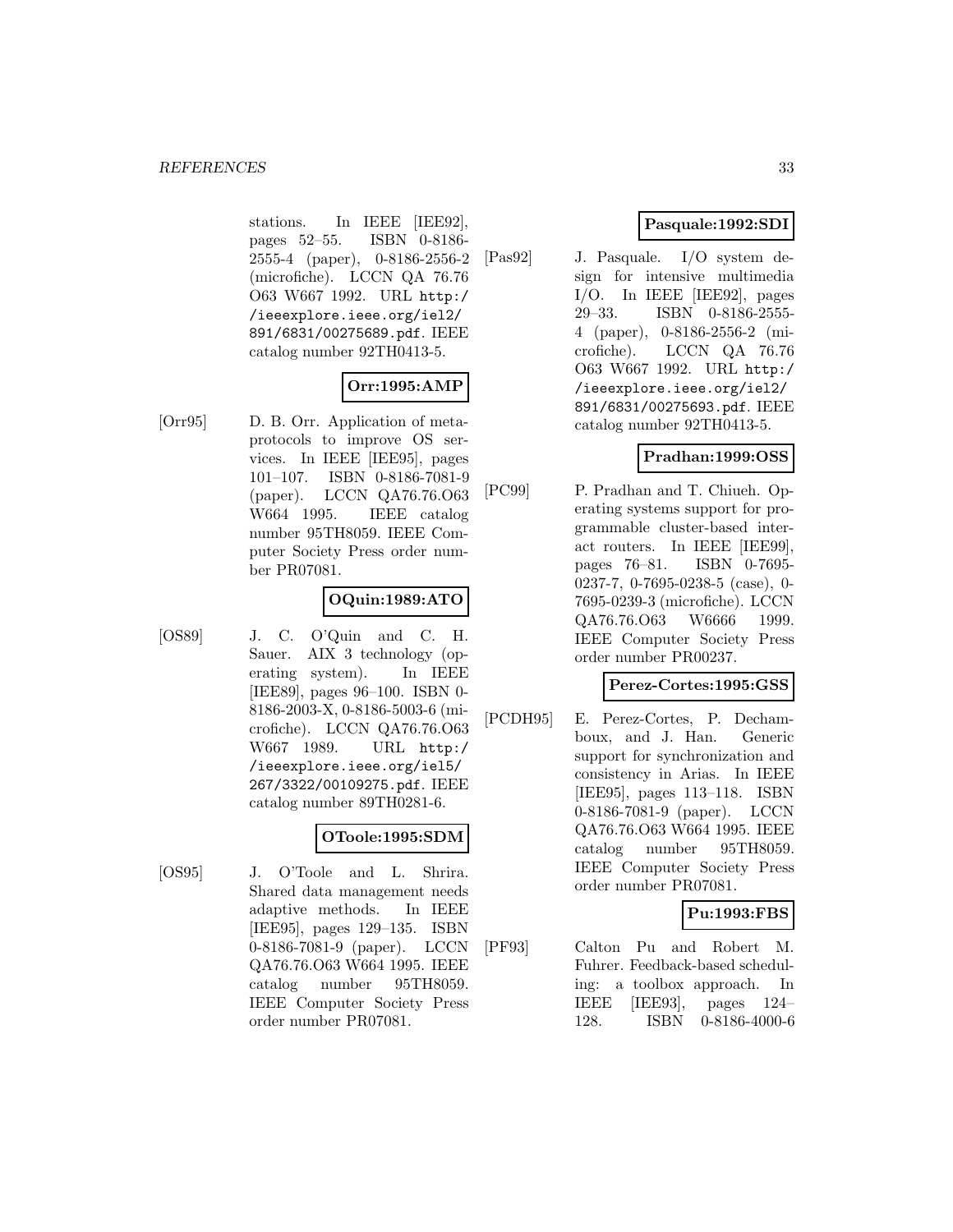stations. In IEEE [IEE92], pages 52–55. ISBN 0-8186-2555-4 (paper), 0-8186-2556-2 (microfiche). LCCN QA 76.76 O63 W667 1992. URL http://ieeexplore.ieee.org/iel2/891/6831/00275689.pdf. IEEE catalog number 92TH0413-5.

**Orr:1995:AMP**

[Orr95] D. B. Orr. Application of meta-protocols to improve OS services. In IEEE [IEE95], pages 101–107. ISBN 0-8186-7081-9 (paper). LCCN QA76.76.O63 W664 1995. IEEE catalog number 95TH8059. IEEE Computer Society Press order number PR07081.

**OQuin:1989:ATO**

[OS89] J. C. O'Quin and C. H. Sauer. AIX 3 technology (operating system). In IEEE [IEE89], pages 96–100. ISBN 0-8186-2003-X, 0-8186-5003-6 (microfiche). LCCN QA76.76.O63 W667 1989. URL http://ieeexplore.ieee.org/iel5/267/3322/00109275.pdf. IEEE catalog number 89TH0281-6.

**OToole:1995:SDM**

[OS95] J. O'Toole and L. Shrira. Shared data management needs adaptive methods. In IEEE [IEE95], pages 129–135. ISBN 0-8186-7081-9 (paper). LCCN QA76.76.O63 W664 1995. IEEE catalog number 95TH8059. IEEE Computer Society Press order number PR07081.

**Pasquale:1992:SDI**

[Pas92] J. Pasquale. I/O system design for intensive multimedia I/O. In IEEE [IEE92], pages 29–33. ISBN 0-8186-2555-4 (paper), 0-8186-2556-2 (microfiche). LCCN QA 76.76 O63 W667 1992. URL http://ieeexplore.ieee.org/iel2/891/6831/00275693.pdf. IEEE catalog number 92TH0413-5.

**Pradhan:1999:OSS**

[PC99] P. Pradhan and T. Chiueh. Operating systems support for programmable cluster-based interact routers. In IEEE [IEE99], pages 76–81. ISBN 0-7695-0237-7, 0-7695-0238-5 (case), 0-7695-0239-3 (microfiche). LCCN QA76.76.O63 W6666 1999. IEEE Computer Society Press order number PR00237.

**Perez-Cortes:1995:GSS**

[PCDH95] E. Perez-Cortes, P. Dechamboux, and J. Han. Generic support for synchronization and consistency in Arias. In IEEE [IEE95], pages 113–118. ISBN 0-8186-7081-9 (paper). LCCN QA76.76.O63 W664 1995. IEEE catalog number 95TH8059. IEEE Computer Society Press order number PR07081.

**Pu:1993:FBS**

[PF93] Calton Pu and Robert M. Fuhrer. Feedback-based scheduling: a toolbox approach. In IEEE [IEE93], pages 124–128. ISBN 0-8186-4000-6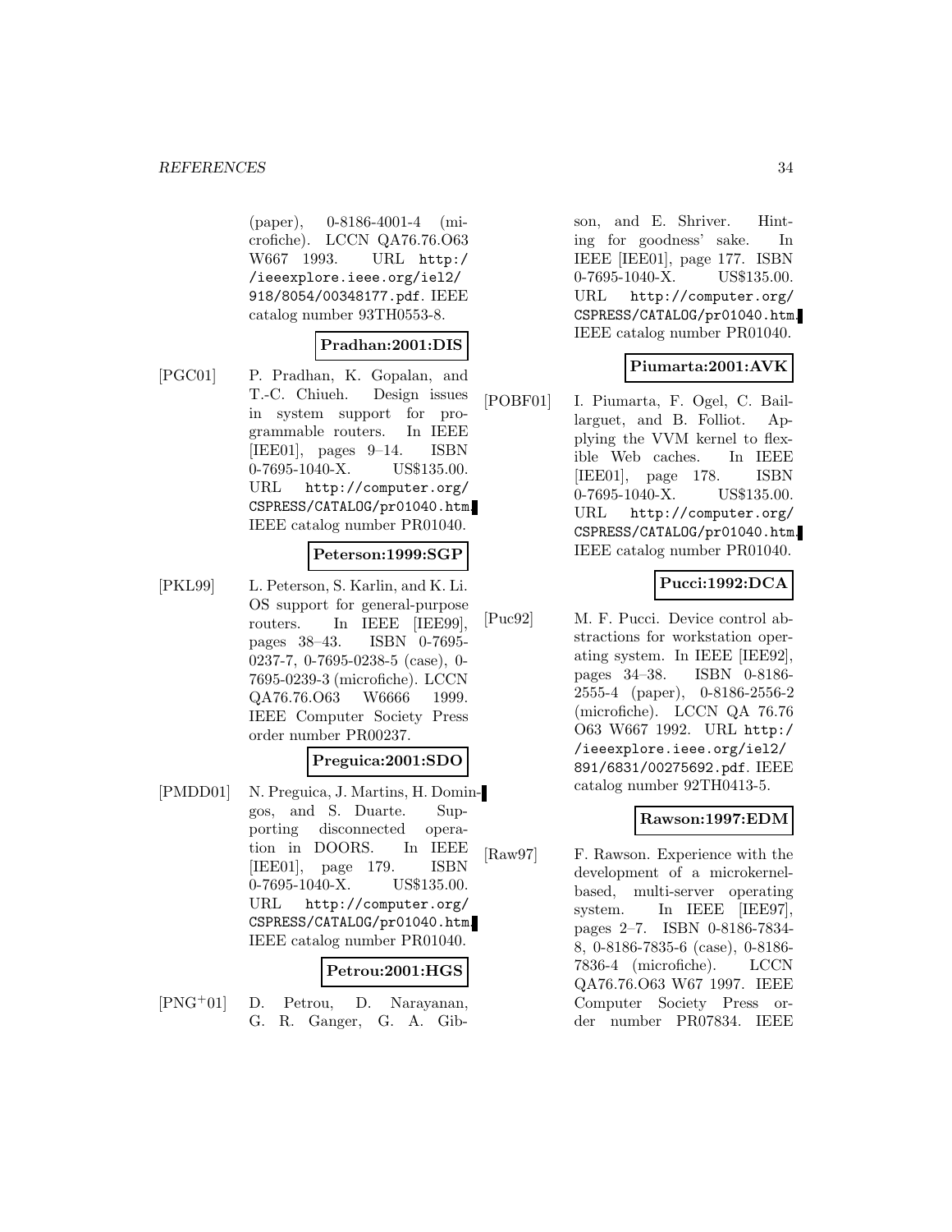(paper), 0-8186-4001-4 (microfiche). LCCN QA76.76.O63 W667 1993. URL http://ieeexplore.ieee.org/iel2/918/8054/00348177.pdf. IEEE catalog number 93TH0553-8.

**Pradhan:2001:DIS**

[PGC01] P. Pradhan, K. Gopalan, and T.-C. Chiueh. Design issues in system support for programmable routers. In IEEE [IEE01], pages 9–14. ISBN 0-7695-1040-X. US$135.00. URL http://computer.org/CSPRESS/CATALOG/pr01040.htm. IEEE catalog number PR01040.

**Peterson:1999:SGP**

[PKL99] L. Peterson, S. Karlin, and K. Li. OS support for general-purpose routers. In IEEE [IEE99], pages 38–43. ISBN 0-7695-0237-7, 0-7695-0238-5 (case), 0-7695-0239-3 (microfiche). LCCN QA76.76.O63 W6666 1999. IEEE Computer Society Press order number PR00237.

**Preguica:2001:SDO**

[PMDD01] N. Preguica, J. Martins, H. Domingos, and S. Duarte. Supporting disconnected operation in DOORS. In IEEE [IEE01], page 179. ISBN 0-7695-1040-X. US$135.00. URL http://computer.org/CSPRESS/CATALOG/pr01040.htm. IEEE catalog number PR01040.

**Petrou:2001:HGS**

[PNG+01] D. Petrou, D. Narayanan, G. R. Ganger, G. A. Gibson, and E. Shriver. Hinting for goodness' sake. In IEEE [IEE01], page 177. ISBN 0-7695-1040-X. US$135.00. URL http://computer.org/CSPRESS/CATALOG/pr01040.htm. IEEE catalog number PR01040.

**Piumarta:2001:AVK**

[POBF01] I. Piumarta, F. Ogel, C. Baillarguet, and B. Folliot. Applying the VVM kernel to flexible Web caches. In IEEE [IEE01], page 178. ISBN 0-7695-1040-X. US$135.00. URL http://computer.org/CSPRESS/CATALOG/pr01040.htm. IEEE catalog number PR01040.

**Pucci:1992:DCA**

[Puc92] M. F. Pucci. Device control abstractions for workstation operating system. In IEEE [IEE92], pages 34–38. ISBN 0-8186-2555-4 (paper), 0-8186-2556-2 (microfiche). LCCN QA 76.76 O63 W667 1992. URL http://ieeexplore.ieee.org/iel2/891/6831/00275692.pdf. IEEE catalog number 92TH0413-5.

**Rawson:1997:EDM**

[Raw97] F. Rawson. Experience with the development of a microkernel-based, multi-server operating system. In IEEE [IEE97], pages 2–7. ISBN 0-8186-7834-8, 0-8186-7835-6 (case), 0-8186-7836-4 (microfiche). LCCN QA76.76.O63 W67 1997. IEEE Computer Society Press order number PR07834. IEEE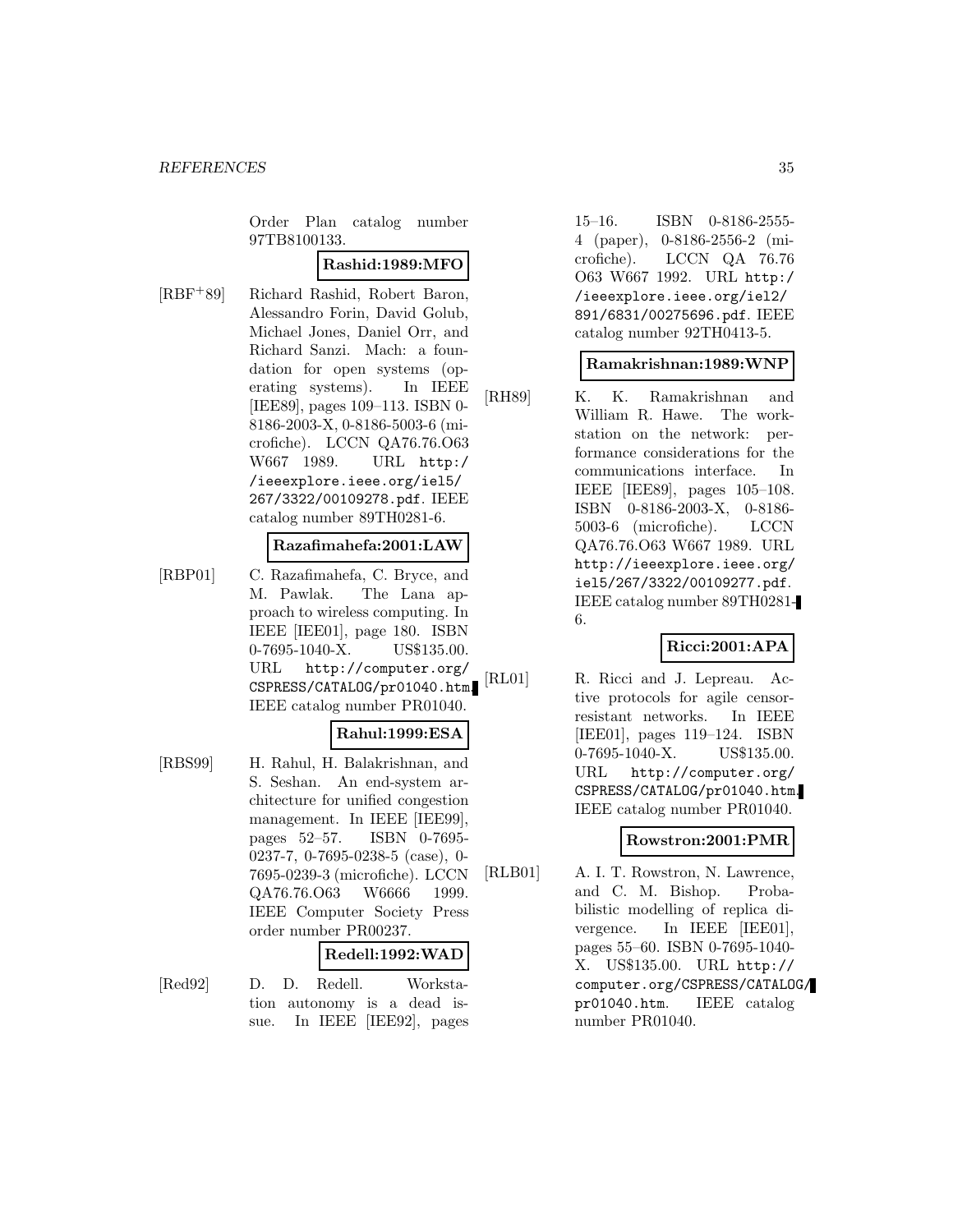Order Plan catalog number 97TB8100133.

**Rashid:1989:MFO**

[RBF+89] Richard Rashid, Robert Baron, Alessandro Forin, David Golub, Michael Jones, Daniel Orr, and Richard Sanzi. Mach: a foundation for open systems (operating systems). In IEEE [IEE89], pages 109–113. ISBN 0-8186-2003-X, 0-8186-5003-6 (microfiche). LCCN QA76.76.O63 W667 1989. URL http://ieeexplore.ieee.org/iel5/267/3322/00109278.pdf. IEEE catalog number 89TH0281-6.

**Razafimahefa:2001:LAW**

[RBP01] C. Razafimahefa, C. Bryce, and M. Pawlak. The Lana approach to wireless computing. In IEEE [IEE01], page 180. ISBN 0-7695-1040-X. US$135.00. URL http://computer.org/CSPRESS/CATALOG/pr01040.htm. IEEE catalog number PR01040.

**Rahul:1999:ESA**

[RBS99] H. Rahul, H. Balakrishnan, and S. Seshan. An end-system architecture for unified congestion management. In IEEE [IEE99], pages 52–57. ISBN 0-7695-0237-7, 0-7695-0238-5 (case), 0-7695-0239-3 (microfiche). LCCN QA76.76.O63 W6666 1999. IEEE Computer Society Press order number PR00237.

**Redell:1992:WAD**

[Red92] D. D. Redell. Workstation autonomy is a dead issue. In IEEE [IEE92], pages 15–16. ISBN 0-8186-2555-4 (paper), 0-8186-2556-2 (microfiche). LCCN QA 76.76 O63 W667 1992. URL http://ieeexplore.ieee.org/iel2/891/6831/00275696.pdf. IEEE catalog number 92TH0413-5.

**Ramakrishnan:1989:WNP**

[RH89] K. K. Ramakrishnan and William R. Hawe. The workstation on the network: performance considerations for the communications interface. In IEEE [IEE89], pages 105–108. ISBN 0-8186-2003-X, 0-8186-5003-6 (microfiche). LCCN QA76.76.O63 W667 1989. URL http://ieeexplore.ieee.org/iel5/267/3322/00109277.pdf. IEEE catalog number 89TH0281-6.

**Ricci:2001:APA**

[RL01] R. Ricci and J. Lepreau. Active protocols for agile censor-resistant networks. In IEEE [IEE01], pages 119–124. ISBN 0-7695-1040-X. US$135.00. URL http://computer.org/CSPRESS/CATALOG/pr01040.htm. IEEE catalog number PR01040.

**Rowstron:2001:PMR**

[RLB01] A. I. T. Rowstron, N. Lawrence, and C. M. Bishop. Probabilistic modelling of replica divergence. In IEEE [IEE01], pages 55–60. ISBN 0-7695-1040-X. US$135.00. URL http://computer.org/CSPRESS/CATALOG/pr01040.htm. IEEE catalog number PR01040.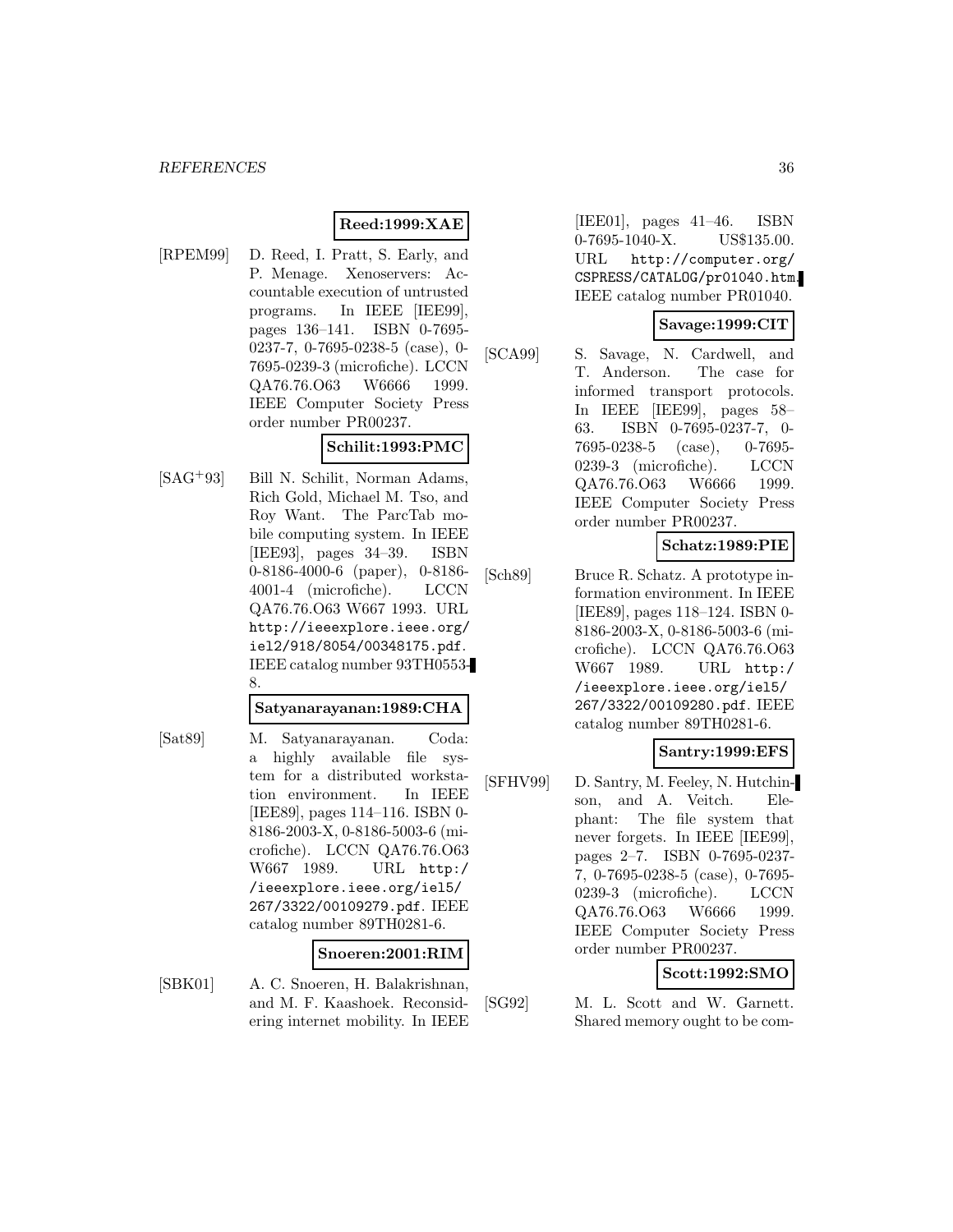**Reed:1999:XAE**

[RPEM99] D. Reed, I. Pratt, S. Early, and P. Menage. Xenoservers: Accountable execution of untrusted programs. In IEEE [IEE99], pages 136–141. ISBN 0-7695-0237-7, 0-7695-0238-5 (case), 0-7695-0239-3 (microfiche). LCCN QA76.76.O63 W6666 1999. IEEE Computer Society Press order number PR00237.

**Schilit:1993:PMC**

[SAG+93] Bill N. Schilit, Norman Adams, Rich Gold, Michael M. Tso, and Roy Want. The ParcTab mobile computing system. In IEEE [IEE93], pages 34–39. ISBN 0-8186-4000-6 (paper), 0-8186-4001-4 (microfiche). LCCN QA76.76.O63 W667 1993. URL http://ieeexplore.ieee.org/iel2/918/8054/00348175.pdf. IEEE catalog number 93TH0553-8.

**Satyanarayanan:1989:CHA**

[Sat89] M. Satyanarayanan. Coda: a highly available file system for a distributed workstation environment. In IEEE [IEE89], pages 114–116. ISBN 0-8186-2003-X, 0-8186-5003-6 (microfiche). LCCN QA76.76.O63 W667 1989. URL http://ieeexplore.ieee.org/iel5/267/3322/00109279.pdf. IEEE catalog number 89TH0281-6.

**Snoeren:2001:RIM**

[SBK01] A. C. Snoeren, H. Balakrishnan, and M. F. Kaashoek. Reconsidering internet mobility. In IEEE [IEE01], pages 41–46. ISBN 0-7695-1040-X. US$135.00. URL http://computer.org/CSPRESS/CATALOG/pr01040.htm. IEEE catalog number PR01040.

**Savage:1999:CIT**

[SCA99] S. Savage, N. Cardwell, and T. Anderson. The case for informed transport protocols. In IEEE [IEE99], pages 58–63. ISBN 0-7695-0237-7, 0-7695-0238-5 (case), 0-7695-0239-3 (microfiche). LCCN QA76.76.O63 W6666 1999. IEEE Computer Society Press order number PR00237.

**Schatz:1989:PIE**

[Sch89] Bruce R. Schatz. A prototype information environment. In IEEE [IEE89], pages 118–124. ISBN 0-8186-2003-X, 0-8186-5003-6 (microfiche). LCCN QA76.76.O63 W667 1989. URL http://ieeexplore.ieee.org/iel5/267/3322/00109280.pdf. IEEE catalog number 89TH0281-6.

**Santry:1999:EFS**

[SFHV99] D. Santry, M. Feeley, N. Hutchinson, and A. Veitch. Elephant: The file system that never forgets. In IEEE [IEE99], pages 2–7. ISBN 0-7695-0237-7, 0-7695-0238-5 (case), 0-7695-0239-3 (microfiche). LCCN QA76.76.O63 W6666 1999. IEEE Computer Society Press order number PR00237.

**Scott:1992:SMO**

[SG92] M. L. Scott and W. Garnett. Shared memory ought to be com-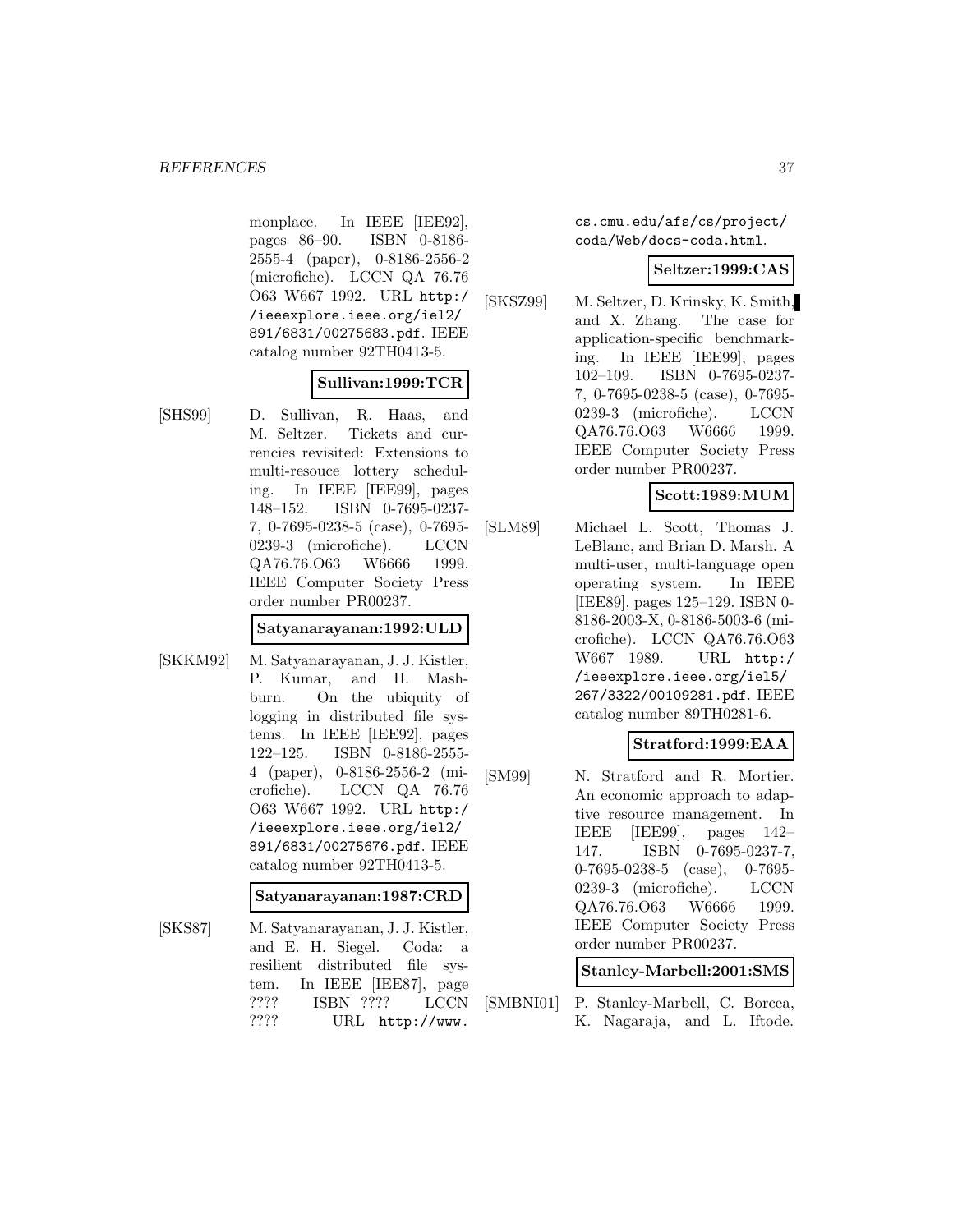monplace. In IEEE [IEE92], pages 86–90. ISBN 0-8186-2555-4 (paper), 0-8186-2556-2 (microfiche). LCCN QA 76.76 O63 W667 1992. URL http://ieeexplore.ieee.org/iel2/891/6831/00275683.pdf. IEEE catalog number 92TH0413-5.

**Sullivan:1999:TCR**

[SHS99] D. Sullivan, R. Haas, and M. Seltzer. Tickets and currencies revisited: Extensions to multi-resouce lottery scheduling. In IEEE [IEE99], pages 148–152. ISBN 0-7695-0237-7, 0-7695-0238-5 (case), 0-7695-0239-3 (microfiche). LCCN QA76.76.O63 W6666 1999. IEEE Computer Society Press order number PR00237.

**Satyanarayanan:1992:ULD**

[SKKM92] M. Satyanarayanan, J. J. Kistler, P. Kumar, and H. Mashburn. On the ubiquity of logging in distributed file systems. In IEEE [IEE92], pages 122–125. ISBN 0-8186-2555-4 (paper), 0-8186-2556-2 (microfiche). LCCN QA 76.76 O63 W667 1992. URL http://ieeexplore.ieee.org/iel2/891/6831/00275676.pdf. IEEE catalog number 92TH0413-5.

**Satyanarayanan:1987:CRD**

[SKS87] M. Satyanarayanan, J. J. Kistler, and E. H. Siegel. Coda: a resilient distributed file system. In IEEE [IEE87], page ???? ISBN ???? LCCN ???? URL http://www.cs.cmu.edu/afs/cs/project/coda/Web/docs-coda.html.

**Seltzer:1999:CAS**

[SKSZ99] M. Seltzer, D. Krinsky, K. Smith, and X. Zhang. The case for application-specific benchmarking. In IEEE [IEE99], pages 102–109. ISBN 0-7695-0237-7, 0-7695-0238-5 (case), 0-7695-0239-3 (microfiche). LCCN QA76.76.O63 W6666 1999. IEEE Computer Society Press order number PR00237.

**Scott:1989:MUM**

[SLM89] Michael L. Scott, Thomas J. LeBlanc, and Brian D. Marsh. A multi-user, multi-language open operating system. In IEEE [IEE89], pages 125–129. ISBN 0-8186-2003-X, 0-8186-5003-6 (microfiche). LCCN QA76.76.O63 W667 1989. URL http://ieeexplore.ieee.org/iel5/267/3322/00109281.pdf. IEEE catalog number 89TH0281-6.

**Stratford:1999:EAA**

[SM99] N. Stratford and R. Mortier. An economic approach to adaptive resource management. In IEEE [IEE99], pages 142–147. ISBN 0-7695-0237-7, 0-7695-0238-5 (case), 0-7695-0239-3 (microfiche). LCCN QA76.76.O63 W6666 1999. IEEE Computer Society Press order number PR00237.

**Stanley-Marbell:2001:SMS**

[SMBNI01] P. Stanley-Marbell, C. Borcea, K. Nagaraja, and L. Iftode.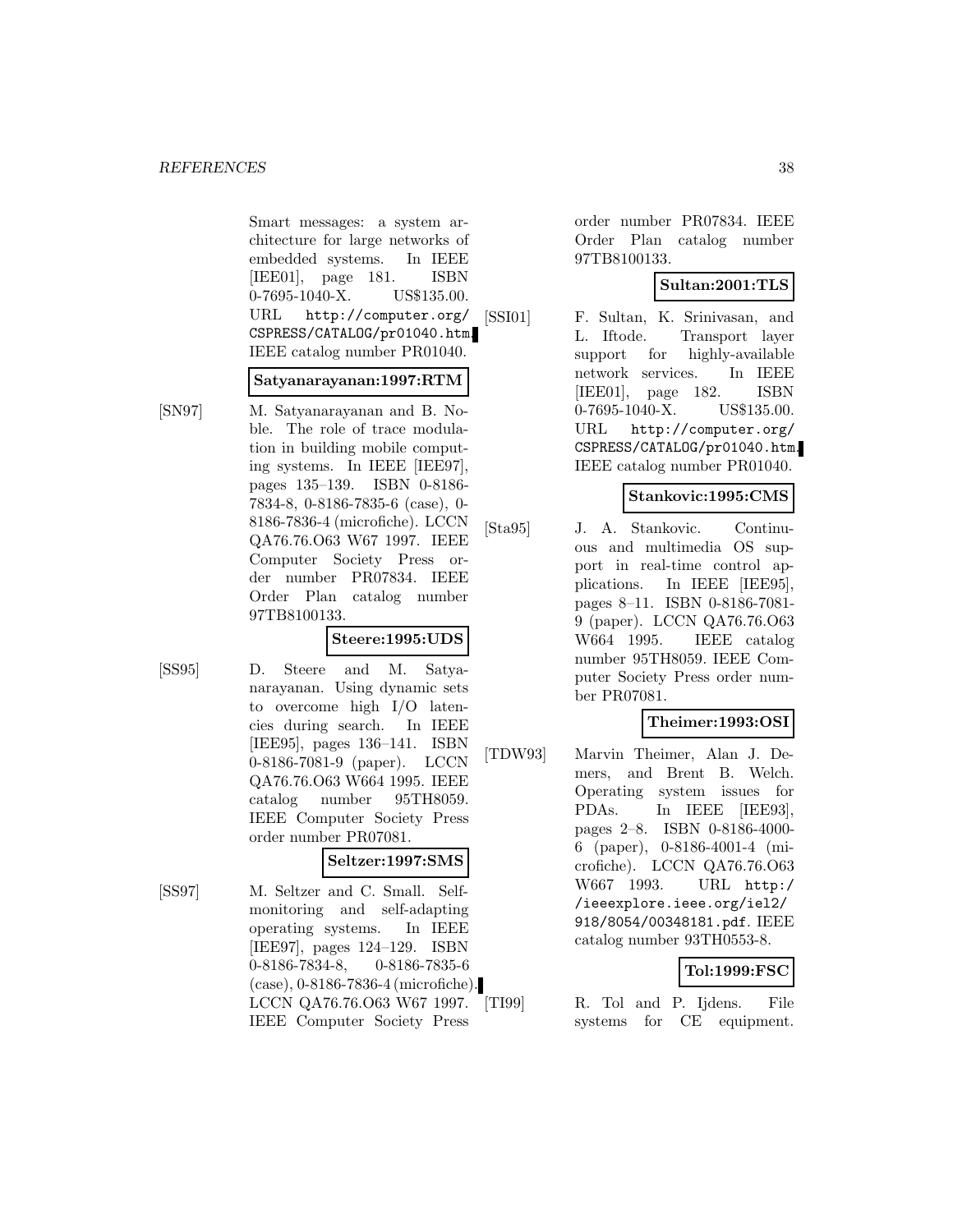Smart messages: a system architecture for large networks of embedded systems. In IEEE [IEE01], page 181. ISBN 0-7695-1040-X. US$135.00. URL http://computer.org/CSPRESS/CATALOG/pr01040.htm. IEEE catalog number PR01040.

**Satyanarayanan:1997:RTM**

[SN97] M. Satyanarayanan and B. Noble. The role of trace modulation in building mobile computing systems. In IEEE [IEE97], pages 135–139. ISBN 0-8186-7834-8, 0-8186-7835-6 (case), 0-8186-7836-4 (microfiche). LCCN QA76.76.O63 W67 1997. IEEE Computer Society Press order number PR07834. IEEE Order Plan catalog number 97TB8100133.

**Steere:1995:UDS**

[SS95] D. Steere and M. Satyanarayanan. Using dynamic sets to overcome high I/O latencies during search. In IEEE [IEE95], pages 136–141. ISBN 0-8186-7081-9 (paper). LCCN QA76.76.O63 W664 1995. IEEE catalog number 95TH8059. IEEE Computer Society Press order number PR07081.

**Seltzer:1997:SMS**

[SS97] M. Seltzer and C. Small. Self-monitoring and self-adapting operating systems. In IEEE [IEE97], pages 124–129. ISBN 0-8186-7834-8, 0-8186-7835-6 (case), 0-8186-7836-4 (microfiche). LCCN QA76.76.O63 W67 1997. IEEE Computer Society Press order number PR07834. IEEE Order Plan catalog number 97TB8100133.

**Sultan:2001:TLS**

[SSI01] F. Sultan, K. Srinivasan, and L. Iftode. Transport layer support for highly-available network services. In IEEE [IEE01], page 182. ISBN 0-7695-1040-X. US$135.00. URL http://computer.org/CSPRESS/CATALOG/pr01040.htm. IEEE catalog number PR01040.

**Stankovic:1995:CMS**

[Sta95] J. A. Stankovic. Continuous and multimedia OS support in real-time control applications. In IEEE [IEE95], pages 8–11. ISBN 0-8186-7081-9 (paper). LCCN QA76.76.O63 W664 1995. IEEE catalog number 95TH8059. IEEE Computer Society Press order number PR07081.

**Theimer:1993:OSI**

[TDW93] Marvin Theimer, Alan J. Demers, and Brent B. Welch. Operating system issues for PDAs. In IEEE [IEE93], pages 2–8. ISBN 0-8186-4000-6 (paper), 0-8186-4001-4 (microfiche). LCCN QA76.76.O63 W667 1993. URL http://ieeexplore.ieee.org/iel2/918/8054/00348181.pdf. IEEE catalog number 93TH0553-8.

**Tol:1999:FSC**

[TI99] R. Tol and P. Ijdens. File systems for CE equipment.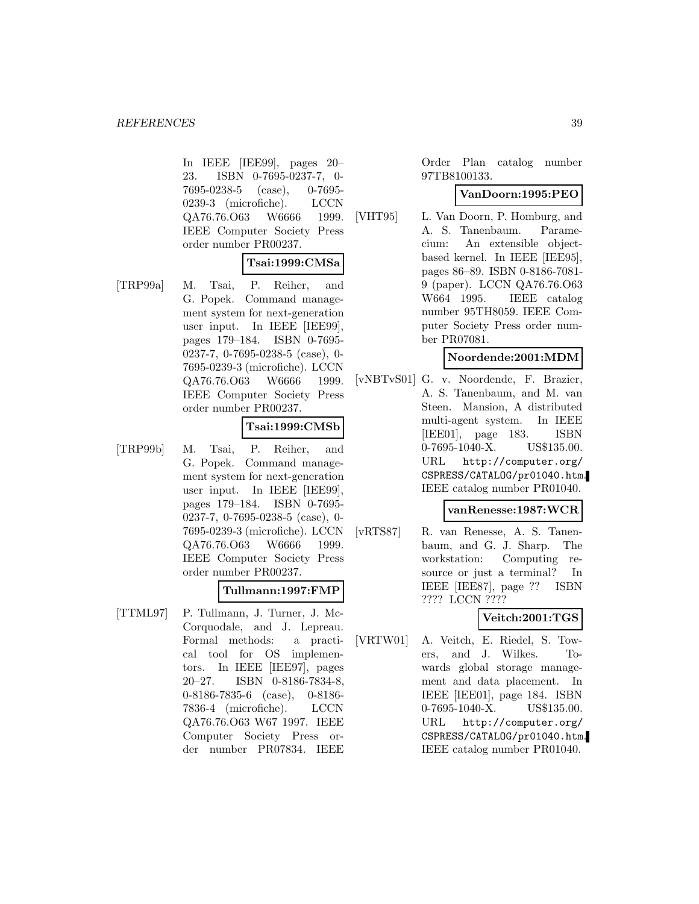In IEEE [IEE99], pages 20–23. ISBN 0-7695-0237-7, 0-7695-0238-5 (case), 0-7695-0239-3 (microfiche). LCCN QA76.76.O63 W6666 1999. IEEE Computer Society Press order number PR00237.

**Tsai:1999:CMSa**

[TRP99a] M. Tsai, P. Reiher, and G. Popek. Command management system for next-generation user input. In IEEE [IEE99], pages 179–184. ISBN 0-7695-0237-7, 0-7695-0238-5 (case), 0-7695-0239-3 (microfiche). LCCN QA76.76.O63 W6666 1999. IEEE Computer Society Press order number PR00237.

**Tsai:1999:CMSb**

[TRP99b] M. Tsai, P. Reiher, and G. Popek. Command management system for next-generation user input. In IEEE [IEE99], pages 179–184. ISBN 0-7695-0237-7, 0-7695-0238-5 (case), 0-7695-0239-3 (microfiche). LCCN QA76.76.O63 W6666 1999. IEEE Computer Society Press order number PR00237.

**Tullmann:1997:FMP**

[TTML97] P. Tullmann, J. Turner, J. McCorquodale, and J. Lepreau. Formal methods: a practical tool for OS implementors. In IEEE [IEE97], pages 20–27. ISBN 0-8186-7834-8, 0-8186-7835-6 (case), 0-8186-7836-4 (microfiche). LCCN QA76.76.O63 W67 1997. IEEE Computer Society Press order number PR07834. IEEE Order Plan catalog number 97TB8100133.

**VanDoorn:1995:PEO**

[VHT95] L. Van Doorn, P. Homburg, and A. S. Tanenbaum. Paramecium: An extensible object-based kernel. In IEEE [IEE95], pages 86–89. ISBN 0-8186-7081-9 (paper). LCCN QA76.76.O63 W664 1995. IEEE catalog number 95TH8059. IEEE Computer Society Press order number PR07081.

**Noordende:2001:MDM**

[vNBTvS01] G. v. Noordende, F. Brazier, A. S. Tanenbaum, and M. van Steen. Mansion, A distributed multi-agent system. In IEEE [IEE01], page 183. ISBN 0-7695-1040-X. US$135.00. URL `http://computer.org/CSPRESS/CATALOG/pr01040.htm`. IEEE catalog number PR01040.

**vanRenesse:1987:WCR**

[vRTS87] R. van Renesse, A. S. Tanenbaum, and G. J. Sharp. The workstation: Computing resource or just a terminal? In IEEE [IEE87], page ?? ISBN ???? LCCN ????

**Veitch:2001:TGS**

[VRTW01] A. Veitch, E. Riedel, S. Towers, and J. Wilkes. Towards global storage management and data placement. In IEEE [IEE01], page 184. ISBN 0-7695-1040-X. US$135.00. URL `http://computer.org/CSPRESS/CATALOG/pr01040.htm`. IEEE catalog number PR01040.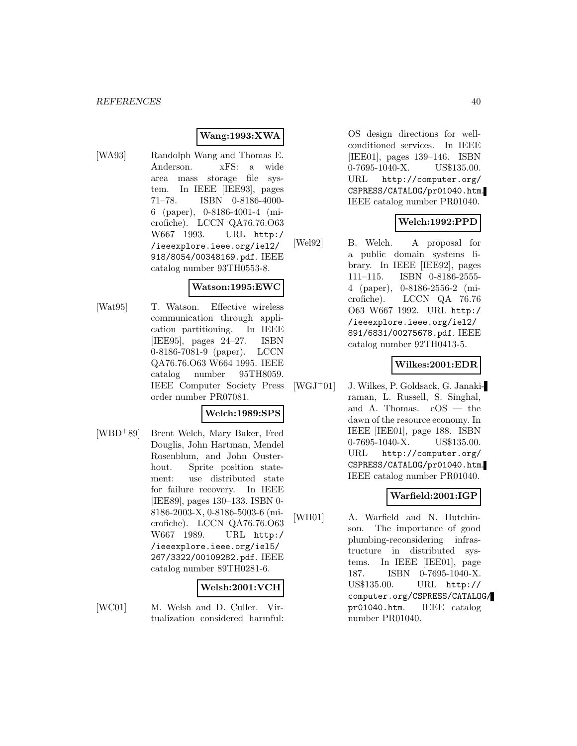**Wang:1993:XWA**

[WA93] Randolph Wang and Thomas E. Anderson. xFS: a wide area mass storage file system. In IEEE [IEE93], pages 71–78. ISBN 0-8186-4000-6 (paper), 0-8186-4001-4 (microfiche). LCCN QA76.76.O63 W667 1993. URL `http://ieeexplore.ieee.org/iel2/918/8054/00348169.pdf`. IEEE catalog number 93TH0553-8.

**Watson:1995:EWC**

[Wat95] T. Watson. Effective wireless communication through application partitioning. In IEEE [IEE95], pages 24–27. ISBN 0-8186-7081-9 (paper). LCCN QA76.76.O63 W664 1995. IEEE catalog number 95TH8059. IEEE Computer Society Press order number PR07081.

**Welch:1989:SPS**

[WBD+89] Brent Welch, Mary Baker, Fred Douglis, John Hartman, Mendel Rosenblum, and John Ousterhout. Sprite position statement: use distributed state for failure recovery. In IEEE [IEE89], pages 130–133. ISBN 0-8186-2003-X, 0-8186-5003-6 (microfiche). LCCN QA76.76.O63 W667 1989. URL `http://ieeexplore.ieee.org/iel5/267/3322/00109282.pdf`. IEEE catalog number 89TH0281-6.

**Welsh:2001:VCH**

[WC01] M. Welsh and D. Culler. Virtualization considered harmful: OS design directions for well-conditioned services. In IEEE [IEE01], pages 139–146. ISBN 0-7695-1040-X. US$135.00. URL `http://computer.org/CSPRESS/CATALOG/pr01040.htm`. IEEE catalog number PR01040.

**Welch:1992:PPD**

[Wel92] B. Welch. A proposal for a public domain systems library. In IEEE [IEE92], pages 111–115. ISBN 0-8186-2555-4 (paper), 0-8186-2556-2 (microfiche). LCCN QA 76.76 O63 W667 1992. URL `http://ieeexplore.ieee.org/iel2/891/6831/00275678.pdf`. IEEE catalog number 92TH0413-5.

**Wilkes:2001:EDR**

[WGJ+01] J. Wilkes, P. Goldsack, G. Janakiraman, L. Russell, S. Singhal, and A. Thomas. eOS — the dawn of the resource economy. In IEEE [IEE01], page 188. ISBN 0-7695-1040-X. US$135.00. URL `http://computer.org/CSPRESS/CATALOG/pr01040.htm`. IEEE catalog number PR01040.

**Warfield:2001:IGP**

[WH01] A. Warfield and N. Hutchinson. The importance of good plumbing-reconsidering infrastructure in distributed systems. In IEEE [IEE01], page 187. ISBN 0-7695-1040-X. US$135.00. URL `http://computer.org/CSPRESS/CATALOG/pr01040.htm`. IEEE catalog number PR01040.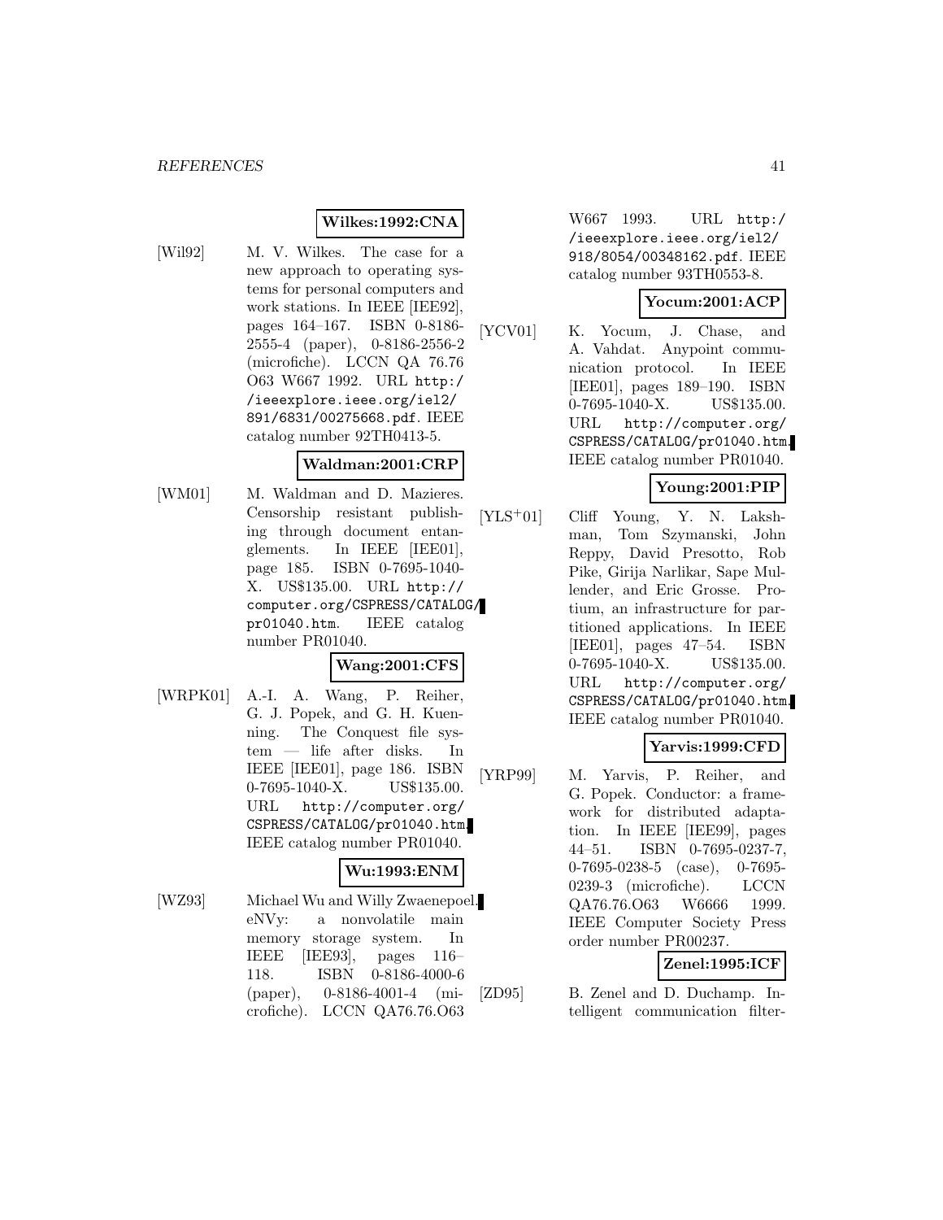**Wilkes:1992:CNA**

[Wil92] M. V. Wilkes. The case for a new approach to operating systems for personal computers and work stations. In IEEE [IEE92], pages 164–167. ISBN 0-8186-2555-4 (paper), 0-8186-2556-2 (microfiche). LCCN QA 76.76 O63 W667 1992. URL http://ieeexplore.ieee.org/iel2/891/6831/00275668.pdf. IEEE catalog number 92TH0413-5.

**Waldman:2001:CRP**

[WM01] M. Waldman and D. Mazieres. Censorship resistant publishing through document entanglements. In IEEE [IEE01], page 185. ISBN 0-7695-1040-X. US$135.00. URL http://computer.org/CSPRESS/CATALOG/pr01040.htm. IEEE catalog number PR01040.

**Wang:2001:CFS**

[WRPK01] A.-I. A. Wang, P. Reiher, G. J. Popek, and G. H. Kuenning. The Conquest file system — life after disks. In IEEE [IEE01], page 186. ISBN 0-7695-1040-X. US$135.00. URL http://computer.org/CSPRESS/CATALOG/pr01040.htm. IEEE catalog number PR01040.

**Wu:1993:ENM**

[WZ93] Michael Wu and Willy Zwaenepoel. eNVy: a nonvolatile main memory storage system. In IEEE [IEE93], pages 116–118. ISBN 0-8186-4000-6 (paper), 0-8186-4001-4 (microfiche). LCCN QA76.76.O63 W667 1993. URL http://ieeexplore.ieee.org/iel2/918/8054/00348162.pdf. IEEE catalog number 93TH0553-8.

**Yocum:2001:ACP**

[YCV01] K. Yocum, J. Chase, and A. Vahdat. Anypoint communication protocol. In IEEE [IEE01], pages 189–190. ISBN 0-7695-1040-X. US$135.00. URL http://computer.org/CSPRESS/CATALOG/pr01040.htm. IEEE catalog number PR01040.

**Young:2001:PIP**

[YLS+01] Cliff Young, Y. N. Lakshman, Tom Szymanski, John Reppy, David Presotto, Rob Pike, Girija Narlikar, Sape Mullender, and Eric Grosse. Protium, an infrastructure for partitioned applications. In IEEE [IEE01], pages 47–54. ISBN 0-7695-1040-X. US$135.00. URL http://computer.org/CSPRESS/CATALOG/pr01040.htm. IEEE catalog number PR01040.

**Yarvis:1999:CFD**

[YRP99] M. Yarvis, P. Reiher, and G. Popek. Conductor: a framework for distributed adaptation. In IEEE [IEE99], pages 44–51. ISBN 0-7695-0237-7, 0-7695-0238-5 (case), 0-7695-0239-3 (microfiche). LCCN QA76.76.O63 W6666 1999. IEEE Computer Society Press order number PR00237.

**Zenel:1995:ICF**

[ZD95] B. Zenel and D. Duchamp. Intelligent communication filter-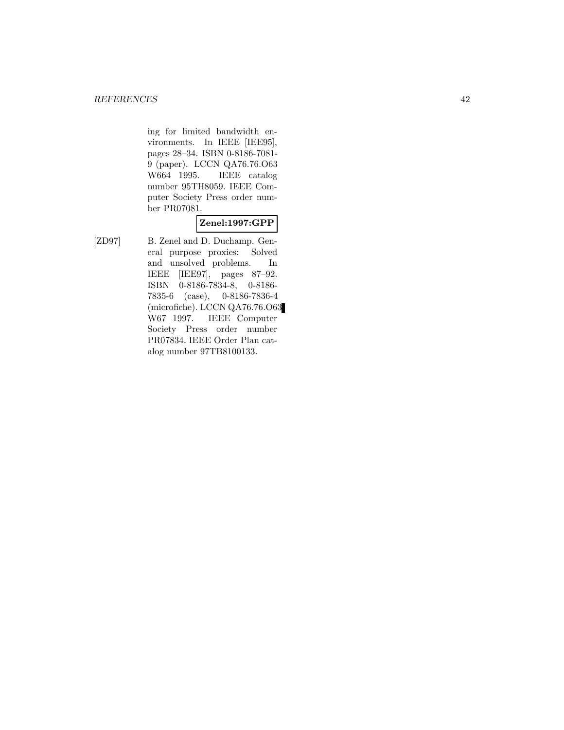ing for limited bandwidth environments. In IEEE [IEE95], pages 28–34. ISBN 0-8186-7081-9 (paper). LCCN QA76.76.O63 W664 1995. IEEE catalog number 95TH8059. IEEE Computer Society Press order number PR07081.

**Zenel:1997:GPP**

[ZD97] B. Zenel and D. Duchamp. General purpose proxies: Solved and unsolved problems. In IEEE [IEE97], pages 87–92. ISBN 0-8186-7834-8, 0-8186-7835-6 (case), 0-8186-7836-4 (microfiche). LCCN QA76.76.O63 W67 1997. IEEE Computer Society Press order number PR07834. IEEE Order Plan catalog number 97TB8100133.